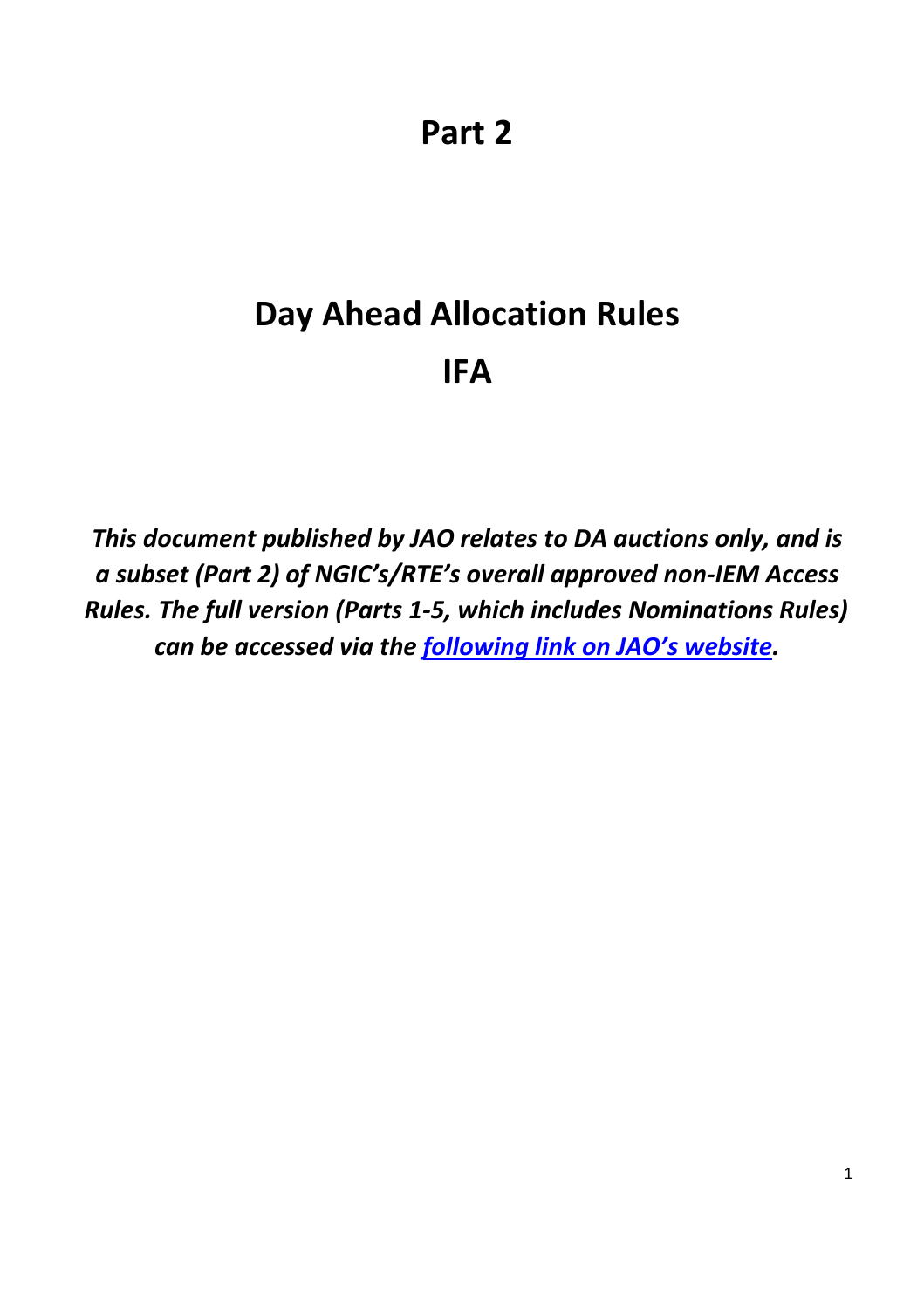# Part 2

# Day Ahead Allocation Rules

# IFA

***This document published by JAO relates to DA auctions only, and is a subset (Part 2) of NGIC's/RTE's overall approved non-IEM Access Rules. The full version (Parts 1-5, which includes Nominations Rules) can be accessed via the [following link on JAO's website](#).***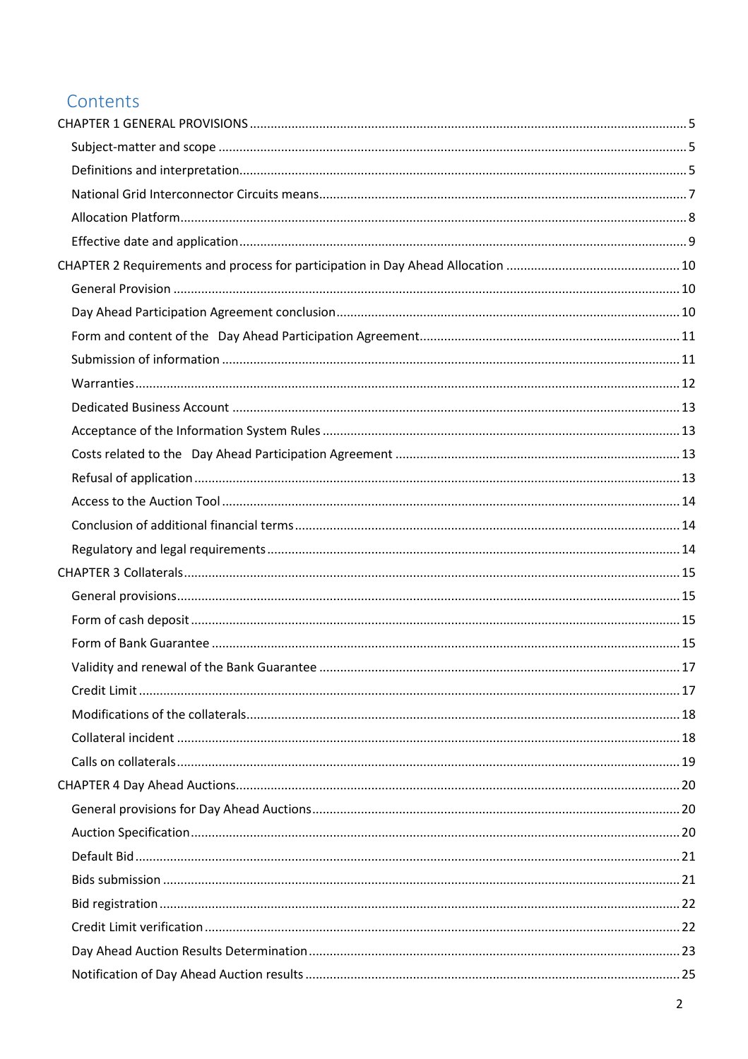# Contents

CHAPTER 1 GENERAL PROVISIONS ............ 5
- Subject-matter and scope ............ 5
- Definitions and interpretation ............ 5
- National Grid Interconnector Circuits means ............ 7
- Allocation Platform ............ 8
- Effective date and application ............ 9

CHAPTER 2 Requirements and process for participation in Day Ahead Allocation ............ 10
- General Provision ............ 10
- Day Ahead Participation Agreement conclusion ............ 10
- Form and content of the Day Ahead Participation Agreement ............ 11
- Submission of information ............ 11
- Warranties ............ 12
- Dedicated Business Account ............ 13
- Acceptance of the Information System Rules ............ 13
- Costs related to the Day Ahead Participation Agreement ............ 13
- Refusal of application ............ 13
- Access to the Auction Tool ............ 14
- Conclusion of additional financial terms ............ 14
- Regulatory and legal requirements ............ 14

CHAPTER 3 Collaterals ............ 15
- General provisions ............ 15
- Form of cash deposit ............ 15
- Form of Bank Guarantee ............ 15
- Validity and renewal of the Bank Guarantee ............ 17
- Credit Limit ............ 17
- Modifications of the collaterals ............ 18
- Collateral incident ............ 18
- Calls on collaterals ............ 19

CHAPTER 4 Day Ahead Auctions ............ 20
- General provisions for Day Ahead Auctions ............ 20
- Auction Specification ............ 20
- Default Bid ............ 21
- Bids submission ............ 21
- Bid registration ............ 22
- Credit Limit verification ............ 22
- Day Ahead Auction Results Determination ............ 23
- Notification of Day Ahead Auction results ............ 25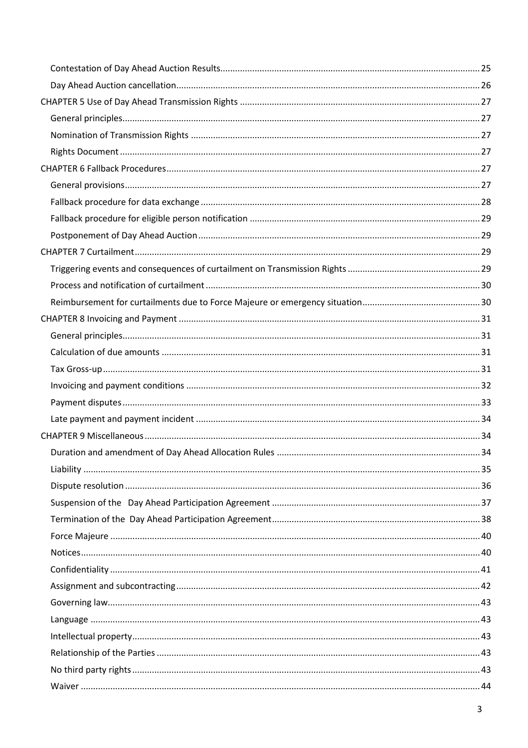Contestation of Day Ahead Auction Results ........................................ 25
Day Ahead Auction cancellation ........................................ 26
CHAPTER 5 Use of Day Ahead Transmission Rights ........................................ 27
General principles ........................................ 27
Nomination of Transmission Rights ........................................ 27
Rights Document ........................................ 27
CHAPTER 6 Fallback Procedures ........................................ 27
General provisions ........................................ 27
Fallback procedure for data exchange ........................................ 28
Fallback procedure for eligible person notification ........................................ 29
Postponement of Day Ahead Auction ........................................ 29
CHAPTER 7 Curtailment ........................................ 29
Triggering events and consequences of curtailment on Transmission Rights ........................................ 29
Process and notification of curtailment ........................................ 30
Reimbursement for curtailments due to Force Majeure or emergency situation ........................................ 30
CHAPTER 8 Invoicing and Payment ........................................ 31
General principles ........................................ 31
Calculation of due amounts ........................................ 31
Tax Gross-up ........................................ 31
Invoicing and payment conditions ........................................ 32
Payment disputes ........................................ 33
Late payment and payment incident ........................................ 34
CHAPTER 9 Miscellaneous ........................................ 34
Duration and amendment of Day Ahead Allocation Rules ........................................ 34
Liability ........................................ 35
Dispute resolution ........................................ 36
Suspension of the Day Ahead Participation Agreement ........................................ 37
Termination of the Day Ahead Participation Agreement ........................................ 38
Force Majeure ........................................ 40
Notices ........................................ 40
Confidentiality ........................................ 41
Assignment and subcontracting ........................................ 42
Governing law ........................................ 43
Language ........................................ 43
Intellectual property ........................................ 43
Relationship of the Parties ........................................ 43
No third party rights ........................................ 43
Waiver ........................................ 44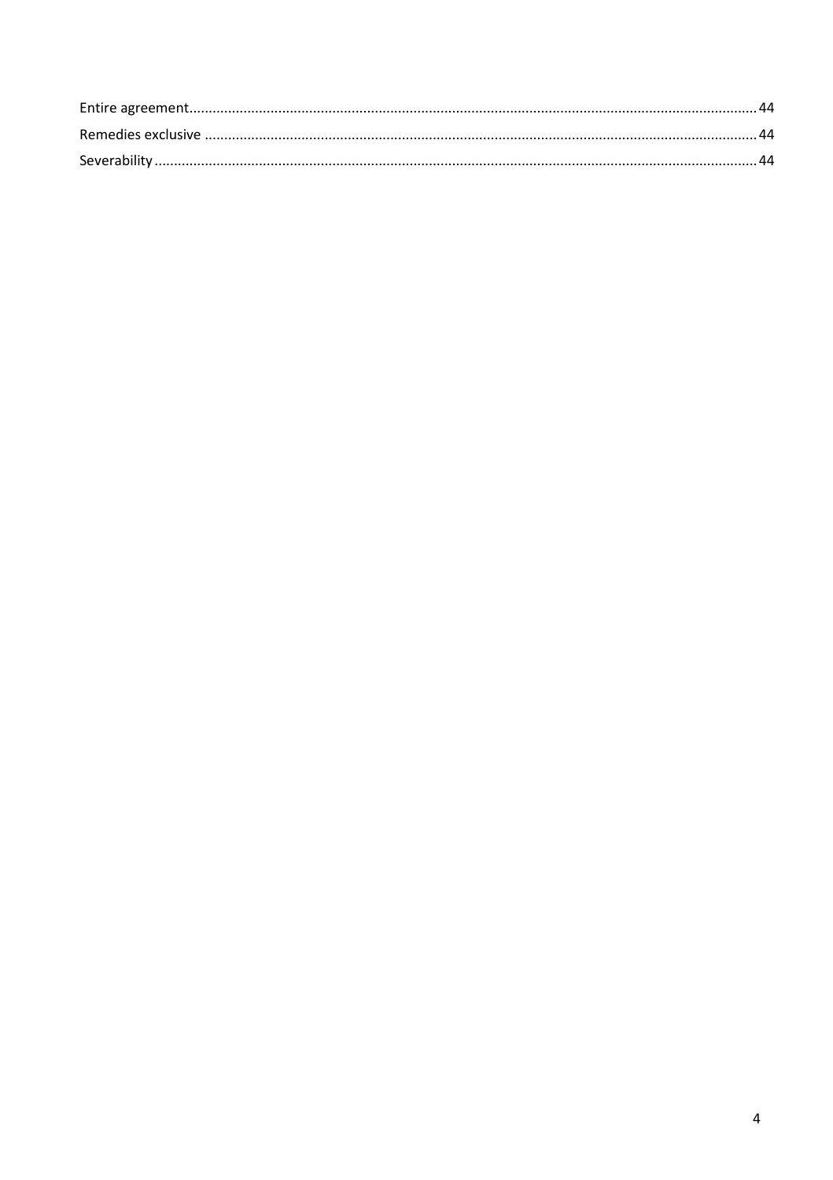Entire agreement ........................................................................................................................................ 44
Remedies exclusive ..................................................................................................................................... 44
Severability .................................................................................................................................................. 44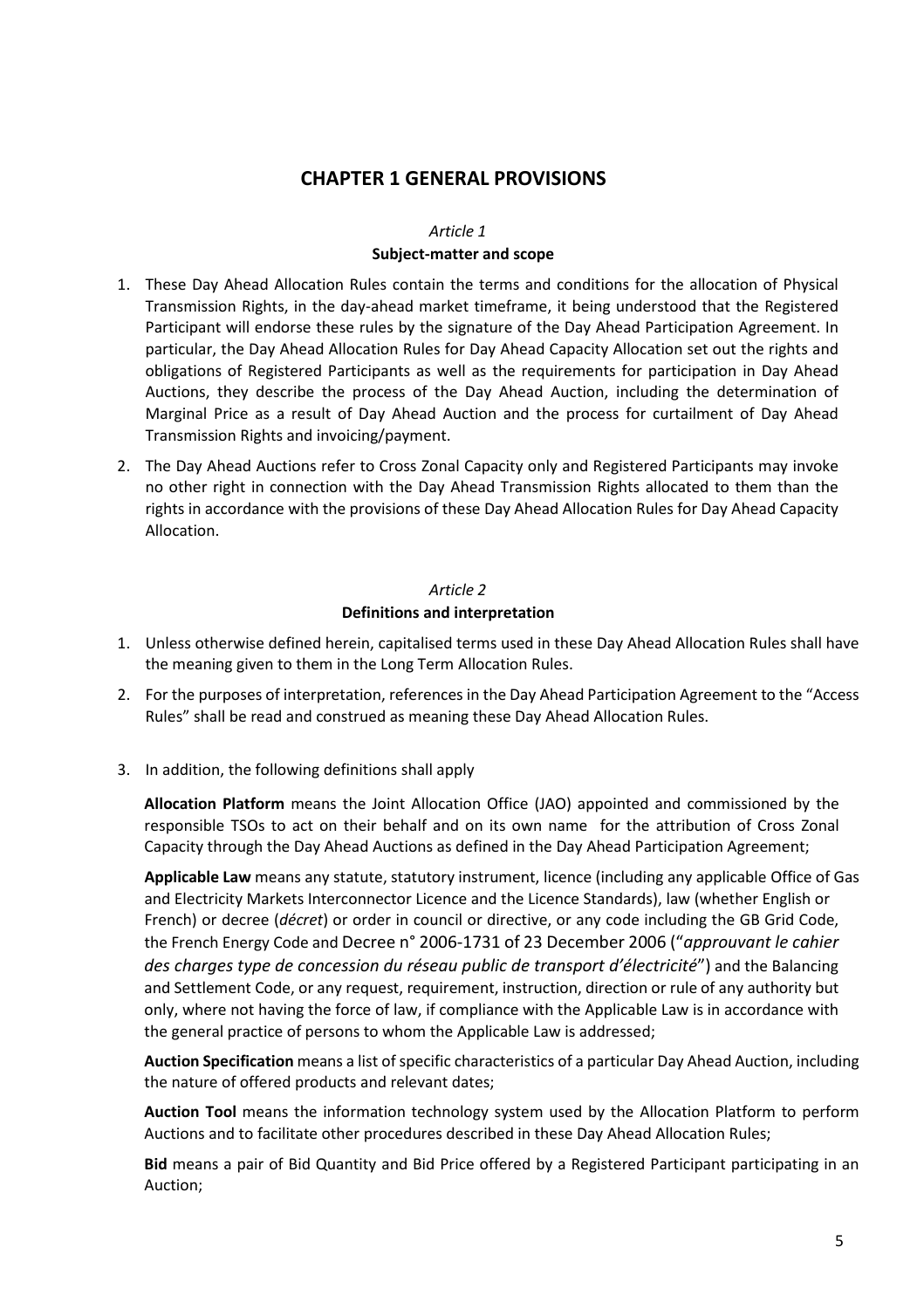# CHAPTER 1 GENERAL PROVISIONS

*Article 1*

**Subject-matter and scope**

1. These Day Ahead Allocation Rules contain the terms and conditions for the allocation of Physical Transmission Rights, in the day-ahead market timeframe, it being understood that the Registered Participant will endorse these rules by the signature of the Day Ahead Participation Agreement. In particular, the Day Ahead Allocation Rules for Day Ahead Capacity Allocation set out the rights and obligations of Registered Participants as well as the requirements for participation in Day Ahead Auctions, they describe the process of the Day Ahead Auction, including the determination of Marginal Price as a result of Day Ahead Auction and the process for curtailment of Day Ahead Transmission Rights and invoicing/payment.
2. The Day Ahead Auctions refer to Cross Zonal Capacity only and Registered Participants may invoke no other right in connection with the Day Ahead Transmission Rights allocated to them than the rights in accordance with the provisions of these Day Ahead Allocation Rules for Day Ahead Capacity Allocation.

*Article 2*

**Definitions and interpretation**

1. Unless otherwise defined herein, capitalised terms used in these Day Ahead Allocation Rules shall have the meaning given to them in the Long Term Allocation Rules.
2. For the purposes of interpretation, references in the Day Ahead Participation Agreement to the "Access Rules" shall be read and construed as meaning these Day Ahead Allocation Rules.
3. In addition, the following definitions shall apply

**Allocation Platform** means the Joint Allocation Office (JAO) appointed and commissioned by the responsible TSOs to act on their behalf and on its own name for the attribution of Cross Zonal Capacity through the Day Ahead Auctions as defined in the Day Ahead Participation Agreement;

**Applicable Law** means any statute, statutory instrument, licence (including any applicable Office of Gas and Electricity Markets Interconnector Licence and the Licence Standards), law (whether English or French) or decree (*décret*) or order in council or directive, or any code including the GB Grid Code, the French Energy Code and Decree n° 2006-1731 of 23 December 2006 ("*approuvant le cahier des charges type de concession du réseau public de transport d'électricité*") and the Balancing and Settlement Code, or any request, requirement, instruction, direction or rule of any authority but only, where not having the force of law, if compliance with the Applicable Law is in accordance with the general practice of persons to whom the Applicable Law is addressed;

**Auction Specification** means a list of specific characteristics of a particular Day Ahead Auction, including the nature of offered products and relevant dates;

**Auction Tool** means the information technology system used by the Allocation Platform to perform Auctions and to facilitate other procedures described in these Day Ahead Allocation Rules;

**Bid** means a pair of Bid Quantity and Bid Price offered by a Registered Participant participating in an Auction;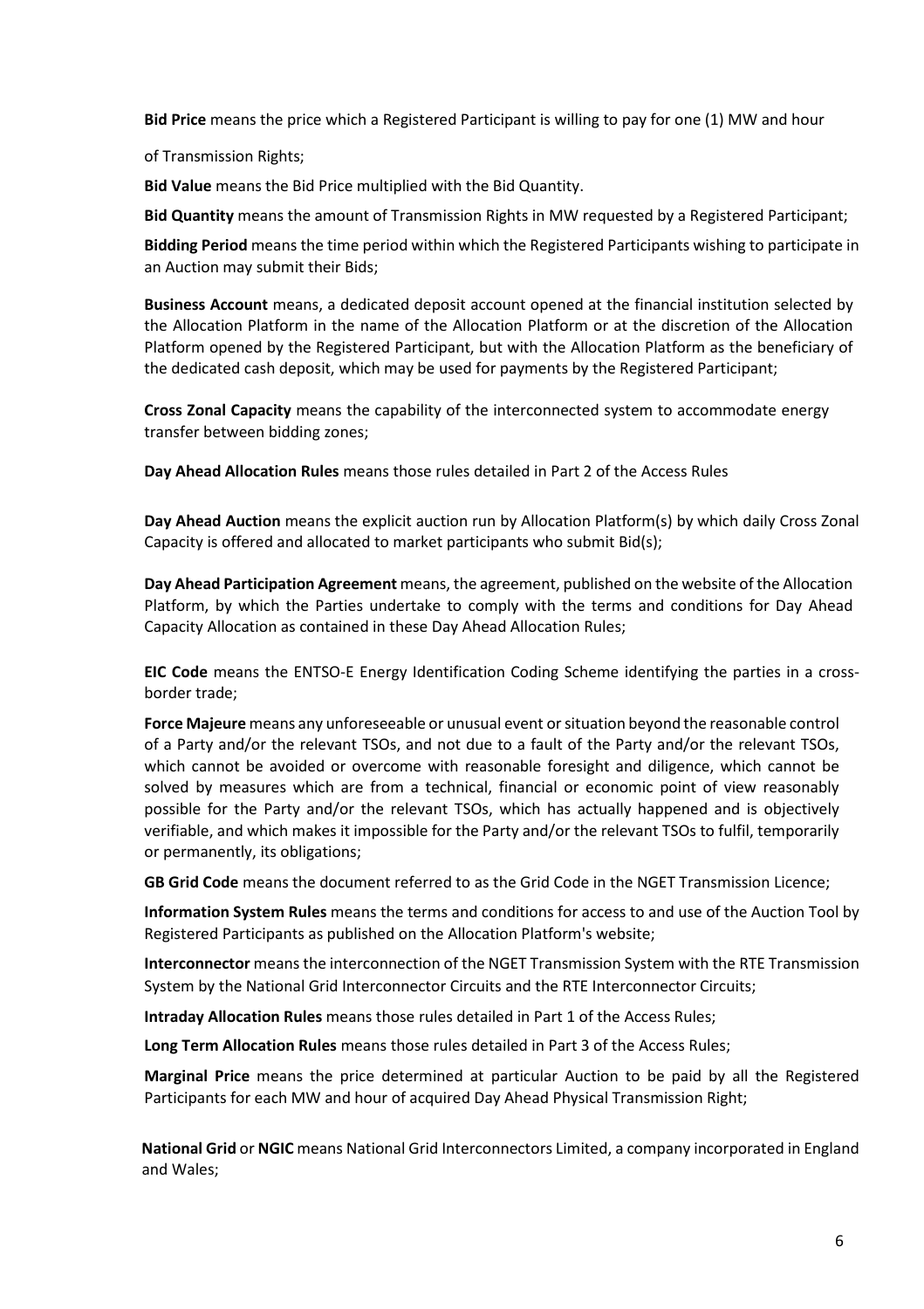**Bid Price** means the price which a Registered Participant is willing to pay for one (1) MW and hour

of Transmission Rights;

**Bid Value** means the Bid Price multiplied with the Bid Quantity.

**Bid Quantity** means the amount of Transmission Rights in MW requested by a Registered Participant;

**Bidding Period** means the time period within which the Registered Participants wishing to participate in an Auction may submit their Bids;

**Business Account** means, a dedicated deposit account opened at the financial institution selected by the Allocation Platform in the name of the Allocation Platform or at the discretion of the Allocation Platform opened by the Registered Participant, but with the Allocation Platform as the beneficiary of the dedicated cash deposit, which may be used for payments by the Registered Participant;

**Cross Zonal Capacity** means the capability of the interconnected system to accommodate energy transfer between bidding zones;

**Day Ahead Allocation Rules** means those rules detailed in Part 2 of the Access Rules

**Day Ahead Auction** means the explicit auction run by Allocation Platform(s) by which daily Cross Zonal Capacity is offered and allocated to market participants who submit Bid(s);

**Day Ahead Participation Agreement** means, the agreement, published on the website of the Allocation Platform, by which the Parties undertake to comply with the terms and conditions for Day Ahead Capacity Allocation as contained in these Day Ahead Allocation Rules;

**EIC Code** means the ENTSO-E Energy Identification Coding Scheme identifying the parties in a cross-border trade;

**Force Majeure** means any unforeseeable or unusual event or situation beyond the reasonable control of a Party and/or the relevant TSOs, and not due to a fault of the Party and/or the relevant TSOs, which cannot be avoided or overcome with reasonable foresight and diligence, which cannot be solved by measures which are from a technical, financial or economic point of view reasonably possible for the Party and/or the relevant TSOs, which has actually happened and is objectively verifiable, and which makes it impossible for the Party and/or the relevant TSOs to fulfil, temporarily or permanently, its obligations;

**GB Grid Code** means the document referred to as the Grid Code in the NGET Transmission Licence;

**Information System Rules** means the terms and conditions for access to and use of the Auction Tool by Registered Participants as published on the Allocation Platform's website;

**Interconnector** means the interconnection of the NGET Transmission System with the RTE Transmission System by the National Grid Interconnector Circuits and the RTE Interconnector Circuits;

**Intraday Allocation Rules** means those rules detailed in Part 1 of the Access Rules;

**Long Term Allocation Rules** means those rules detailed in Part 3 of the Access Rules;

**Marginal Price** means the price determined at particular Auction to be paid by all the Registered Participants for each MW and hour of acquired Day Ahead Physical Transmission Right;

**National Grid** or **NGIC** means National Grid Interconnectors Limited, a company incorporated in England and Wales;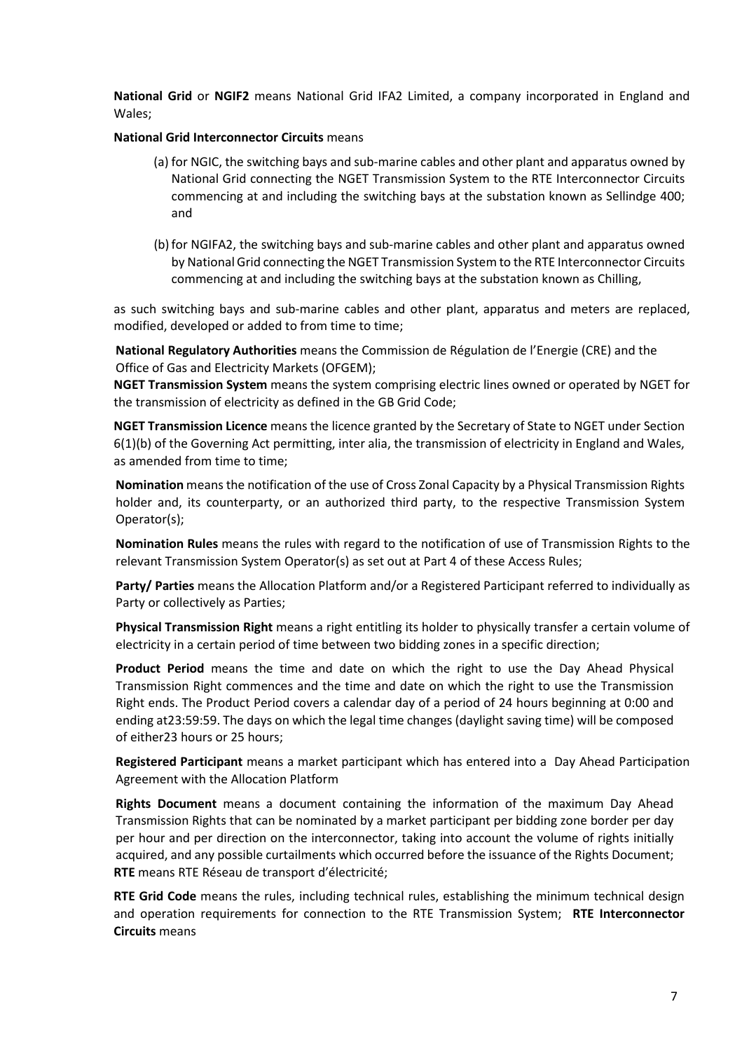**National Grid** or **NGIF2** means National Grid IFA2 Limited, a company incorporated in England and Wales;

**National Grid Interconnector Circuits** means

(a) for NGIC, the switching bays and sub-marine cables and other plant and apparatus owned by National Grid connecting the NGET Transmission System to the RTE Interconnector Circuits commencing at and including the switching bays at the substation known as Sellindge 400; and

(b) for NGIFA2, the switching bays and sub-marine cables and other plant and apparatus owned by National Grid connecting the NGET Transmission System to the RTE Interconnector Circuits commencing at and including the switching bays at the substation known as Chilling,

as such switching bays and sub-marine cables and other plant, apparatus and meters are replaced, modified, developed or added to from time to time;

**National Regulatory Authorities** means the Commission de Régulation de l'Energie (CRE) and the Office of Gas and Electricity Markets (OFGEM);

**NGET Transmission System** means the system comprising electric lines owned or operated by NGET for the transmission of electricity as defined in the GB Grid Code;

**NGET Transmission Licence** means the licence granted by the Secretary of State to NGET under Section 6(1)(b) of the Governing Act permitting, inter alia, the transmission of electricity in England and Wales, as amended from time to time;

**Nomination** means the notification of the use of Cross Zonal Capacity by a Physical Transmission Rights holder and, its counterparty, or an authorized third party, to the respective Transmission System Operator(s);

**Nomination Rules** means the rules with regard to the notification of use of Transmission Rights to the relevant Transmission System Operator(s) as set out at Part 4 of these Access Rules;

**Party/ Parties** means the Allocation Platform and/or a Registered Participant referred to individually as Party or collectively as Parties;

**Physical Transmission Right** means a right entitling its holder to physically transfer a certain volume of electricity in a certain period of time between two bidding zones in a specific direction;

**Product Period** means the time and date on which the right to use the Day Ahead Physical Transmission Right commences and the time and date on which the right to use the Transmission Right ends. The Product Period covers a calendar day of a period of 24 hours beginning at 0:00 and ending at23:59:59. The days on which the legal time changes (daylight saving time) will be composed of either23 hours or 25 hours;

**Registered Participant** means a market participant which has entered into a Day Ahead Participation Agreement with the Allocation Platform

**Rights Document** means a document containing the information of the maximum Day Ahead Transmission Rights that can be nominated by a market participant per bidding zone border per day per hour and per direction on the interconnector, taking into account the volume of rights initially acquired, and any possible curtailments which occurred before the issuance of the Rights Document;

**RTE** means RTE Réseau de transport d'électricité;

**RTE Grid Code** means the rules, including technical rules, establishing the minimum technical design and operation requirements for connection to the RTE Transmission System;

**RTE Interconnector Circuits** means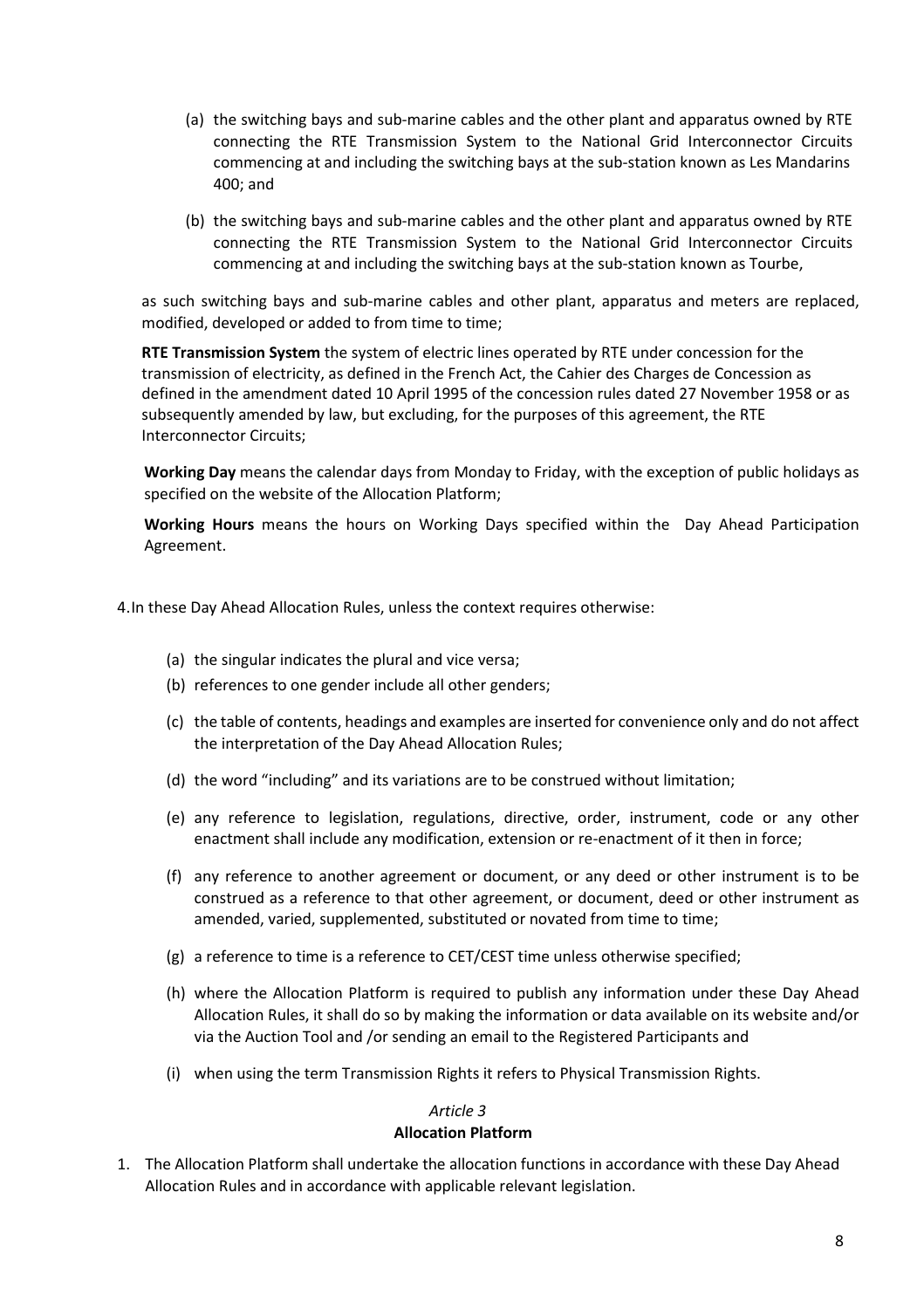(a) the switching bays and sub-marine cables and the other plant and apparatus owned by RTE connecting the RTE Transmission System to the National Grid Interconnector Circuits commencing at and including the switching bays at the sub-station known as Les Mandarins 400; and

(b) the switching bays and sub-marine cables and the other plant and apparatus owned by RTE connecting the RTE Transmission System to the National Grid Interconnector Circuits commencing at and including the switching bays at the sub-station known as Tourbe,

as such switching bays and sub-marine cables and other plant, apparatus and meters are replaced, modified, developed or added to from time to time;

**RTE Transmission System** the system of electric lines operated by RTE under concession for the transmission of electricity, as defined in the French Act, the Cahier des Charges de Concession as defined in the amendment dated 10 April 1995 of the concession rules dated 27 November 1958 or as subsequently amended by law, but excluding, for the purposes of this agreement, the RTE Interconnector Circuits;

**Working Day** means the calendar days from Monday to Friday, with the exception of public holidays as specified on the website of the Allocation Platform;

**Working Hours** means the hours on Working Days specified within the Day Ahead Participation Agreement.

4. In these Day Ahead Allocation Rules, unless the context requires otherwise:

(a) the singular indicates the plural and vice versa;

(b) references to one gender include all other genders;

(c) the table of contents, headings and examples are inserted for convenience only and do not affect the interpretation of the Day Ahead Allocation Rules;

(d) the word "including" and its variations are to be construed without limitation;

(e) any reference to legislation, regulations, directive, order, instrument, code or any other enactment shall include any modification, extension or re-enactment of it then in force;

(f) any reference to another agreement or document, or any deed or other instrument is to be construed as a reference to that other agreement, or document, deed or other instrument as amended, varied, supplemented, substituted or novated from time to time;

(g) a reference to time is a reference to CET/CEST time unless otherwise specified;

(h) where the Allocation Platform is required to publish any information under these Day Ahead Allocation Rules, it shall do so by making the information or data available on its website and/or via the Auction Tool and /or sending an email to the Registered Participants and

(i) when using the term Transmission Rights it refers to Physical Transmission Rights.

*Article 3*

**Allocation Platform**

1. The Allocation Platform shall undertake the allocation functions in accordance with these Day Ahead Allocation Rules and in accordance with applicable relevant legislation.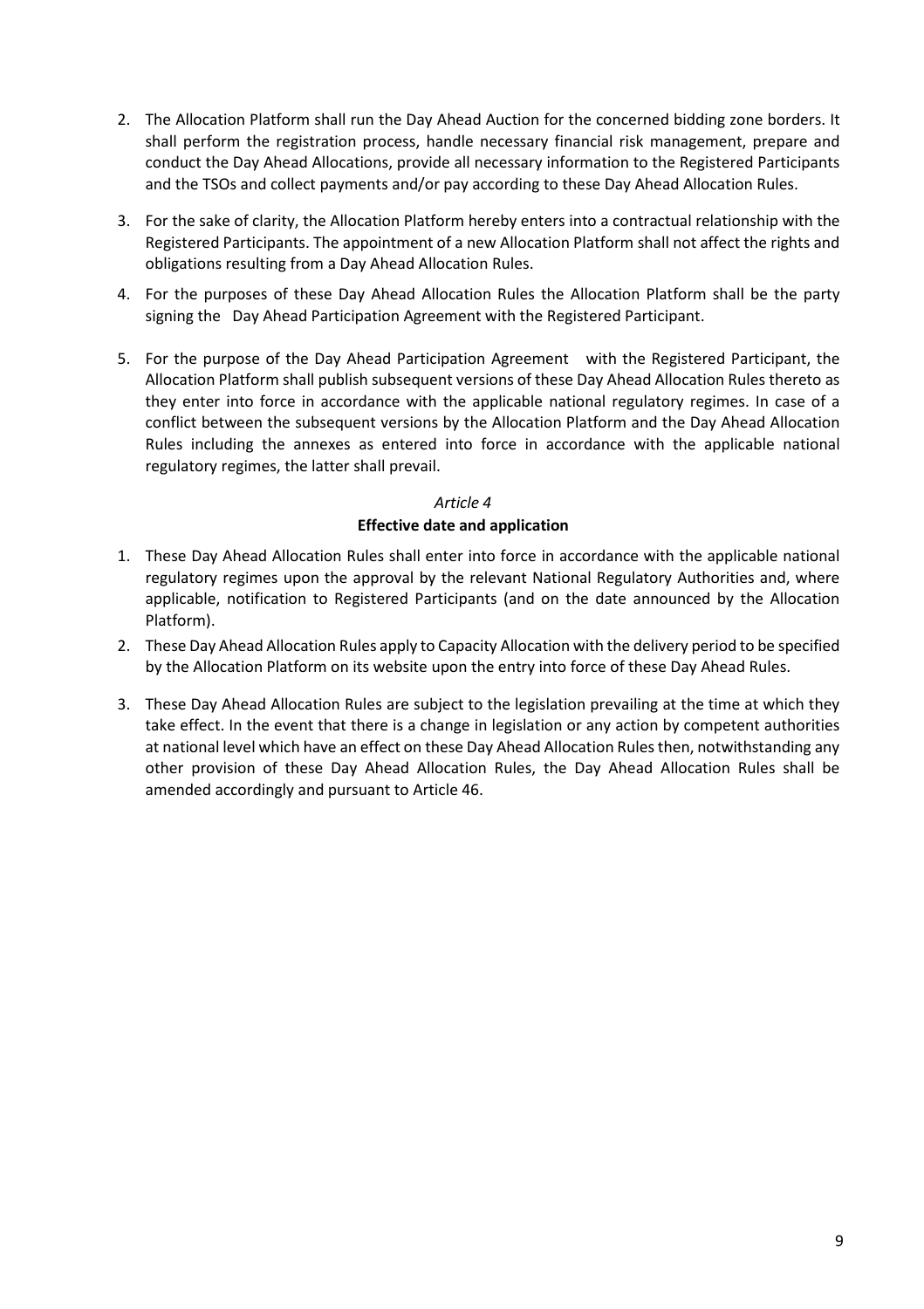2. The Allocation Platform shall run the Day Ahead Auction for the concerned bidding zone borders. It shall perform the registration process, handle necessary financial risk management, prepare and conduct the Day Ahead Allocations, provide all necessary information to the Registered Participants and the TSOs and collect payments and/or pay according to these Day Ahead Allocation Rules.
3. For the sake of clarity, the Allocation Platform hereby enters into a contractual relationship with the Registered Participants. The appointment of a new Allocation Platform shall not affect the rights and obligations resulting from a Day Ahead Allocation Rules.
4. For the purposes of these Day Ahead Allocation Rules the Allocation Platform shall be the party signing the Day Ahead Participation Agreement with the Registered Participant.
5. For the purpose of the Day Ahead Participation Agreement with the Registered Participant, the Allocation Platform shall publish subsequent versions of these Day Ahead Allocation Rules thereto as they enter into force in accordance with the applicable national regulatory regimes. In case of a conflict between the subsequent versions by the Allocation Platform and the Day Ahead Allocation Rules including the annexes as entered into force in accordance with the applicable national regulatory regimes, the latter shall prevail.

*Article 4*

**Effective date and application**

1. These Day Ahead Allocation Rules shall enter into force in accordance with the applicable national regulatory regimes upon the approval by the relevant National Regulatory Authorities and, where applicable, notification to Registered Participants (and on the date announced by the Allocation Platform).
2. These Day Ahead Allocation Rules apply to Capacity Allocation with the delivery period to be specified by the Allocation Platform on its website upon the entry into force of these Day Ahead Rules.
3. These Day Ahead Allocation Rules are subject to the legislation prevailing at the time at which they take effect. In the event that there is a change in legislation or any action by competent authorities at national level which have an effect on these Day Ahead Allocation Rules then, notwithstanding any other provision of these Day Ahead Allocation Rules, the Day Ahead Allocation Rules shall be amended accordingly and pursuant to Article 46.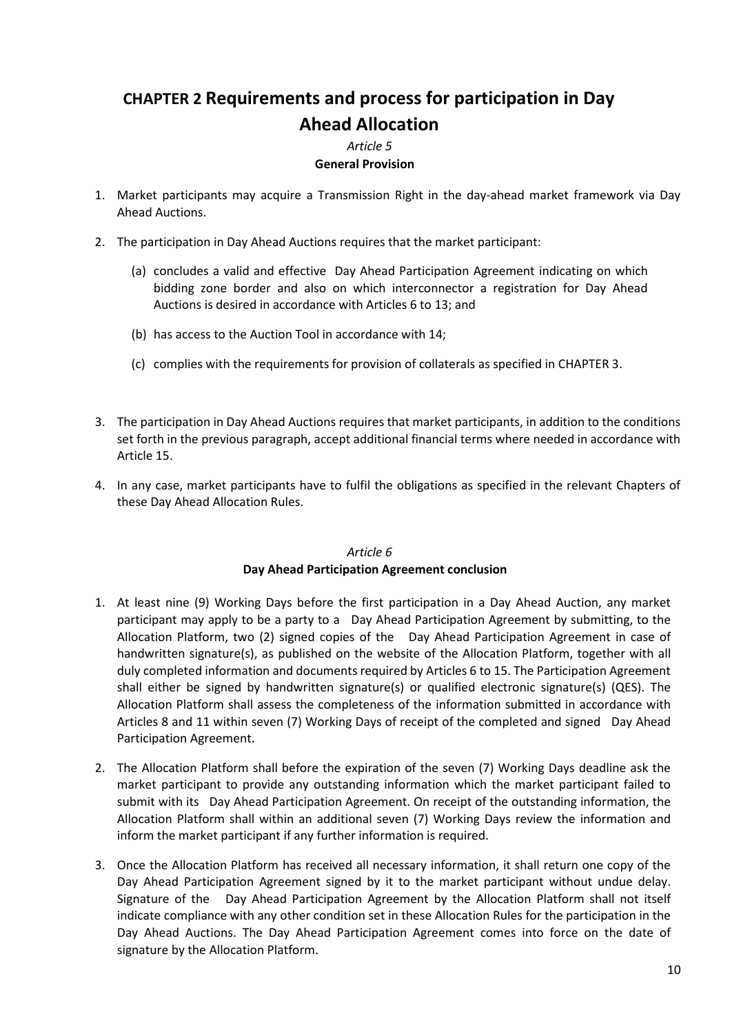# CHAPTER 2 Requirements and process for participation in Day Ahead Allocation

*Article 5*

**General Provision**

1. Market participants may acquire a Transmission Right in the day-ahead market framework via Day Ahead Auctions.

2. The participation in Day Ahead Auctions requires that the market participant:

   (a) concludes a valid and effective Day Ahead Participation Agreement indicating on which bidding zone border and also on which interconnector a registration for Day Ahead Auctions is desired in accordance with Articles 6 to 13; and

   (b) has access to the Auction Tool in accordance with 14;

   (c) complies with the requirements for provision of collaterals as specified in CHAPTER 3.

3. The participation in Day Ahead Auctions requires that market participants, in addition to the conditions set forth in the previous paragraph, accept additional financial terms where needed in accordance with Article 15.

4. In any case, market participants have to fulfil the obligations as specified in the relevant Chapters of these Day Ahead Allocation Rules.

*Article 6*

**Day Ahead Participation Agreement conclusion**

1. At least nine (9) Working Days before the first participation in a Day Ahead Auction, any market participant may apply to be a party to a Day Ahead Participation Agreement by submitting, to the Allocation Platform, two (2) signed copies of the Day Ahead Participation Agreement in case of handwritten signature(s), as published on the website of the Allocation Platform, together with all duly completed information and documents required by Articles 6 to 15. The Participation Agreement shall either be signed by handwritten signature(s) or qualified electronic signature(s) (QES). The Allocation Platform shall assess the completeness of the information submitted in accordance with Articles 8 and 11 within seven (7) Working Days of receipt of the completed and signed Day Ahead Participation Agreement.

2. The Allocation Platform shall before the expiration of the seven (7) Working Days deadline ask the market participant to provide any outstanding information which the market participant failed to submit with its Day Ahead Participation Agreement. On receipt of the outstanding information, the Allocation Platform shall within an additional seven (7) Working Days review the information and inform the market participant if any further information is required.

3. Once the Allocation Platform has received all necessary information, it shall return one copy of the Day Ahead Participation Agreement signed by it to the market participant without undue delay. Signature of the Day Ahead Participation Agreement by the Allocation Platform shall not itself indicate compliance with any other condition set in these Allocation Rules for the participation in the Day Ahead Auctions. The Day Ahead Participation Agreement comes into force on the date of signature by the Allocation Platform.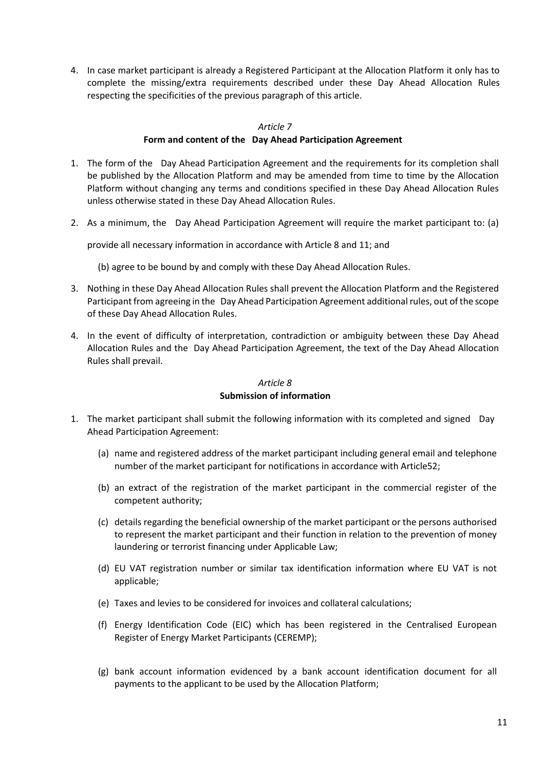4. In case market participant is already a Registered Participant at the Allocation Platform it only has to complete the missing/extra requirements described under these Day Ahead Allocation Rules respecting the specificities of the previous paragraph of this article.

*Article 7*

**Form and content of the Day Ahead Participation Agreement**

1. The form of the Day Ahead Participation Agreement and the requirements for its completion shall be published by the Allocation Platform and may be amended from time to time by the Allocation Platform without changing any terms and conditions specified in these Day Ahead Allocation Rules unless otherwise stated in these Day Ahead Allocation Rules.

2. As a minimum, the Day Ahead Participation Agreement will require the market participant to: (a)

   provide all necessary information in accordance with Article 8 and 11; and

   (b) agree to be bound by and comply with these Day Ahead Allocation Rules.

3. Nothing in these Day Ahead Allocation Rules shall prevent the Allocation Platform and the Registered Participant from agreeing in the Day Ahead Participation Agreement additional rules, out of the scope of these Day Ahead Allocation Rules.

4. In the event of difficulty of interpretation, contradiction or ambiguity between these Day Ahead Allocation Rules and the Day Ahead Participation Agreement, the text of the Day Ahead Allocation Rules shall prevail.

*Article 8*

**Submission of information**

1. The market participant shall submit the following information with its completed and signed Day Ahead Participation Agreement:

   (a) name and registered address of the market participant including general email and telephone number of the market participant for notifications in accordance with Article52;

   (b) an extract of the registration of the market participant in the commercial register of the competent authority;

   (c) details regarding the beneficial ownership of the market participant or the persons authorised to represent the market participant and their function in relation to the prevention of money laundering or terrorist financing under Applicable Law;

   (d) EU VAT registration number or similar tax identification information where EU VAT is not applicable;

   (e) Taxes and levies to be considered for invoices and collateral calculations;

   (f) Energy Identification Code (EIC) which has been registered in the Centralised European Register of Energy Market Participants (CEREMP);

   (g) bank account information evidenced by a bank account identification document for all payments to the applicant to be used by the Allocation Platform;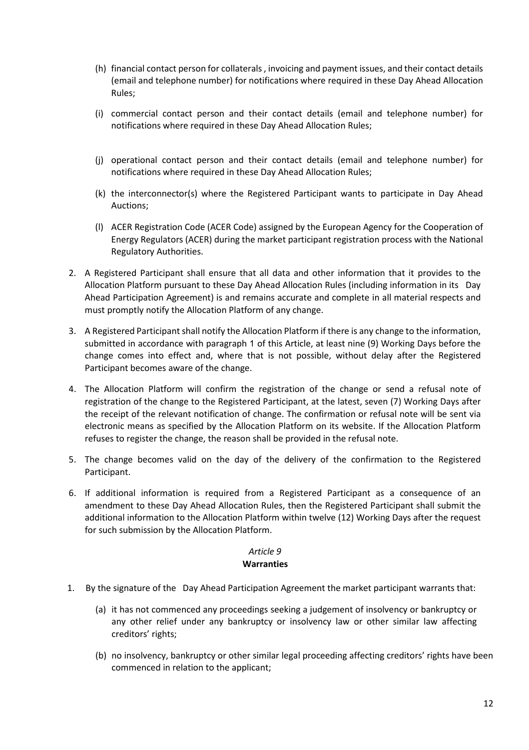(h) financial contact person for collaterals , invoicing and payment issues, and their contact details (email and telephone number) for notifications where required in these Day Ahead Allocation Rules;

(i) commercial contact person and their contact details (email and telephone number) for notifications where required in these Day Ahead Allocation Rules;

(j) operational contact person and their contact details (email and telephone number) for notifications where required in these Day Ahead Allocation Rules;

(k) the interconnector(s) where the Registered Participant wants to participate in Day Ahead Auctions;

(l) ACER Registration Code (ACER Code) assigned by the European Agency for the Cooperation of Energy Regulators (ACER) during the market participant registration process with the National Regulatory Authorities.

2. A Registered Participant shall ensure that all data and other information that it provides to the Allocation Platform pursuant to these Day Ahead Allocation Rules (including information in its Day Ahead Participation Agreement) is and remains accurate and complete in all material respects and must promptly notify the Allocation Platform of any change.

3. A Registered Participant shall notify the Allocation Platform if there is any change to the information, submitted in accordance with paragraph 1 of this Article, at least nine (9) Working Days before the change comes into effect and, where that is not possible, without delay after the Registered Participant becomes aware of the change.

4. The Allocation Platform will confirm the registration of the change or send a refusal note of registration of the change to the Registered Participant, at the latest, seven (7) Working Days after the receipt of the relevant notification of change. The confirmation or refusal note will be sent via electronic means as specified by the Allocation Platform on its website. If the Allocation Platform refuses to register the change, the reason shall be provided in the refusal note.

5. The change becomes valid on the day of the delivery of the confirmation to the Registered Participant.

6. If additional information is required from a Registered Participant as a consequence of an amendment to these Day Ahead Allocation Rules, then the Registered Participant shall submit the additional information to the Allocation Platform within twelve (12) Working Days after the request for such submission by the Allocation Platform.

*Article 9*
**Warranties**

1. By the signature of the Day Ahead Participation Agreement the market participant warrants that:

   (a) it has not commenced any proceedings seeking a judgement of insolvency or bankruptcy or any other relief under any bankruptcy or insolvency law or other similar law affecting creditors' rights;

   (b) no insolvency, bankruptcy or other similar legal proceeding affecting creditors' rights have been commenced in relation to the applicant;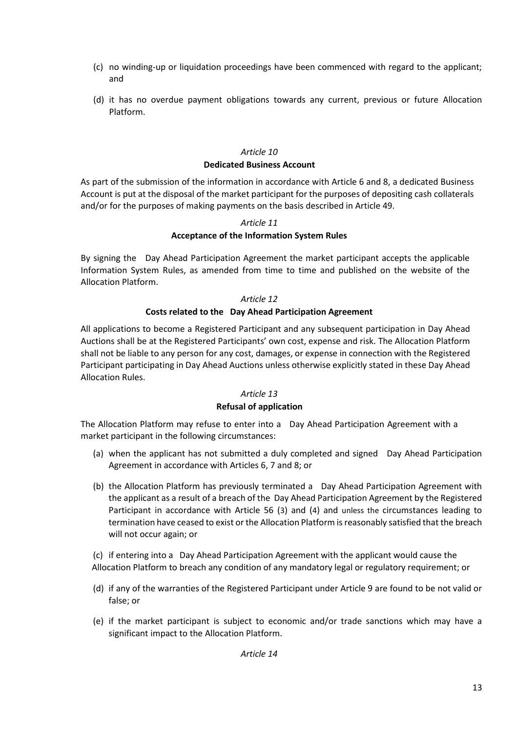(c) no winding-up or liquidation proceedings have been commenced with regard to the applicant; and

(d) it has no overdue payment obligations towards any current, previous or future Allocation Platform.

*Article 10*

**Dedicated Business Account**

As part of the submission of the information in accordance with Article 6 and 8, a dedicated Business Account is put at the disposal of the market participant for the purposes of depositing cash collaterals and/or for the purposes of making payments on the basis described in Article 49.

*Article 11*

**Acceptance of the Information System Rules**

By signing the Day Ahead Participation Agreement the market participant accepts the applicable Information System Rules, as amended from time to time and published on the website of the Allocation Platform.

*Article 12*

**Costs related to the Day Ahead Participation Agreement**

All applications to become a Registered Participant and any subsequent participation in Day Ahead Auctions shall be at the Registered Participants' own cost, expense and risk. The Allocation Platform shall not be liable to any person for any cost, damages, or expense in connection with the Registered Participant participating in Day Ahead Auctions unless otherwise explicitly stated in these Day Ahead Allocation Rules.

*Article 13*

**Refusal of application**

The Allocation Platform may refuse to enter into a Day Ahead Participation Agreement with a market participant in the following circumstances:

(a) when the applicant has not submitted a duly completed and signed Day Ahead Participation Agreement in accordance with Articles 6, 7 and 8; or

(b) the Allocation Platform has previously terminated a Day Ahead Participation Agreement with the applicant as a result of a breach of the Day Ahead Participation Agreement by the Registered Participant in accordance with Article 56 (3) and (4) and unless the circumstances leading to termination have ceased to exist or the Allocation Platform is reasonably satisfied that the breach will not occur again; or

(c) if entering into a Day Ahead Participation Agreement with the applicant would cause the Allocation Platform to breach any condition of any mandatory legal or regulatory requirement; or

(d) if any of the warranties of the Registered Participant under Article 9 are found to be not valid or false; or

(e) if the market participant is subject to economic and/or trade sanctions which may have a significant impact to the Allocation Platform.

*Article 14*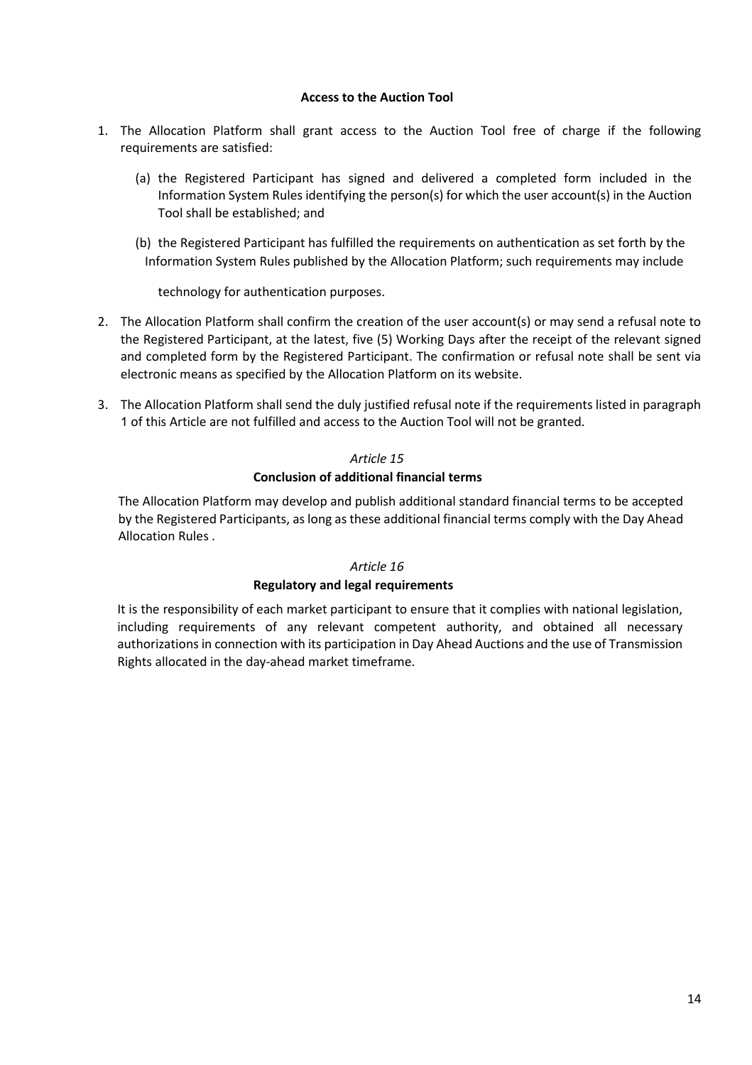**Access to the Auction Tool**

1. The Allocation Platform shall grant access to the Auction Tool free of charge if the following requirements are satisfied:

   (a) the Registered Participant has signed and delivered a completed form included in the Information System Rules identifying the person(s) for which the user account(s) in the Auction Tool shall be established; and

   (b) the Registered Participant has fulfilled the requirements on authentication as set forth by the Information System Rules published by the Allocation Platform; such requirements may include

   technology for authentication purposes.

2. The Allocation Platform shall confirm the creation of the user account(s) or may send a refusal note to the Registered Participant, at the latest, five (5) Working Days after the receipt of the relevant signed and completed form by the Registered Participant. The confirmation or refusal note shall be sent via electronic means as specified by the Allocation Platform on its website.

3. The Allocation Platform shall send the duly justified refusal note if the requirements listed in paragraph 1 of this Article are not fulfilled and access to the Auction Tool will not be granted.

*Article 15*

**Conclusion of additional financial terms**

The Allocation Platform may develop and publish additional standard financial terms to be accepted by the Registered Participants, as long as these additional financial terms comply with the Day Ahead Allocation Rules .

*Article 16*

**Regulatory and legal requirements**

It is the responsibility of each market participant to ensure that it complies with national legislation, including requirements of any relevant competent authority, and obtained all necessary authorizations in connection with its participation in Day Ahead Auctions and the use of Transmission Rights allocated in the day-ahead market timeframe.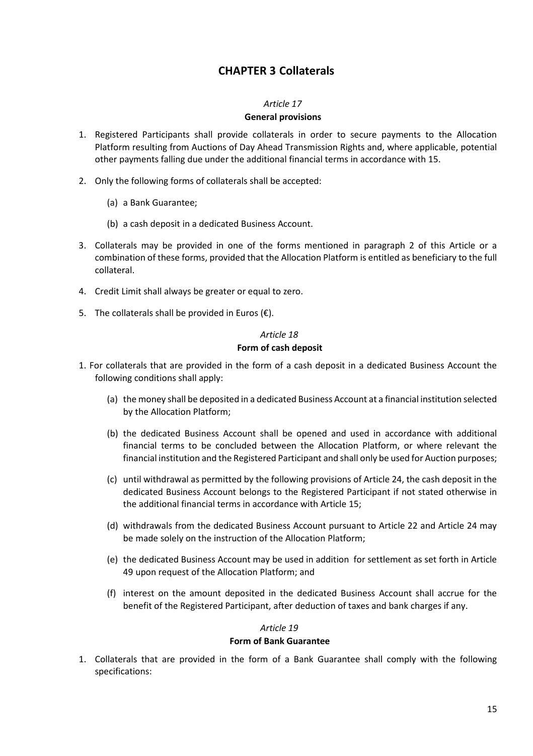# CHAPTER 3 Collaterals

*Article 17*

**General provisions**

1. Registered Participants shall provide collaterals in order to secure payments to the Allocation Platform resulting from Auctions of Day Ahead Transmission Rights and, where applicable, potential other payments falling due under the additional financial terms in accordance with 15.

2. Only the following forms of collaterals shall be accepted:

   (a) a Bank Guarantee;

   (b) a cash deposit in a dedicated Business Account.

3. Collaterals may be provided in one of the forms mentioned in paragraph 2 of this Article or a combination of these forms, provided that the Allocation Platform is entitled as beneficiary to the full collateral.

4. Credit Limit shall always be greater or equal to zero.

5. The collaterals shall be provided in Euros (€).

*Article 18*

**Form of cash deposit**

1. For collaterals that are provided in the form of a cash deposit in a dedicated Business Account the following conditions shall apply:

   (a) the money shall be deposited in a dedicated Business Account at a financial institution selected by the Allocation Platform;

   (b) the dedicated Business Account shall be opened and used in accordance with additional financial terms to be concluded between the Allocation Platform, or where relevant the financial institution and the Registered Participant and shall only be used for Auction purposes;

   (c) until withdrawal as permitted by the following provisions of Article 24, the cash deposit in the dedicated Business Account belongs to the Registered Participant if not stated otherwise in the additional financial terms in accordance with Article 15;

   (d) withdrawals from the dedicated Business Account pursuant to Article 22 and Article 24 may be made solely on the instruction of the Allocation Platform;

   (e) the dedicated Business Account may be used in addition for settlement as set forth in Article 49 upon request of the Allocation Platform; and

   (f) interest on the amount deposited in the dedicated Business Account shall accrue for the benefit of the Registered Participant, after deduction of taxes and bank charges if any.

*Article 19*

**Form of Bank Guarantee**

1. Collaterals that are provided in the form of a Bank Guarantee shall comply with the following specifications: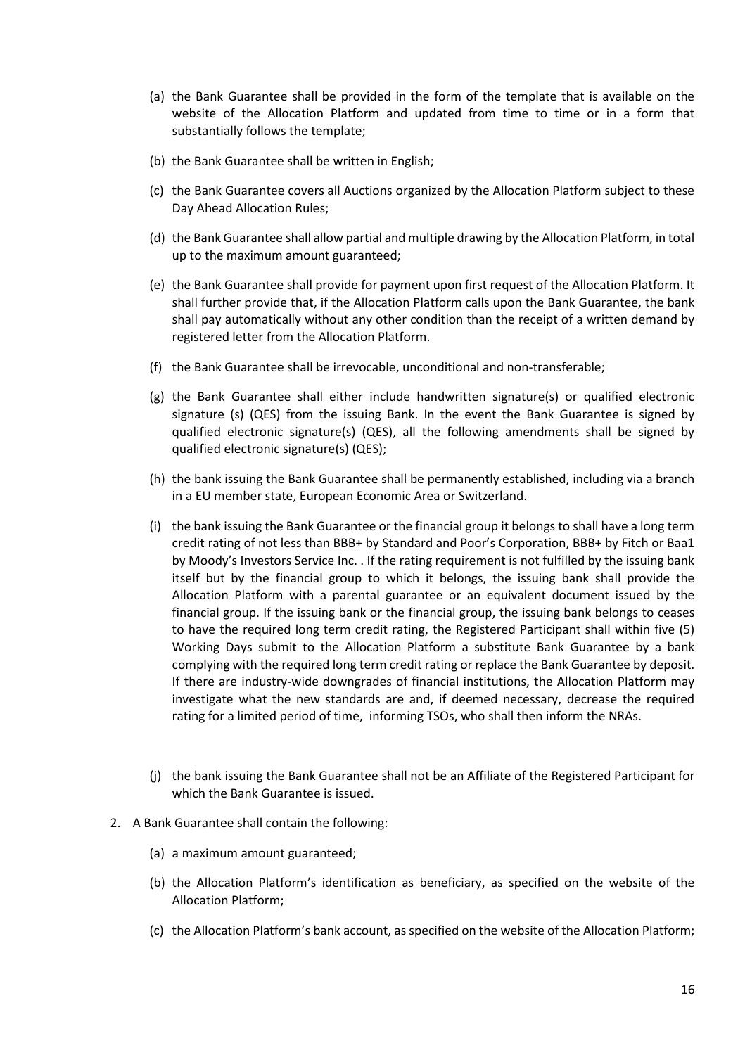(a) the Bank Guarantee shall be provided in the form of the template that is available on the website of the Allocation Platform and updated from time to time or in a form that substantially follows the template;

(b) the Bank Guarantee shall be written in English;

(c) the Bank Guarantee covers all Auctions organized by the Allocation Platform subject to these Day Ahead Allocation Rules;

(d) the Bank Guarantee shall allow partial and multiple drawing by the Allocation Platform, in total up to the maximum amount guaranteed;

(e) the Bank Guarantee shall provide for payment upon first request of the Allocation Platform. It shall further provide that, if the Allocation Platform calls upon the Bank Guarantee, the bank shall pay automatically without any other condition than the receipt of a written demand by registered letter from the Allocation Platform.

(f) the Bank Guarantee shall be irrevocable, unconditional and non-transferable;

(g) the Bank Guarantee shall either include handwritten signature(s) or qualified electronic signature (s) (QES) from the issuing Bank. In the event the Bank Guarantee is signed by qualified electronic signature(s) (QES), all the following amendments shall be signed by qualified electronic signature(s) (QES);

(h) the bank issuing the Bank Guarantee shall be permanently established, including via a branch in a EU member state, European Economic Area or Switzerland.

(i) the bank issuing the Bank Guarantee or the financial group it belongs to shall have a long term credit rating of not less than BBB+ by Standard and Poor's Corporation, BBB+ by Fitch or Baa1 by Moody's Investors Service Inc. . If the rating requirement is not fulfilled by the issuing bank itself but by the financial group to which it belongs, the issuing bank shall provide the Allocation Platform with a parental guarantee or an equivalent document issued by the financial group. If the issuing bank or the financial group, the issuing bank belongs to ceases to have the required long term credit rating, the Registered Participant shall within five (5) Working Days submit to the Allocation Platform a substitute Bank Guarantee by a bank complying with the required long term credit rating or replace the Bank Guarantee by deposit. If there are industry-wide downgrades of financial institutions, the Allocation Platform may investigate what the new standards are and, if deemed necessary, decrease the required rating for a limited period of time, informing TSOs, who shall then inform the NRAs.

(j) the bank issuing the Bank Guarantee shall not be an Affiliate of the Registered Participant for which the Bank Guarantee is issued.

2. A Bank Guarantee shall contain the following:

   (a) a maximum amount guaranteed;

   (b) the Allocation Platform's identification as beneficiary, as specified on the website of the Allocation Platform;

   (c) the Allocation Platform's bank account, as specified on the website of the Allocation Platform;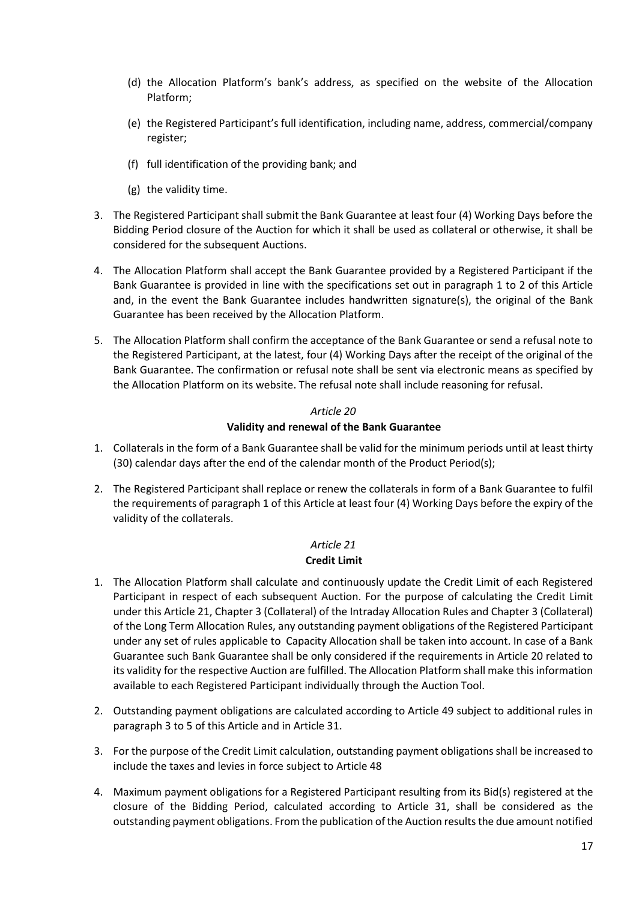(d) the Allocation Platform's bank's address, as specified on the website of the Allocation Platform;

(e) the Registered Participant's full identification, including name, address, commercial/company register;

(f) full identification of the providing bank; and

(g) the validity time.

3. The Registered Participant shall submit the Bank Guarantee at least four (4) Working Days before the Bidding Period closure of the Auction for which it shall be used as collateral or otherwise, it shall be considered for the subsequent Auctions.

4. The Allocation Platform shall accept the Bank Guarantee provided by a Registered Participant if the Bank Guarantee is provided in line with the specifications set out in paragraph 1 to 2 of this Article and, in the event the Bank Guarantee includes handwritten signature(s), the original of the Bank Guarantee has been received by the Allocation Platform.

5. The Allocation Platform shall confirm the acceptance of the Bank Guarantee or send a refusal note to the Registered Participant, at the latest, four (4) Working Days after the receipt of the original of the Bank Guarantee. The confirmation or refusal note shall be sent via electronic means as specified by the Allocation Platform on its website. The refusal note shall include reasoning for refusal.

*Article 20*

**Validity and renewal of the Bank Guarantee**

1. Collaterals in the form of a Bank Guarantee shall be valid for the minimum periods until at least thirty (30) calendar days after the end of the calendar month of the Product Period(s);

2. The Registered Participant shall replace or renew the collaterals in form of a Bank Guarantee to fulfil the requirements of paragraph 1 of this Article at least four (4) Working Days before the expiry of the validity of the collaterals.

*Article 21*

**Credit Limit**

1. The Allocation Platform shall calculate and continuously update the Credit Limit of each Registered Participant in respect of each subsequent Auction. For the purpose of calculating the Credit Limit under this Article 21, Chapter 3 (Collateral) of the Intraday Allocation Rules and Chapter 3 (Collateral) of the Long Term Allocation Rules, any outstanding payment obligations of the Registered Participant under any set of rules applicable to Capacity Allocation shall be taken into account. In case of a Bank Guarantee such Bank Guarantee shall be only considered if the requirements in Article 20 related to its validity for the respective Auction are fulfilled. The Allocation Platform shall make this information available to each Registered Participant individually through the Auction Tool.

2. Outstanding payment obligations are calculated according to Article 49 subject to additional rules in paragraph 3 to 5 of this Article and in Article 31.

3. For the purpose of the Credit Limit calculation, outstanding payment obligations shall be increased to include the taxes and levies in force subject to Article 48

4. Maximum payment obligations for a Registered Participant resulting from its Bid(s) registered at the closure of the Bidding Period, calculated according to Article 31, shall be considered as the outstanding payment obligations. From the publication of the Auction results the due amount notified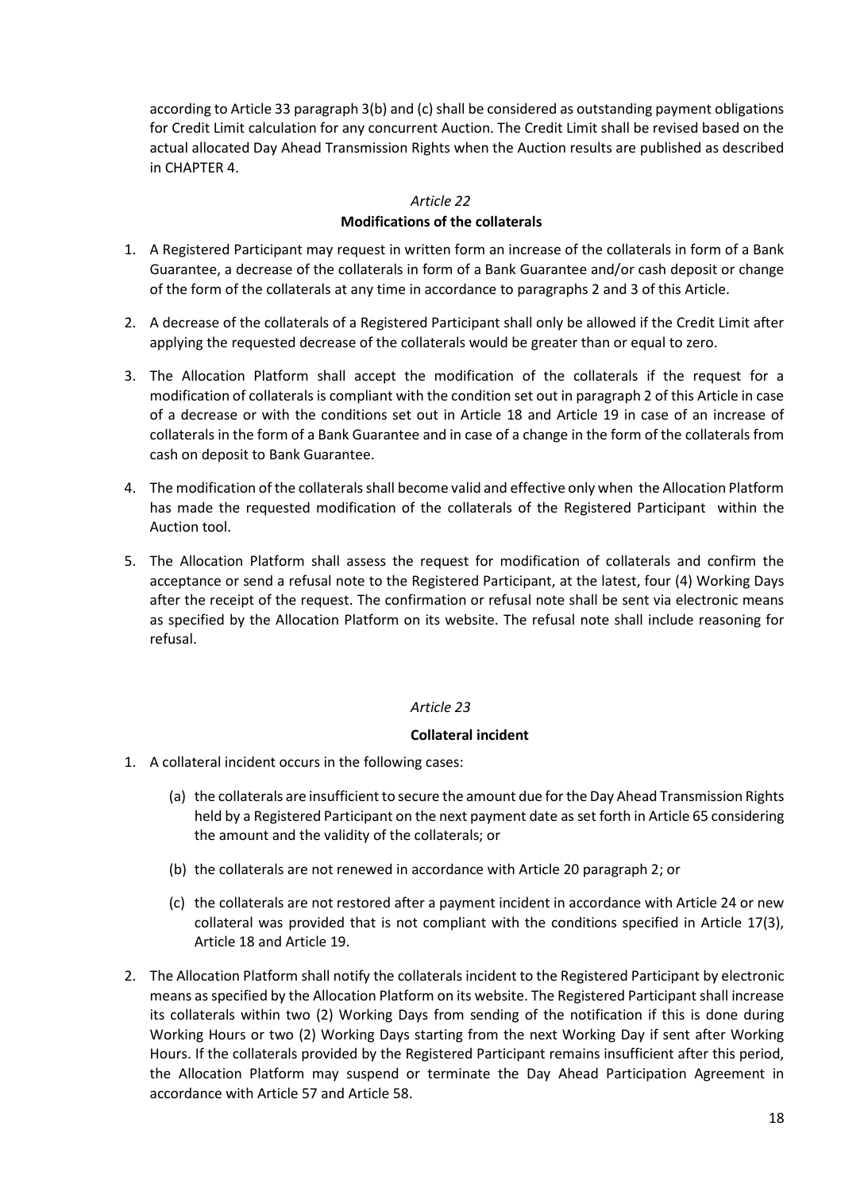according to Article 33 paragraph 3(b) and (c) shall be considered as outstanding payment obligations for Credit Limit calculation for any concurrent Auction. The Credit Limit shall be revised based on the actual allocated Day Ahead Transmission Rights when the Auction results are published as described in CHAPTER 4.

*Article 22*

**Modifications of the collaterals**

1. A Registered Participant may request in written form an increase of the collaterals in form of a Bank Guarantee, a decrease of the collaterals in form of a Bank Guarantee and/or cash deposit or change of the form of the collaterals at any time in accordance to paragraphs 2 and 3 of this Article.
2. A decrease of the collaterals of a Registered Participant shall only be allowed if the Credit Limit after applying the requested decrease of the collaterals would be greater than or equal to zero.
3. The Allocation Platform shall accept the modification of the collaterals if the request for a modification of collaterals is compliant with the condition set out in paragraph 2 of this Article in case of a decrease or with the conditions set out in Article 18 and Article 19 in case of an increase of collaterals in the form of a Bank Guarantee and in case of a change in the form of the collaterals from cash on deposit to Bank Guarantee.
4. The modification of the collaterals shall become valid and effective only when the Allocation Platform has made the requested modification of the collaterals of the Registered Participant within the Auction tool.
5. The Allocation Platform shall assess the request for modification of collaterals and confirm the acceptance or send a refusal note to the Registered Participant, at the latest, four (4) Working Days after the receipt of the request. The confirmation or refusal note shall be sent via electronic means as specified by the Allocation Platform on its website. The refusal note shall include reasoning for refusal.

*Article 23*

**Collateral incident**

1. A collateral incident occurs in the following cases:
   (a) the collaterals are insufficient to secure the amount due for the Day Ahead Transmission Rights held by a Registered Participant on the next payment date as set forth in Article 65 considering the amount and the validity of the collaterals; or
   (b) the collaterals are not renewed in accordance with Article 20 paragraph 2; or
   (c) the collaterals are not restored after a payment incident in accordance with Article 24 or new collateral was provided that is not compliant with the conditions specified in Article 17(3), Article 18 and Article 19.
2. The Allocation Platform shall notify the collaterals incident to the Registered Participant by electronic means as specified by the Allocation Platform on its website. The Registered Participant shall increase its collaterals within two (2) Working Days from sending of the notification if this is done during Working Hours or two (2) Working Days starting from the next Working Day if sent after Working Hours. If the collaterals provided by the Registered Participant remains insufficient after this period, the Allocation Platform may suspend or terminate the Day Ahead Participation Agreement in accordance with Article 57 and Article 58.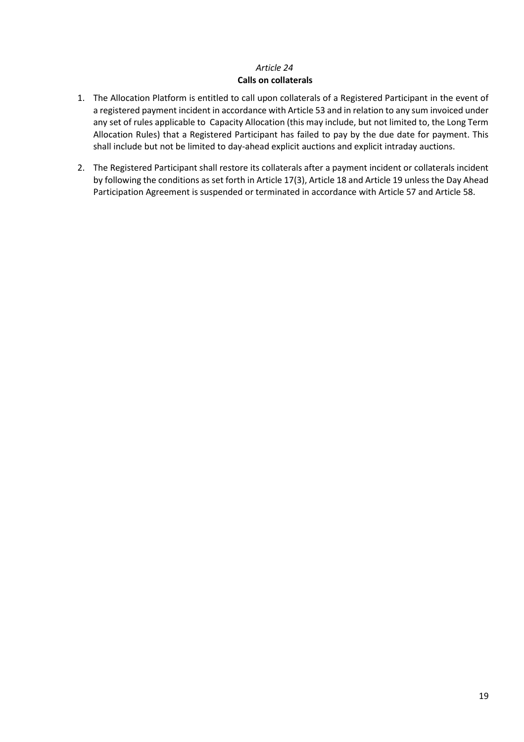*Article 24*

**Calls on collaterals**

1. The Allocation Platform is entitled to call upon collaterals of a Registered Participant in the event of a registered payment incident in accordance with Article 53 and in relation to any sum invoiced under any set of rules applicable to Capacity Allocation (this may include, but not limited to, the Long Term Allocation Rules) that a Registered Participant has failed to pay by the due date for payment. This shall include but not be limited to day-ahead explicit auctions and explicit intraday auctions.

2. The Registered Participant shall restore its collaterals after a payment incident or collaterals incident by following the conditions as set forth in Article 17(3), Article 18 and Article 19 unless the Day Ahead Participation Agreement is suspended or terminated in accordance with Article 57 and Article 58.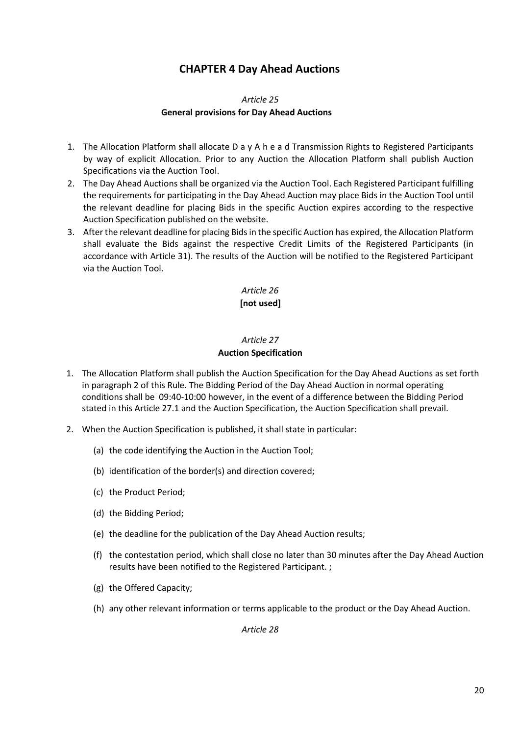# CHAPTER 4 Day Ahead Auctions

*Article 25*

**General provisions for Day Ahead Auctions**

1. The Allocation Platform shall allocate D a y A h e a d Transmission Rights to Registered Participants by way of explicit Allocation. Prior to any Auction the Allocation Platform shall publish Auction Specifications via the Auction Tool.
2. The Day Ahead Auctions shall be organized via the Auction Tool. Each Registered Participant fulfilling the requirements for participating in the Day Ahead Auction may place Bids in the Auction Tool until the relevant deadline for placing Bids in the specific Auction expires according to the respective Auction Specification published on the website.
3. After the relevant deadline for placing Bids in the specific Auction has expired, the Allocation Platform shall evaluate the Bids against the respective Credit Limits of the Registered Participants (in accordance with Article 31). The results of the Auction will be notified to the Registered Participant via the Auction Tool.

*Article 26*

**[not used]**

*Article 27*

**Auction Specification**

1. The Allocation Platform shall publish the Auction Specification for the Day Ahead Auctions as set forth in paragraph 2 of this Rule. The Bidding Period of the Day Ahead Auction in normal operating conditions shall be 09:40-10:00 however, in the event of a difference between the Bidding Period stated in this Article 27.1 and the Auction Specification, the Auction Specification shall prevail.
2. When the Auction Specification is published, it shall state in particular:
   (a) the code identifying the Auction in the Auction Tool;
   (b) identification of the border(s) and direction covered;
   (c) the Product Period;
   (d) the Bidding Period;
   (e) the deadline for the publication of the Day Ahead Auction results;
   (f) the contestation period, which shall close no later than 30 minutes after the Day Ahead Auction results have been notified to the Registered Participant. ;
   (g) the Offered Capacity;
   (h) any other relevant information or terms applicable to the product or the Day Ahead Auction.

*Article 28*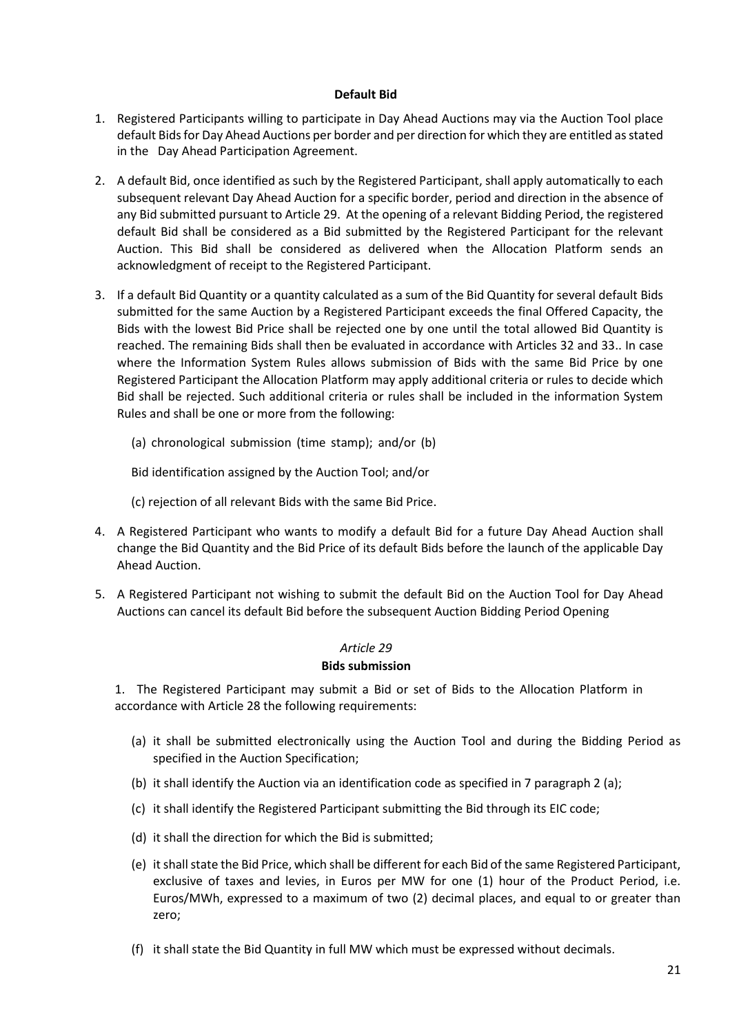**Default Bid**

1. Registered Participants willing to participate in Day Ahead Auctions may via the Auction Tool place default Bids for Day Ahead Auctions per border and per direction for which they are entitled as stated in the Day Ahead Participation Agreement.

2. A default Bid, once identified as such by the Registered Participant, shall apply automatically to each subsequent relevant Day Ahead Auction for a specific border, period and direction in the absence of any Bid submitted pursuant to Article 29. At the opening of a relevant Bidding Period, the registered default Bid shall be considered as a Bid submitted by the Registered Participant for the relevant Auction. This Bid shall be considered as delivered when the Allocation Platform sends an acknowledgment of receipt to the Registered Participant.

3. If a default Bid Quantity or a quantity calculated as a sum of the Bid Quantity for several default Bids submitted for the same Auction by a Registered Participant exceeds the final Offered Capacity, the Bids with the lowest Bid Price shall be rejected one by one until the total allowed Bid Quantity is reached. The remaining Bids shall then be evaluated in accordance with Articles 32 and 33.. In case where the Information System Rules allows submission of Bids with the same Bid Price by one Registered Participant the Allocation Platform may apply additional criteria or rules to decide which Bid shall be rejected. Such additional criteria or rules shall be included in the information System Rules and shall be one or more from the following:

   (a) chronological submission (time stamp); and/or (b)

   Bid identification assigned by the Auction Tool; and/or

   (c) rejection of all relevant Bids with the same Bid Price.

4. A Registered Participant who wants to modify a default Bid for a future Day Ahead Auction shall change the Bid Quantity and the Bid Price of its default Bids before the launch of the applicable Day Ahead Auction.

5. A Registered Participant not wishing to submit the default Bid on the Auction Tool for Day Ahead Auctions can cancel its default Bid before the subsequent Auction Bidding Period Opening

*Article 29*

**Bids submission**

1. The Registered Participant may submit a Bid or set of Bids to the Allocation Platform in accordance with Article 28 the following requirements:

   (a) it shall be submitted electronically using the Auction Tool and during the Bidding Period as specified in the Auction Specification;

   (b) it shall identify the Auction via an identification code as specified in 7 paragraph 2 (a);

   (c) it shall identify the Registered Participant submitting the Bid through its EIC code;

   (d) it shall the direction for which the Bid is submitted;

   (e) it shall state the Bid Price, which shall be different for each Bid of the same Registered Participant, exclusive of taxes and levies, in Euros per MW for one (1) hour of the Product Period, i.e. Euros/MWh, expressed to a maximum of two (2) decimal places, and equal to or greater than zero;

   (f) it shall state the Bid Quantity in full MW which must be expressed without decimals.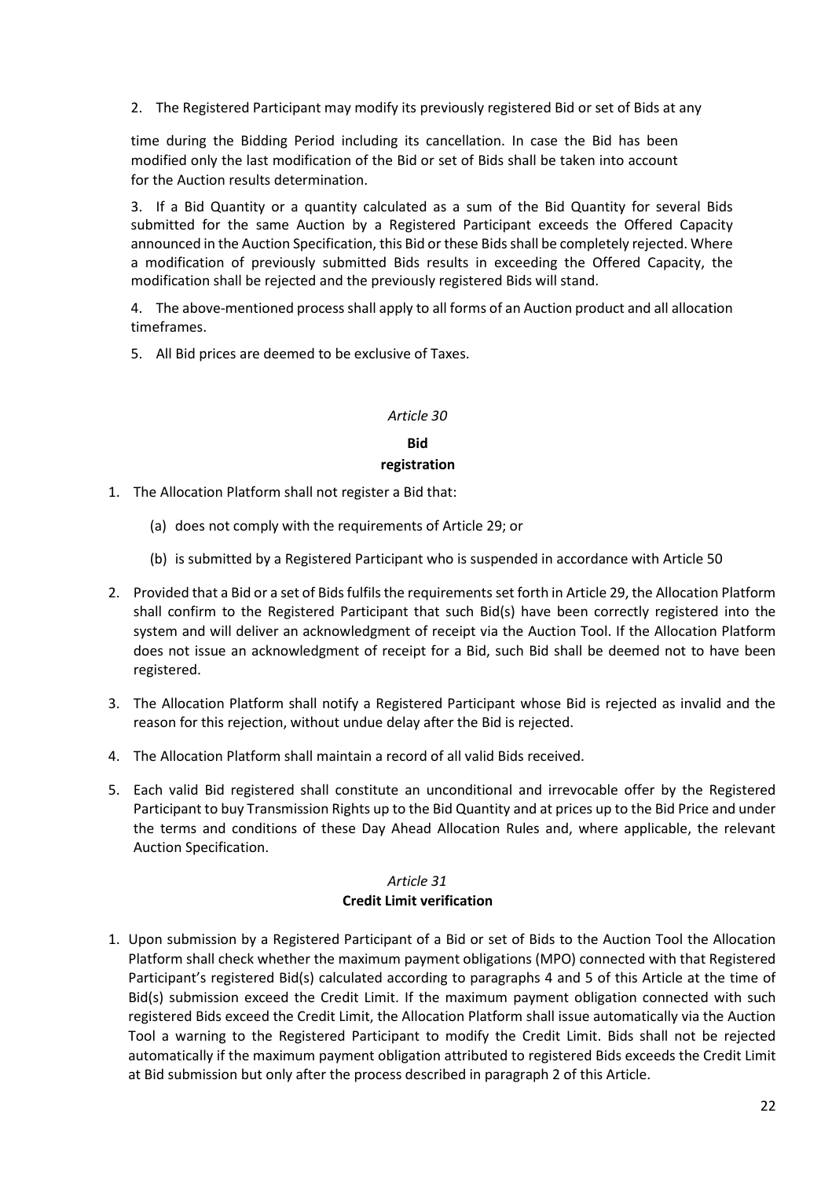2. The Registered Participant may modify its previously registered Bid or set of Bids at any time during the Bidding Period including its cancellation. In case the Bid has been modified only the last modification of the Bid or set of Bids shall be taken into account for the Auction results determination.

3. If a Bid Quantity or a quantity calculated as a sum of the Bid Quantity for several Bids submitted for the same Auction by a Registered Participant exceeds the Offered Capacity announced in the Auction Specification, this Bid or these Bids shall be completely rejected. Where a modification of previously submitted Bids results in exceeding the Offered Capacity, the modification shall be rejected and the previously registered Bids will stand.

4. The above-mentioned process shall apply to all forms of an Auction product and all allocation timeframes.

5. All Bid prices are deemed to be exclusive of Taxes.

*Article 30*

**Bid registration**

1. The Allocation Platform shall not register a Bid that:

   (a) does not comply with the requirements of Article 29; or

   (b) is submitted by a Registered Participant who is suspended in accordance with Article 50

2. Provided that a Bid or a set of Bids fulfils the requirements set forth in Article 29, the Allocation Platform shall confirm to the Registered Participant that such Bid(s) have been correctly registered into the system and will deliver an acknowledgment of receipt via the Auction Tool. If the Allocation Platform does not issue an acknowledgment of receipt for a Bid, such Bid shall be deemed not to have been registered.

3. The Allocation Platform shall notify a Registered Participant whose Bid is rejected as invalid and the reason for this rejection, without undue delay after the Bid is rejected.

4. The Allocation Platform shall maintain a record of all valid Bids received.

5. Each valid Bid registered shall constitute an unconditional and irrevocable offer by the Registered Participant to buy Transmission Rights up to the Bid Quantity and at prices up to the Bid Price and under the terms and conditions of these Day Ahead Allocation Rules and, where applicable, the relevant Auction Specification.

*Article 31*

**Credit Limit verification**

1. Upon submission by a Registered Participant of a Bid or set of Bids to the Auction Tool the Allocation Platform shall check whether the maximum payment obligations (MPO) connected with that Registered Participant's registered Bid(s) calculated according to paragraphs 4 and 5 of this Article at the time of Bid(s) submission exceed the Credit Limit. If the maximum payment obligation connected with such registered Bids exceed the Credit Limit, the Allocation Platform shall issue automatically via the Auction Tool a warning to the Registered Participant to modify the Credit Limit. Bids shall not be rejected automatically if the maximum payment obligation attributed to registered Bids exceeds the Credit Limit at Bid submission but only after the process described in paragraph 2 of this Article.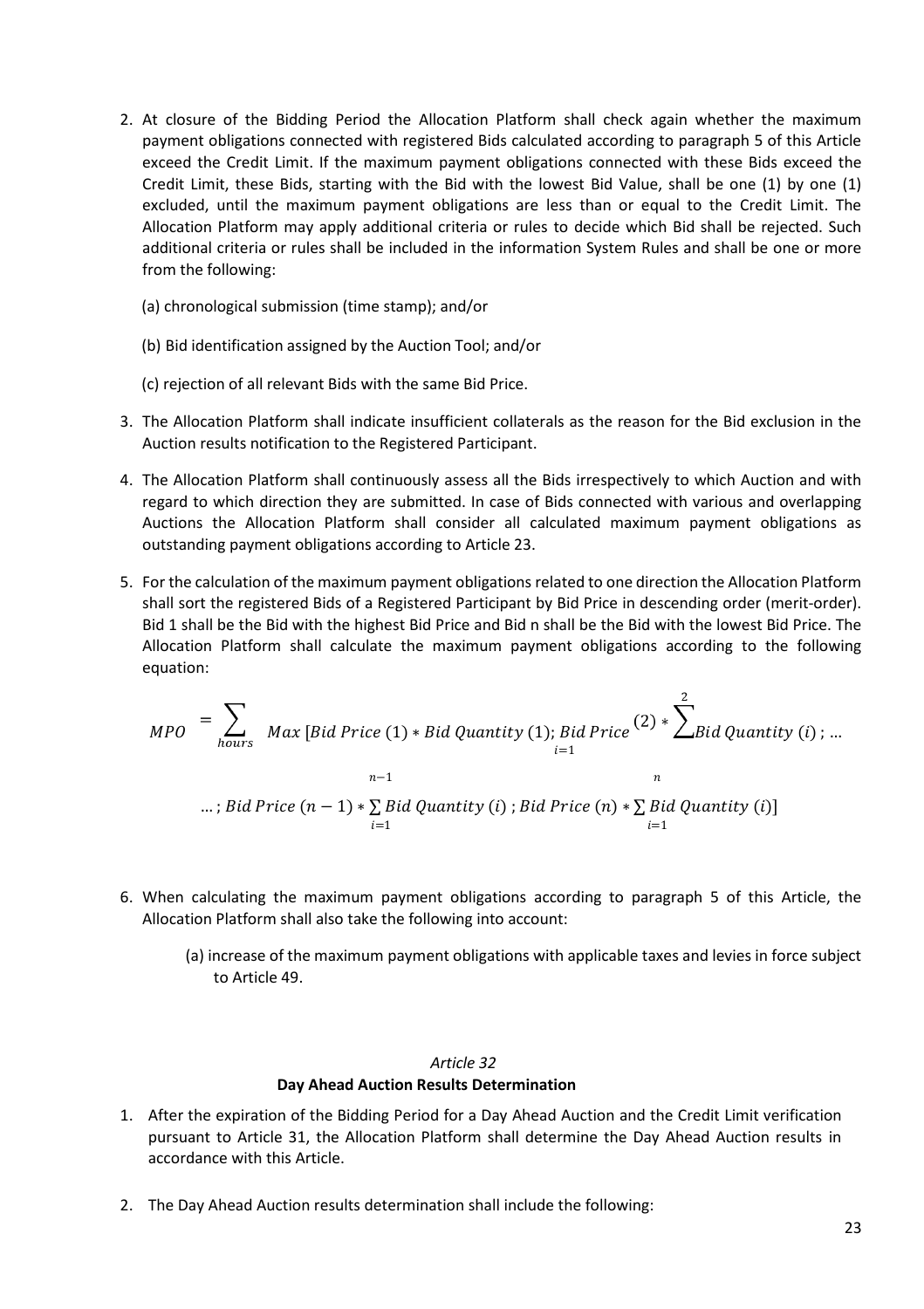2. At closure of the Bidding Period the Allocation Platform shall check again whether the maximum payment obligations connected with registered Bids calculated according to paragraph 5 of this Article exceed the Credit Limit. If the maximum payment obligations connected with these Bids exceed the Credit Limit, these Bids, starting with the Bid with the lowest Bid Value, shall be one (1) by one (1) excluded, until the maximum payment obligations are less than or equal to the Credit Limit. The Allocation Platform may apply additional criteria or rules to decide which Bid shall be rejected. Such additional criteria or rules shall be included in the information System Rules and shall be one or more from the following:

   (a) chronological submission (time stamp); and/or

   (b) Bid identification assigned by the Auction Tool; and/or

   (c) rejection of all relevant Bids with the same Bid Price.

3. The Allocation Platform shall indicate insufficient collaterals as the reason for the Bid exclusion in the Auction results notification to the Registered Participant.

4. The Allocation Platform shall continuously assess all the Bids irrespectively to which Auction and with regard to which direction they are submitted. In case of Bids connected with various and overlapping Auctions the Allocation Platform shall consider all calculated maximum payment obligations as outstanding payment obligations according to Article 23.

5. For the calculation of the maximum payment obligations related to one direction the Allocation Platform shall sort the registered Bids of a Registered Participant by Bid Price in descending order (merit-order). Bid 1 shall be the Bid with the highest Bid Price and Bid n shall be the Bid with the lowest Bid Price. The Allocation Platform shall calculate the maximum payment obligations according to the following equation:

$$MPO = \sum_{hours} Max\,[Bid\ Price\ (1) * Bid\ Quantity\ (1);\ Bid\ Price\ (2) * \sum_{i=1}^{2} Bid\ Quantity\ (i)\ ;\ \ldots$$

$$\ldots\ ;\ Bid\ Price\ (n-1) * \sum_{i=1}^{n-1} Bid\ Quantity\ (i)\ ;\ Bid\ Price\ (n) * \sum_{i=1}^{n} Bid\ Quantity\ (i)]$$

6. When calculating the maximum payment obligations according to paragraph 5 of this Article, the Allocation Platform shall also take the following into account:

   (a) increase of the maximum payment obligations with applicable taxes and levies in force subject to Article 49.

### *Article 32*
### **Day Ahead Auction Results Determination**

1. After the expiration of the Bidding Period for a Day Ahead Auction and the Credit Limit verification pursuant to Article 31, the Allocation Platform shall determine the Day Ahead Auction results in accordance with this Article.

2. The Day Ahead Auction results determination shall include the following: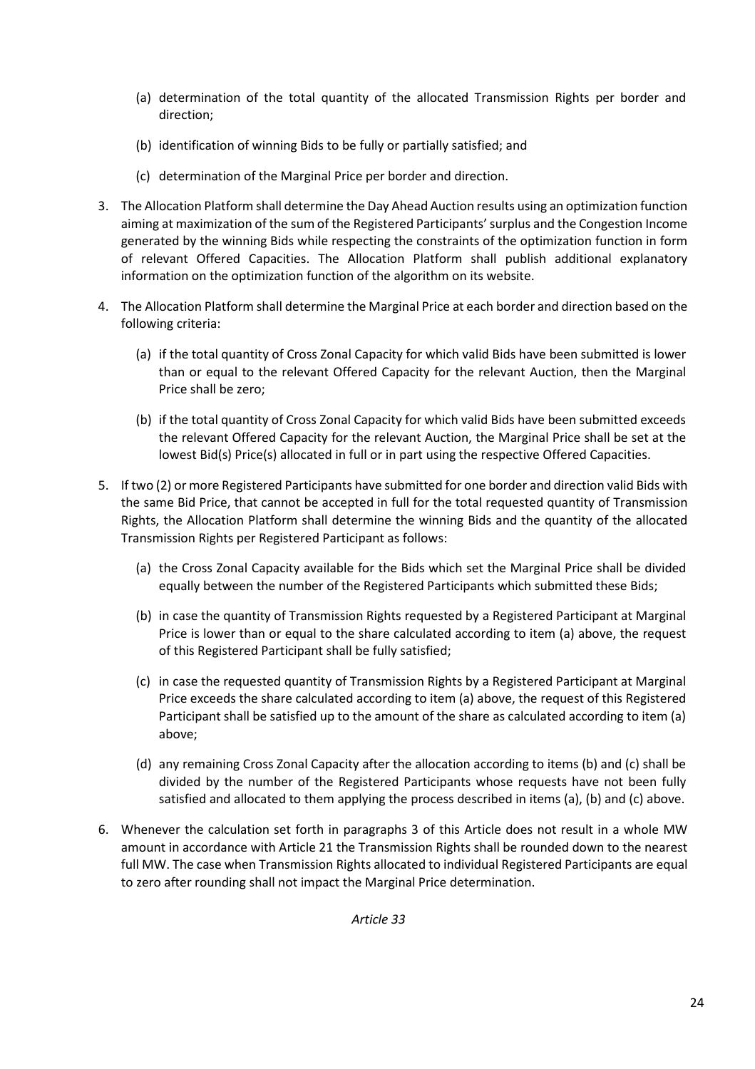(a) determination of the total quantity of the allocated Transmission Rights per border and direction;

(b) identification of winning Bids to be fully or partially satisfied; and

(c) determination of the Marginal Price per border and direction.

3. The Allocation Platform shall determine the Day Ahead Auction results using an optimization function aiming at maximization of the sum of the Registered Participants' surplus and the Congestion Income generated by the winning Bids while respecting the constraints of the optimization function in form of relevant Offered Capacities. The Allocation Platform shall publish additional explanatory information on the optimization function of the algorithm on its website.

4. The Allocation Platform shall determine the Marginal Price at each border and direction based on the following criteria:

   (a) if the total quantity of Cross Zonal Capacity for which valid Bids have been submitted is lower than or equal to the relevant Offered Capacity for the relevant Auction, then the Marginal Price shall be zero;

   (b) if the total quantity of Cross Zonal Capacity for which valid Bids have been submitted exceeds the relevant Offered Capacity for the relevant Auction, the Marginal Price shall be set at the lowest Bid(s) Price(s) allocated in full or in part using the respective Offered Capacities.

5. If two (2) or more Registered Participants have submitted for one border and direction valid Bids with the same Bid Price, that cannot be accepted in full for the total requested quantity of Transmission Rights, the Allocation Platform shall determine the winning Bids and the quantity of the allocated Transmission Rights per Registered Participant as follows:

   (a) the Cross Zonal Capacity available for the Bids which set the Marginal Price shall be divided equally between the number of the Registered Participants which submitted these Bids;

   (b) in case the quantity of Transmission Rights requested by a Registered Participant at Marginal Price is lower than or equal to the share calculated according to item (a) above, the request of this Registered Participant shall be fully satisfied;

   (c) in case the requested quantity of Transmission Rights by a Registered Participant at Marginal Price exceeds the share calculated according to item (a) above, the request of this Registered Participant shall be satisfied up to the amount of the share as calculated according to item (a) above;

   (d) any remaining Cross Zonal Capacity after the allocation according to items (b) and (c) shall be divided by the number of the Registered Participants whose requests have not been fully satisfied and allocated to them applying the process described in items (a), (b) and (c) above.

6. Whenever the calculation set forth in paragraphs 3 of this Article does not result in a whole MW amount in accordance with Article 21 the Transmission Rights shall be rounded down to the nearest full MW. The case when Transmission Rights allocated to individual Registered Participants are equal to zero after rounding shall not impact the Marginal Price determination.

*Article 33*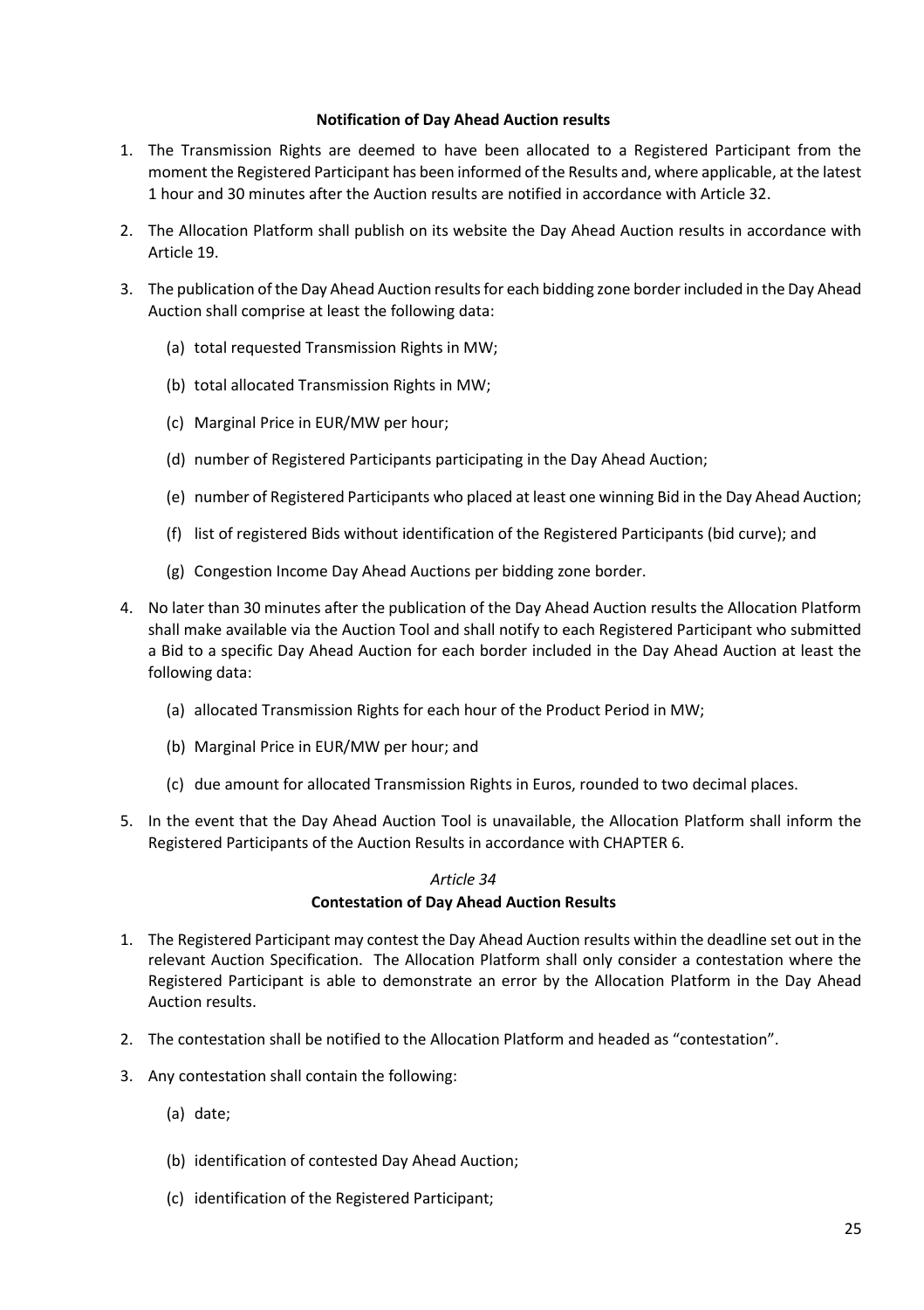**Notification of Day Ahead Auction results**

1. The Transmission Rights are deemed to have been allocated to a Registered Participant from the moment the Registered Participant has been informed of the Results and, where applicable, at the latest 1 hour and 30 minutes after the Auction results are notified in accordance with Article 32.

2. The Allocation Platform shall publish on its website the Day Ahead Auction results in accordance with Article 19.

3. The publication of the Day Ahead Auction results for each bidding zone border included in the Day Ahead Auction shall comprise at least the following data:

   (a) total requested Transmission Rights in MW;

   (b) total allocated Transmission Rights in MW;

   (c) Marginal Price in EUR/MW per hour;

   (d) number of Registered Participants participating in the Day Ahead Auction;

   (e) number of Registered Participants who placed at least one winning Bid in the Day Ahead Auction;

   (f) list of registered Bids without identification of the Registered Participants (bid curve); and

   (g) Congestion Income Day Ahead Auctions per bidding zone border.

4. No later than 30 minutes after the publication of the Day Ahead Auction results the Allocation Platform shall make available via the Auction Tool and shall notify to each Registered Participant who submitted a Bid to a specific Day Ahead Auction for each border included in the Day Ahead Auction at least the following data:

   (a) allocated Transmission Rights for each hour of the Product Period in MW;

   (b) Marginal Price in EUR/MW per hour; and

   (c) due amount for allocated Transmission Rights in Euros, rounded to two decimal places.

5. In the event that the Day Ahead Auction Tool is unavailable, the Allocation Platform shall inform the Registered Participants of the Auction Results in accordance with CHAPTER 6.

*Article 34*

**Contestation of Day Ahead Auction Results**

1. The Registered Participant may contest the Day Ahead Auction results within the deadline set out in the relevant Auction Specification. The Allocation Platform shall only consider a contestation where the Registered Participant is able to demonstrate an error by the Allocation Platform in the Day Ahead Auction results.

2. The contestation shall be notified to the Allocation Platform and headed as "contestation".

3. Any contestation shall contain the following:

   (a) date;

   (b) identification of contested Day Ahead Auction;

   (c) identification of the Registered Participant;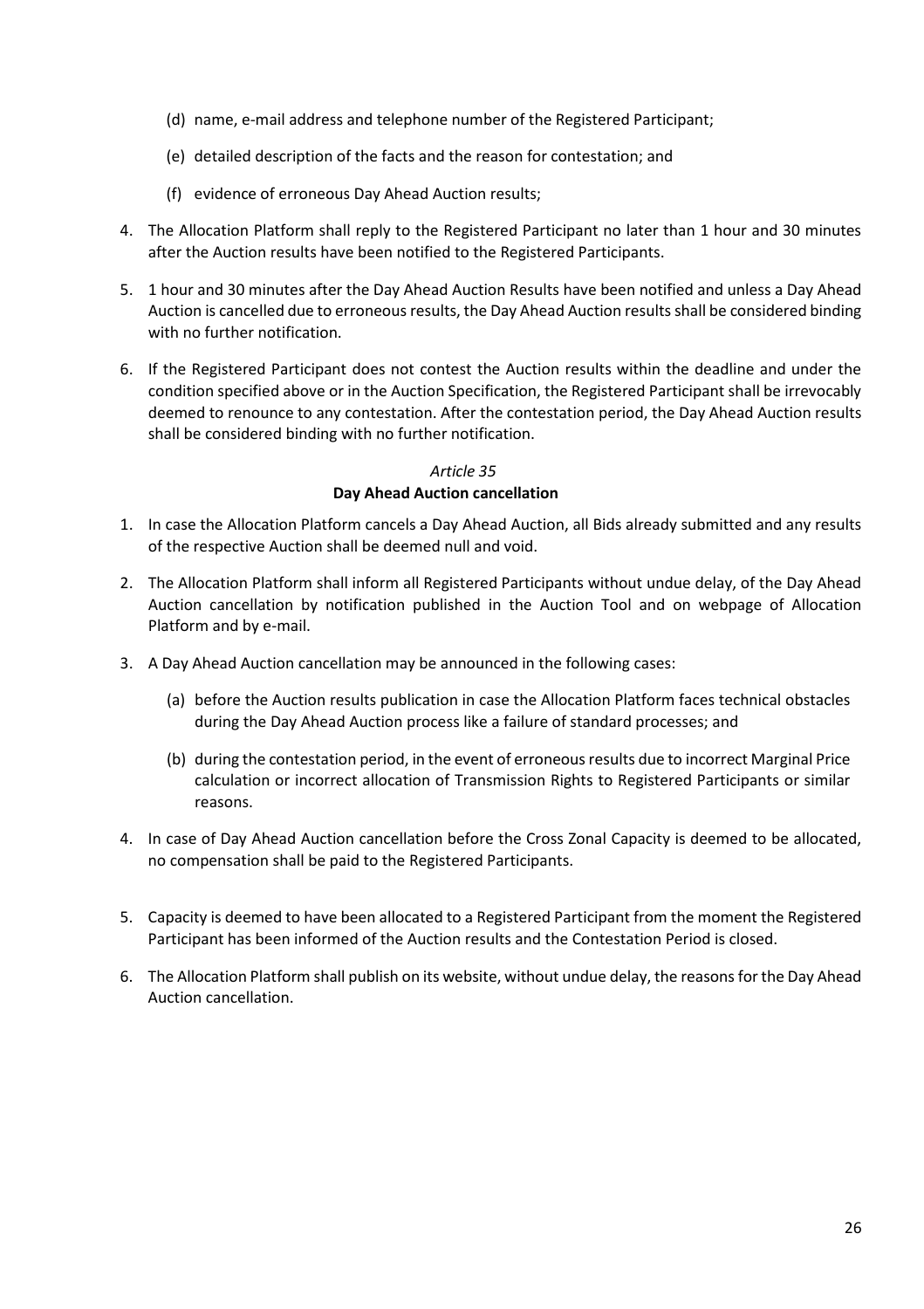(d) name, e-mail address and telephone number of the Registered Participant;

(e) detailed description of the facts and the reason for contestation; and

(f) evidence of erroneous Day Ahead Auction results;

4. The Allocation Platform shall reply to the Registered Participant no later than 1 hour and 30 minutes after the Auction results have been notified to the Registered Participants.

5. 1 hour and 30 minutes after the Day Ahead Auction Results have been notified and unless a Day Ahead Auction is cancelled due to erroneous results, the Day Ahead Auction results shall be considered binding with no further notification.

6. If the Registered Participant does not contest the Auction results within the deadline and under the condition specified above or in the Auction Specification, the Registered Participant shall be irrevocably deemed to renounce to any contestation. After the contestation period, the Day Ahead Auction results shall be considered binding with no further notification.

*Article 35*

**Day Ahead Auction cancellation**

1. In case the Allocation Platform cancels a Day Ahead Auction, all Bids already submitted and any results of the respective Auction shall be deemed null and void.

2. The Allocation Platform shall inform all Registered Participants without undue delay, of the Day Ahead Auction cancellation by notification published in the Auction Tool and on webpage of Allocation Platform and by e-mail.

3. A Day Ahead Auction cancellation may be announced in the following cases:

   (a) before the Auction results publication in case the Allocation Platform faces technical obstacles during the Day Ahead Auction process like a failure of standard processes; and

   (b) during the contestation period, in the event of erroneous results due to incorrect Marginal Price calculation or incorrect allocation of Transmission Rights to Registered Participants or similar reasons.

4. In case of Day Ahead Auction cancellation before the Cross Zonal Capacity is deemed to be allocated, no compensation shall be paid to the Registered Participants.

5. Capacity is deemed to have been allocated to a Registered Participant from the moment the Registered Participant has been informed of the Auction results and the Contestation Period is closed.

6. The Allocation Platform shall publish on its website, without undue delay, the reasons for the Day Ahead Auction cancellation.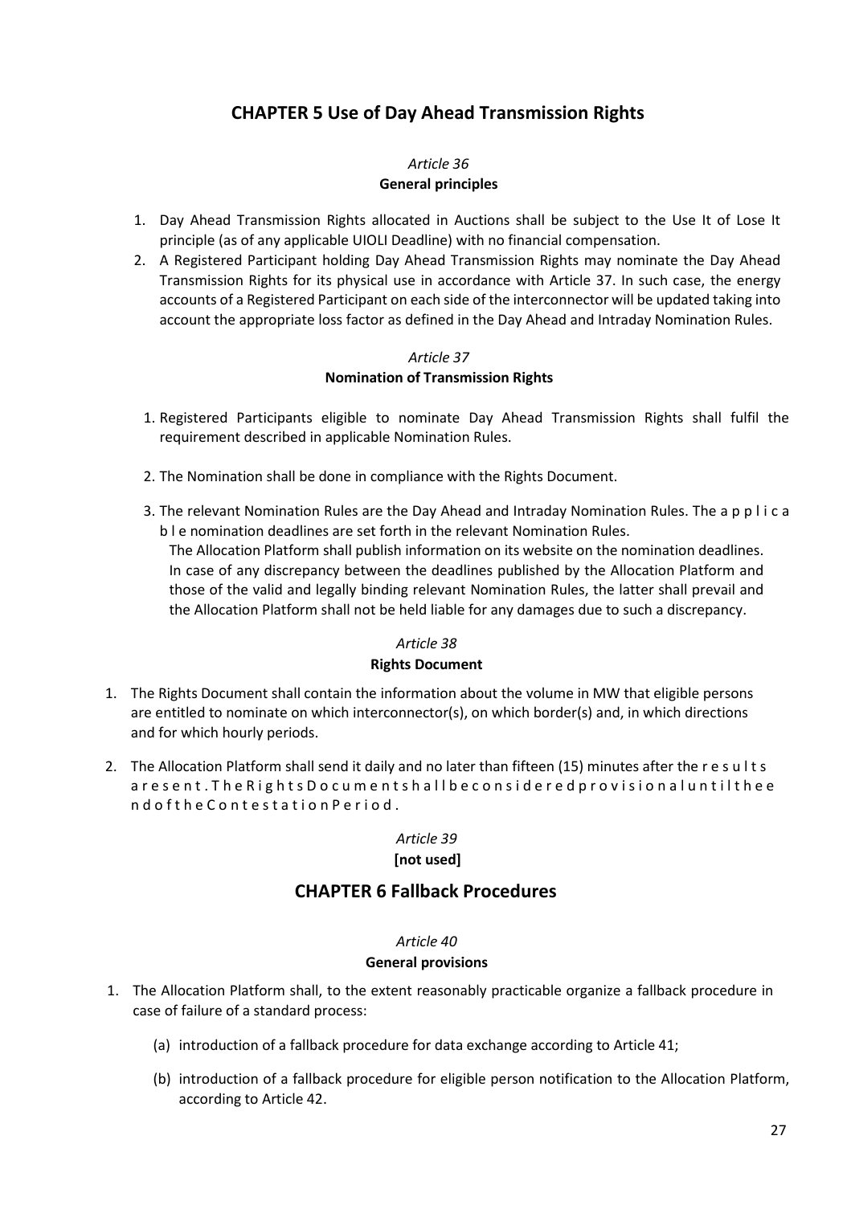## CHAPTER 5 Use of Day Ahead Transmission Rights

### *Article 36*
**General principles**

1. Day Ahead Transmission Rights allocated in Auctions shall be subject to the Use It of Lose It principle (as of any applicable UIOLI Deadline) with no financial compensation.
2. A Registered Participant holding Day Ahead Transmission Rights may nominate the Day Ahead Transmission Rights for its physical use in accordance with Article 37. In such case, the energy accounts of a Registered Participant on each side of the interconnector will be updated taking into account the appropriate loss factor as defined in the Day Ahead and Intraday Nomination Rules.

### *Article 37*
**Nomination of Transmission Rights**

1. Registered Participants eligible to nominate Day Ahead Transmission Rights shall fulfil the requirement described in applicable Nomination Rules.
2. The Nomination shall be done in compliance with the Rights Document.
3. The relevant Nomination Rules are the Day Ahead and Intraday Nomination Rules. The applicable nomination deadlines are set forth in the relevant Nomination Rules.
   The Allocation Platform shall publish information on its website on the nomination deadlines. In case of any discrepancy between the deadlines published by the Allocation Platform and those of the valid and legally binding relevant Nomination Rules, the latter shall prevail and the Allocation Platform shall not be held liable for any damages due to such a discrepancy.

### *Article 38*
**Rights Document**

1. The Rights Document shall contain the information about the volume in MW that eligible persons are entitled to nominate on which interconnector(s), on which border(s) and, in which directions and for which hourly periods.
2. The Allocation Platform shall send it daily and no later than fifteen (15) minutes after the results are sent. The Rights Document shall be considered provisional until the end of the Contestation Period.

### *Article 39*
**[not used]**

## CHAPTER 6 Fallback Procedures

### *Article 40*
**General provisions**

1. The Allocation Platform shall, to the extent reasonably practicable organize a fallback procedure in case of failure of a standard process:
   (a) introduction of a fallback procedure for data exchange according to Article 41;
   (b) introduction of a fallback procedure for eligible person notification to the Allocation Platform, according to Article 42.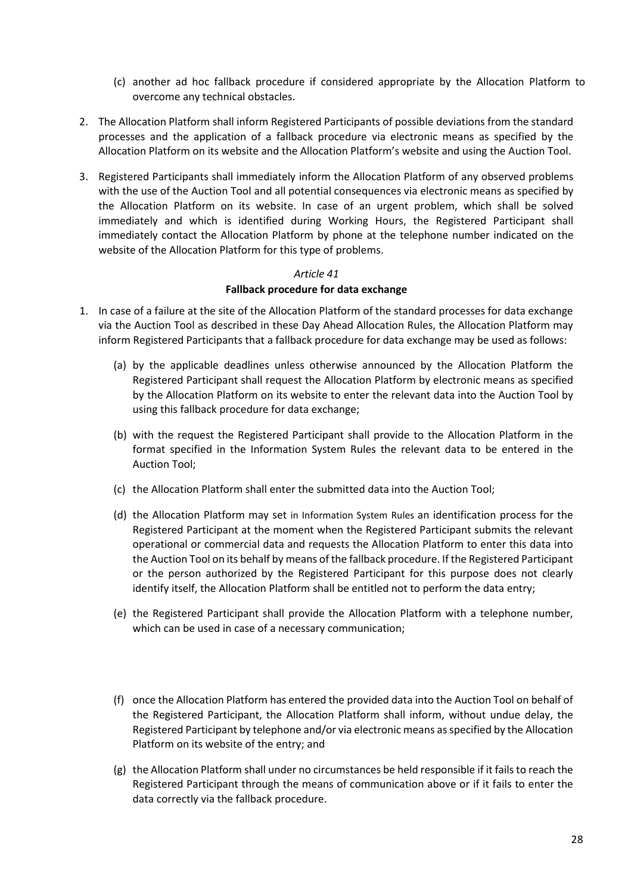(c) another ad hoc fallback procedure if considered appropriate by the Allocation Platform to overcome any technical obstacles.

2. The Allocation Platform shall inform Registered Participants of possible deviations from the standard processes and the application of a fallback procedure via electronic means as specified by the Allocation Platform on its website and the Allocation Platform's website and using the Auction Tool.

3. Registered Participants shall immediately inform the Allocation Platform of any observed problems with the use of the Auction Tool and all potential consequences via electronic means as specified by the Allocation Platform on its website. In case of an urgent problem, which shall be solved immediately and which is identified during Working Hours, the Registered Participant shall immediately contact the Allocation Platform by phone at the telephone number indicated on the website of the Allocation Platform for this type of problems.

*Article 41*

**Fallback procedure for data exchange**

1. In case of a failure at the site of the Allocation Platform of the standard processes for data exchange via the Auction Tool as described in these Day Ahead Allocation Rules, the Allocation Platform may inform Registered Participants that a fallback procedure for data exchange may be used as follows:

   (a) by the applicable deadlines unless otherwise announced by the Allocation Platform the Registered Participant shall request the Allocation Platform by electronic means as specified by the Allocation Platform on its website to enter the relevant data into the Auction Tool by using this fallback procedure for data exchange;

   (b) with the request the Registered Participant shall provide to the Allocation Platform in the format specified in the Information System Rules the relevant data to be entered in the Auction Tool;

   (c) the Allocation Platform shall enter the submitted data into the Auction Tool;

   (d) the Allocation Platform may set in Information System Rules an identification process for the Registered Participant at the moment when the Registered Participant submits the relevant operational or commercial data and requests the Allocation Platform to enter this data into the Auction Tool on its behalf by means of the fallback procedure. If the Registered Participant or the person authorized by the Registered Participant for this purpose does not clearly identify itself, the Allocation Platform shall be entitled not to perform the data entry;

   (e) the Registered Participant shall provide the Allocation Platform with a telephone number, which can be used in case of a necessary communication;

   (f) once the Allocation Platform has entered the provided data into the Auction Tool on behalf of the Registered Participant, the Allocation Platform shall inform, without undue delay, the Registered Participant by telephone and/or via electronic means as specified by the Allocation Platform on its website of the entry; and

   (g) the Allocation Platform shall under no circumstances be held responsible if it fails to reach the Registered Participant through the means of communication above or if it fails to enter the data correctly via the fallback procedure.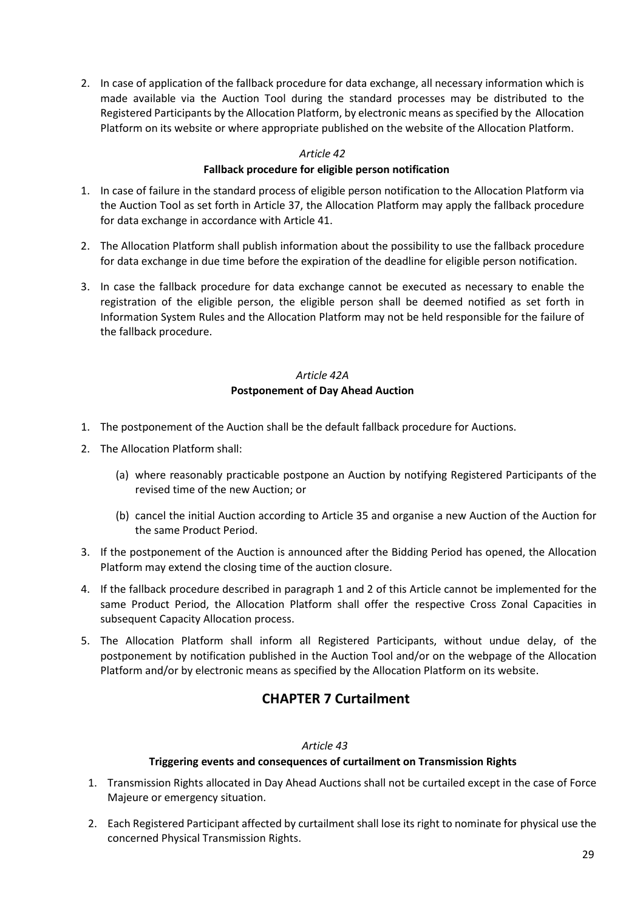2. In case of application of the fallback procedure for data exchange, all necessary information which is made available via the Auction Tool during the standard processes may be distributed to the Registered Participants by the Allocation Platform, by electronic means as specified by the Allocation Platform on its website or where appropriate published on the website of the Allocation Platform.

*Article 42*

**Fallback procedure for eligible person notification**

1. In case of failure in the standard process of eligible person notification to the Allocation Platform via the Auction Tool as set forth in Article 37, the Allocation Platform may apply the fallback procedure for data exchange in accordance with Article 41.
2. The Allocation Platform shall publish information about the possibility to use the fallback procedure for data exchange in due time before the expiration of the deadline for eligible person notification.
3. In case the fallback procedure for data exchange cannot be executed as necessary to enable the registration of the eligible person, the eligible person shall be deemed notified as set forth in Information System Rules and the Allocation Platform may not be held responsible for the failure of the fallback procedure.

*Article 42A*

**Postponement of Day Ahead Auction**

1. The postponement of the Auction shall be the default fallback procedure for Auctions.
2. The Allocation Platform shall:
   - (a) where reasonably practicable postpone an Auction by notifying Registered Participants of the revised time of the new Auction; or
   - (b) cancel the initial Auction according to Article 35 and organise a new Auction of the Auction for the same Product Period.
3. If the postponement of the Auction is announced after the Bidding Period has opened, the Allocation Platform may extend the closing time of the auction closure.
4. If the fallback procedure described in paragraph 1 and 2 of this Article cannot be implemented for the same Product Period, the Allocation Platform shall offer the respective Cross Zonal Capacities in subsequent Capacity Allocation process.
5. The Allocation Platform shall inform all Registered Participants, without undue delay, of the postponement by notification published in the Auction Tool and/or on the webpage of the Allocation Platform and/or by electronic means as specified by the Allocation Platform on its website.

## CHAPTER 7 Curtailment

*Article 43*

**Triggering events and consequences of curtailment on Transmission Rights**

1. Transmission Rights allocated in Day Ahead Auctions shall not be curtailed except in the case of Force Majeure or emergency situation.
2. Each Registered Participant affected by curtailment shall lose its right to nominate for physical use the concerned Physical Transmission Rights.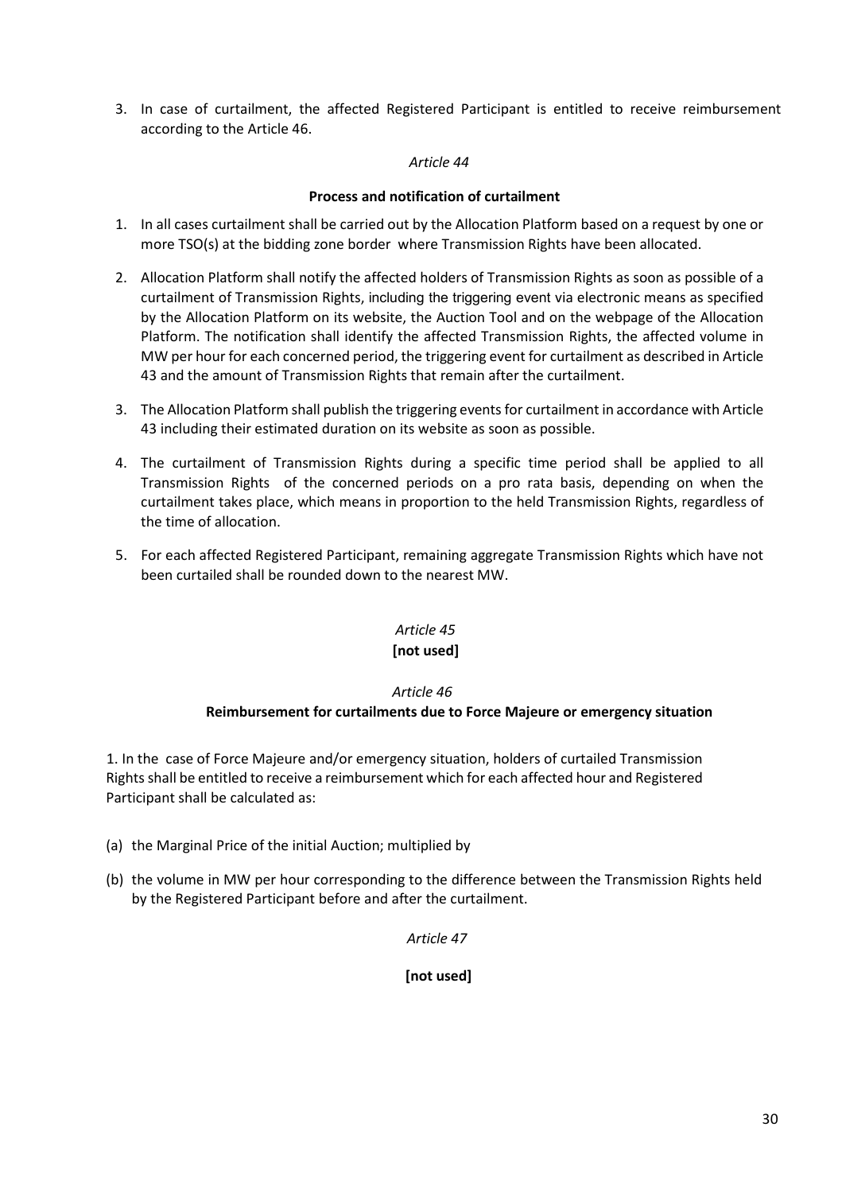3. In case of curtailment, the affected Registered Participant is entitled to receive reimbursement according to the Article 46.

*Article 44*

**Process and notification of curtailment**

1. In all cases curtailment shall be carried out by the Allocation Platform based on a request by one or more TSO(s) at the bidding zone border where Transmission Rights have been allocated.

2. Allocation Platform shall notify the affected holders of Transmission Rights as soon as possible of a curtailment of Transmission Rights, including the triggering event via electronic means as specified by the Allocation Platform on its website, the Auction Tool and on the webpage of the Allocation Platform. The notification shall identify the affected Transmission Rights, the affected volume in MW per hour for each concerned period, the triggering event for curtailment as described in Article 43 and the amount of Transmission Rights that remain after the curtailment.

3. The Allocation Platform shall publish the triggering events for curtailment in accordance with Article 43 including their estimated duration on its website as soon as possible.

4. The curtailment of Transmission Rights during a specific time period shall be applied to all Transmission Rights of the concerned periods on a pro rata basis, depending on when the curtailment takes place, which means in proportion to the held Transmission Rights, regardless of the time of allocation.

5. For each affected Registered Participant, remaining aggregate Transmission Rights which have not been curtailed shall be rounded down to the nearest MW.

*Article 45*

**[not used]**

*Article 46*

**Reimbursement for curtailments due to Force Majeure or emergency situation**

1. In the case of Force Majeure and/or emergency situation, holders of curtailed Transmission Rights shall be entitled to receive a reimbursement which for each affected hour and Registered Participant shall be calculated as:

(a) the Marginal Price of the initial Auction; multiplied by

(b) the volume in MW per hour corresponding to the difference between the Transmission Rights held by the Registered Participant before and after the curtailment.

*Article 47*

**[not used]**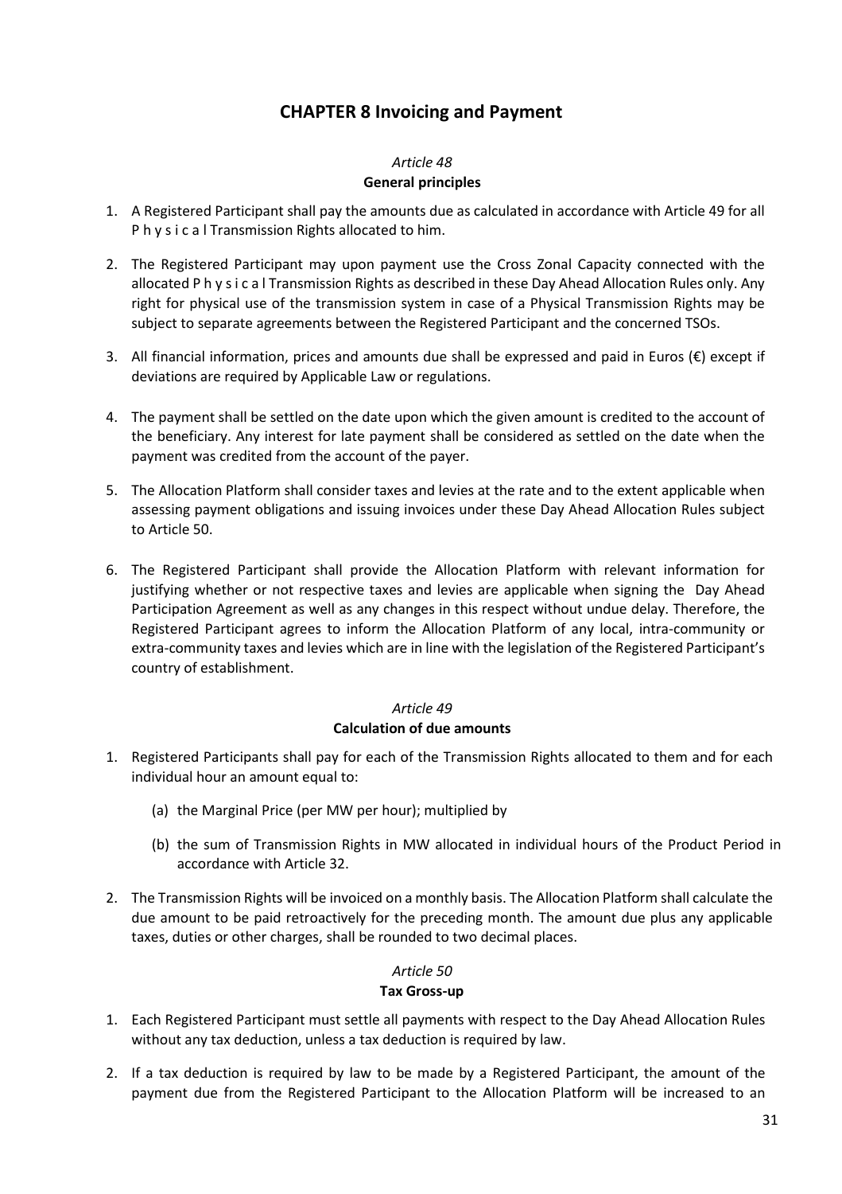# CHAPTER 8 Invoicing and Payment

*Article 48*
**General principles**

1. A Registered Participant shall pay the amounts due as calculated in accordance with Article 49 for all P h y s i c a l Transmission Rights allocated to him.

2. The Registered Participant may upon payment use the Cross Zonal Capacity connected with the allocated P h y s i c a l Transmission Rights as described in these Day Ahead Allocation Rules only. Any right for physical use of the transmission system in case of a Physical Transmission Rights may be subject to separate agreements between the Registered Participant and the concerned TSOs.

3. All financial information, prices and amounts due shall be expressed and paid in Euros (€) except if deviations are required by Applicable Law or regulations.

4. The payment shall be settled on the date upon which the given amount is credited to the account of the beneficiary. Any interest for late payment shall be considered as settled on the date when the payment was credited from the account of the payer.

5. The Allocation Platform shall consider taxes and levies at the rate and to the extent applicable when assessing payment obligations and issuing invoices under these Day Ahead Allocation Rules subject to Article 50.

6. The Registered Participant shall provide the Allocation Platform with relevant information for justifying whether or not respective taxes and levies are applicable when signing the Day Ahead Participation Agreement as well as any changes in this respect without undue delay. Therefore, the Registered Participant agrees to inform the Allocation Platform of any local, intra-community or extra-community taxes and levies which are in line with the legislation of the Registered Participant's country of establishment.

*Article 49*
**Calculation of due amounts**

1. Registered Participants shall pay for each of the Transmission Rights allocated to them and for each individual hour an amount equal to:

   (a) the Marginal Price (per MW per hour); multiplied by

   (b) the sum of Transmission Rights in MW allocated in individual hours of the Product Period in accordance with Article 32.

2. The Transmission Rights will be invoiced on a monthly basis. The Allocation Platform shall calculate the due amount to be paid retroactively for the preceding month. The amount due plus any applicable taxes, duties or other charges, shall be rounded to two decimal places.

*Article 50*
**Tax Gross-up**

1. Each Registered Participant must settle all payments with respect to the Day Ahead Allocation Rules without any tax deduction, unless a tax deduction is required by law.

2. If a tax deduction is required by law to be made by a Registered Participant, the amount of the payment due from the Registered Participant to the Allocation Platform will be increased to an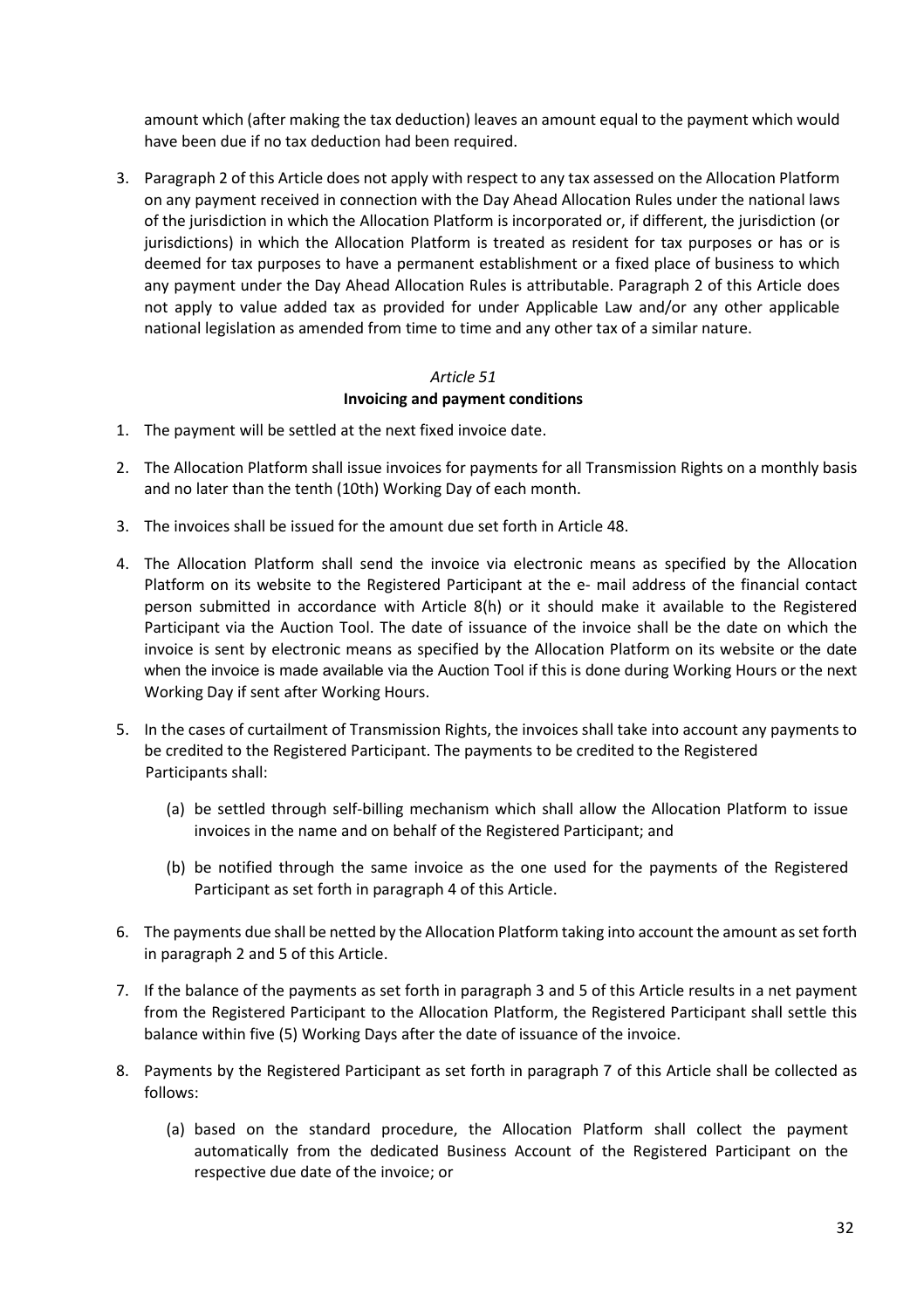amount which (after making the tax deduction) leaves an amount equal to the payment which would have been due if no tax deduction had been required.

3. Paragraph 2 of this Article does not apply with respect to any tax assessed on the Allocation Platform on any payment received in connection with the Day Ahead Allocation Rules under the national laws of the jurisdiction in which the Allocation Platform is incorporated or, if different, the jurisdiction (or jurisdictions) in which the Allocation Platform is treated as resident for tax purposes or has or is deemed for tax purposes to have a permanent establishment or a fixed place of business to which any payment under the Day Ahead Allocation Rules is attributable. Paragraph 2 of this Article does not apply to value added tax as provided for under Applicable Law and/or any other applicable national legislation as amended from time to time and any other tax of a similar nature.

*Article 51*

**Invoicing and payment conditions**

1. The payment will be settled at the next fixed invoice date.

2. The Allocation Platform shall issue invoices for payments for all Transmission Rights on a monthly basis and no later than the tenth (10th) Working Day of each month.

3. The invoices shall be issued for the amount due set forth in Article 48.

4. The Allocation Platform shall send the invoice via electronic means as specified by the Allocation Platform on its website to the Registered Participant at the e- mail address of the financial contact person submitted in accordance with Article 8(h) or it should make it available to the Registered Participant via the Auction Tool. The date of issuance of the invoice shall be the date on which the invoice is sent by electronic means as specified by the Allocation Platform on its website or the date when the invoice is made available via the Auction Tool if this is done during Working Hours or the next Working Day if sent after Working Hours.

5. In the cases of curtailment of Transmission Rights, the invoices shall take into account any payments to be credited to the Registered Participant. The payments to be credited to the Registered Participants shall:

   (a) be settled through self-billing mechanism which shall allow the Allocation Platform to issue invoices in the name and on behalf of the Registered Participant; and

   (b) be notified through the same invoice as the one used for the payments of the Registered Participant as set forth in paragraph 4 of this Article.

6. The payments due shall be netted by the Allocation Platform taking into account the amount as set forth in paragraph 2 and 5 of this Article.

7. If the balance of the payments as set forth in paragraph 3 and 5 of this Article results in a net payment from the Registered Participant to the Allocation Platform, the Registered Participant shall settle this balance within five (5) Working Days after the date of issuance of the invoice.

8. Payments by the Registered Participant as set forth in paragraph 7 of this Article shall be collected as follows:

   (a) based on the standard procedure, the Allocation Platform shall collect the payment automatically from the dedicated Business Account of the Registered Participant on the respective due date of the invoice; or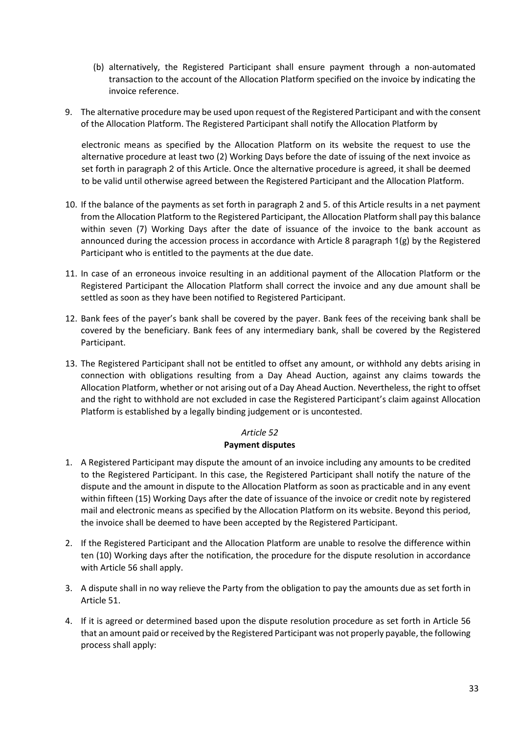(b) alternatively, the Registered Participant shall ensure payment through a non-automated transaction to the account of the Allocation Platform specified on the invoice by indicating the invoice reference.

9. The alternative procedure may be used upon request of the Registered Participant and with the consent of the Allocation Platform. The Registered Participant shall notify the Allocation Platform by electronic means as specified by the Allocation Platform on its website the request to use the alternative procedure at least two (2) Working Days before the date of issuing of the next invoice as set forth in paragraph 2 of this Article. Once the alternative procedure is agreed, it shall be deemed to be valid until otherwise agreed between the Registered Participant and the Allocation Platform.

10. If the balance of the payments as set forth in paragraph 2 and 5. of this Article results in a net payment from the Allocation Platform to the Registered Participant, the Allocation Platform shall pay this balance within seven (7) Working Days after the date of issuance of the invoice to the bank account as announced during the accession process in accordance with Article 8 paragraph 1(g) by the Registered Participant who is entitled to the payments at the due date.

11. In case of an erroneous invoice resulting in an additional payment of the Allocation Platform or the Registered Participant the Allocation Platform shall correct the invoice and any due amount shall be settled as soon as they have been notified to Registered Participant.

12. Bank fees of the payer's bank shall be covered by the payer. Bank fees of the receiving bank shall be covered by the beneficiary. Bank fees of any intermediary bank, shall be covered by the Registered Participant.

13. The Registered Participant shall not be entitled to offset any amount, or withhold any debts arising in connection with obligations resulting from a Day Ahead Auction, against any claims towards the Allocation Platform, whether or not arising out of a Day Ahead Auction. Nevertheless, the right to offset and the right to withhold are not excluded in case the Registered Participant's claim against Allocation Platform is established by a legally binding judgement or is uncontested.

*Article 52*

**Payment disputes**

1. A Registered Participant may dispute the amount of an invoice including any amounts to be credited to the Registered Participant. In this case, the Registered Participant shall notify the nature of the dispute and the amount in dispute to the Allocation Platform as soon as practicable and in any event within fifteen (15) Working Days after the date of issuance of the invoice or credit note by registered mail and electronic means as specified by the Allocation Platform on its website. Beyond this period, the invoice shall be deemed to have been accepted by the Registered Participant.

2. If the Registered Participant and the Allocation Platform are unable to resolve the difference within ten (10) Working days after the notification, the procedure for the dispute resolution in accordance with Article 56 shall apply.

3. A dispute shall in no way relieve the Party from the obligation to pay the amounts due as set forth in Article 51.

4. If it is agreed or determined based upon the dispute resolution procedure as set forth in Article 56 that an amount paid or received by the Registered Participant was not properly payable, the following process shall apply: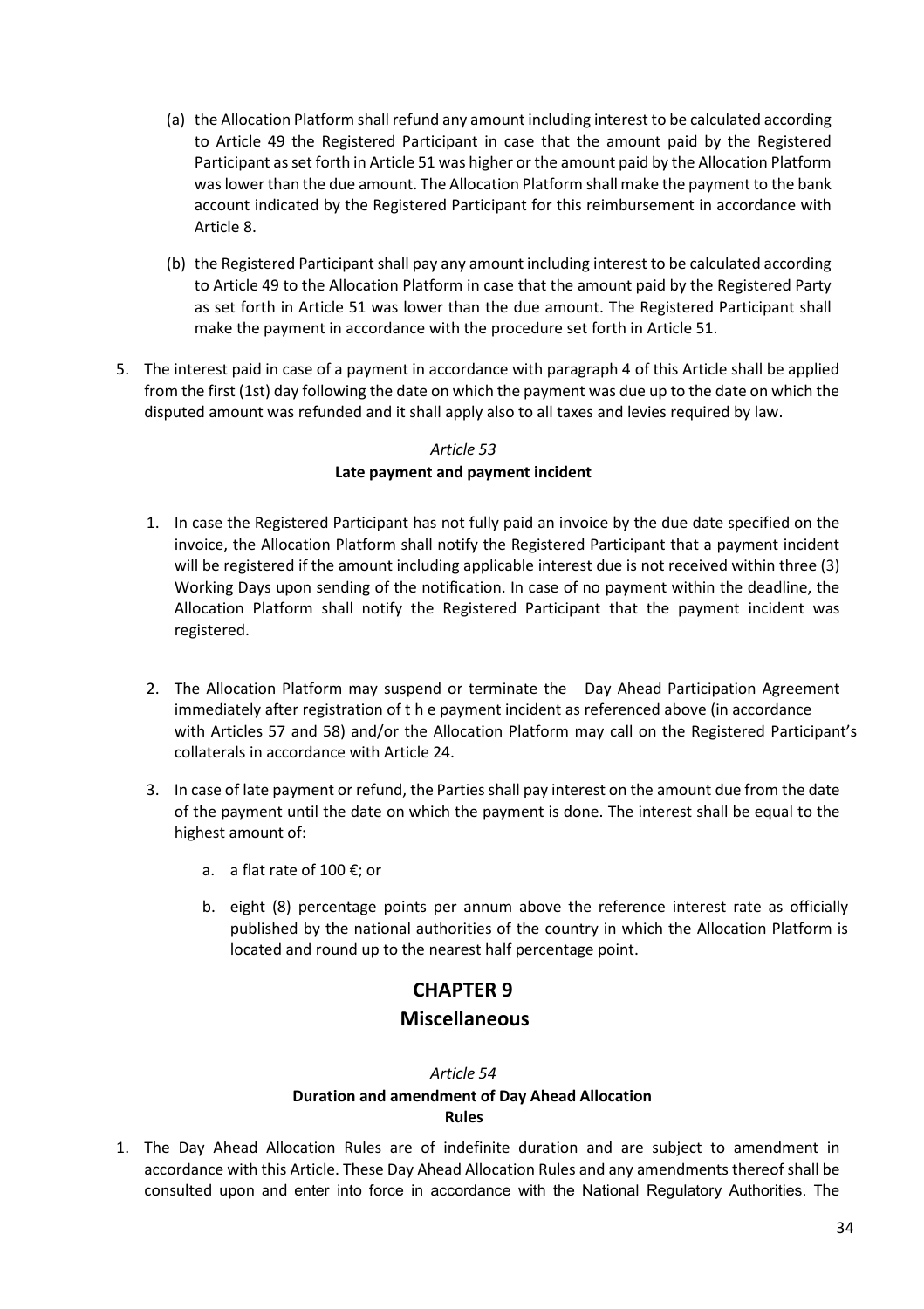(a) the Allocation Platform shall refund any amount including interest to be calculated according to Article 49 the Registered Participant in case that the amount paid by the Registered Participant as set forth in Article 51 was higher or the amount paid by the Allocation Platform was lower than the due amount. The Allocation Platform shall make the payment to the bank account indicated by the Registered Participant for this reimbursement in accordance with Article 8.

(b) the Registered Participant shall pay any amount including interest to be calculated according to Article 49 to the Allocation Platform in case that the amount paid by the Registered Party as set forth in Article 51 was lower than the due amount. The Registered Participant shall make the payment in accordance with the procedure set forth in Article 51.

5. The interest paid in case of a payment in accordance with paragraph 4 of this Article shall be applied from the first (1st) day following the date on which the payment was due up to the date on which the disputed amount was refunded and it shall apply also to all taxes and levies required by law.

*Article 53*

**Late payment and payment incident**

1. In case the Registered Participant has not fully paid an invoice by the due date specified on the invoice, the Allocation Platform shall notify the Registered Participant that a payment incident will be registered if the amount including applicable interest due is not received within three (3) Working Days upon sending of the notification. In case of no payment within the deadline, the Allocation Platform shall notify the Registered Participant that the payment incident was registered.

2. The Allocation Platform may suspend or terminate the Day Ahead Participation Agreement immediately after registration of t h e payment incident as referenced above (in accordance with Articles 57 and 58) and/or the Allocation Platform may call on the Registered Participant's collaterals in accordance with Article 24.

3. In case of late payment or refund, the Parties shall pay interest on the amount due from the date of the payment until the date on which the payment is done. The interest shall be equal to the highest amount of:

   a. a flat rate of 100 €; or

   b. eight (8) percentage points per annum above the reference interest rate as officially published by the national authorities of the country in which the Allocation Platform is located and round up to the nearest half percentage point.

## CHAPTER 9

## Miscellaneous

*Article 54*

**Duration and amendment of Day Ahead Allocation Rules**

1. The Day Ahead Allocation Rules are of indefinite duration and are subject to amendment in accordance with this Article. These Day Ahead Allocation Rules and any amendments thereof shall be consulted upon and enter into force in accordance with the National Regulatory Authorities. The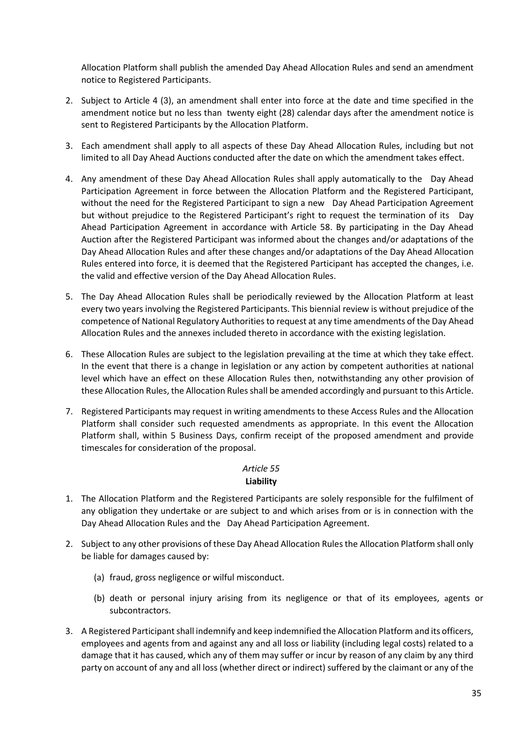Allocation Platform shall publish the amended Day Ahead Allocation Rules and send an amendment notice to Registered Participants.

2. Subject to Article 4 (3), an amendment shall enter into force at the date and time specified in the amendment notice but no less than twenty eight (28) calendar days after the amendment notice is sent to Registered Participants by the Allocation Platform.

3. Each amendment shall apply to all aspects of these Day Ahead Allocation Rules, including but not limited to all Day Ahead Auctions conducted after the date on which the amendment takes effect.

4. Any amendment of these Day Ahead Allocation Rules shall apply automatically to the Day Ahead Participation Agreement in force between the Allocation Platform and the Registered Participant, without the need for the Registered Participant to sign a new Day Ahead Participation Agreement but without prejudice to the Registered Participant's right to request the termination of its Day Ahead Participation Agreement in accordance with Article 58. By participating in the Day Ahead Auction after the Registered Participant was informed about the changes and/or adaptations of the Day Ahead Allocation Rules and after these changes and/or adaptations of the Day Ahead Allocation Rules entered into force, it is deemed that the Registered Participant has accepted the changes, i.e. the valid and effective version of the Day Ahead Allocation Rules.

5. The Day Ahead Allocation Rules shall be periodically reviewed by the Allocation Platform at least every two years involving the Registered Participants. This biennial review is without prejudice of the competence of National Regulatory Authorities to request at any time amendments of the Day Ahead Allocation Rules and the annexes included thereto in accordance with the existing legislation.

6. These Allocation Rules are subject to the legislation prevailing at the time at which they take effect. In the event that there is a change in legislation or any action by competent authorities at national level which have an effect on these Allocation Rules then, notwithstanding any other provision of these Allocation Rules, the Allocation Rules shall be amended accordingly and pursuant to this Article.

7. Registered Participants may request in writing amendments to these Access Rules and the Allocation Platform shall consider such requested amendments as appropriate. In this event the Allocation Platform shall, within 5 Business Days, confirm receipt of the proposed amendment and provide timescales for consideration of the proposal.

### *Article 55*
### **Liability**

1. The Allocation Platform and the Registered Participants are solely responsible for the fulfilment of any obligation they undertake or are subject to and which arises from or is in connection with the Day Ahead Allocation Rules and the Day Ahead Participation Agreement.

2. Subject to any other provisions of these Day Ahead Allocation Rules the Allocation Platform shall only be liable for damages caused by:

   (a) fraud, gross negligence or wilful misconduct.

   (b) death or personal injury arising from its negligence or that of its employees, agents or subcontractors.

3. A Registered Participant shall indemnify and keep indemnified the Allocation Platform and its officers, employees and agents from and against any and all loss or liability (including legal costs) related to a damage that it has caused, which any of them may suffer or incur by reason of any claim by any third party on account of any and all loss (whether direct or indirect) suffered by the claimant or any of the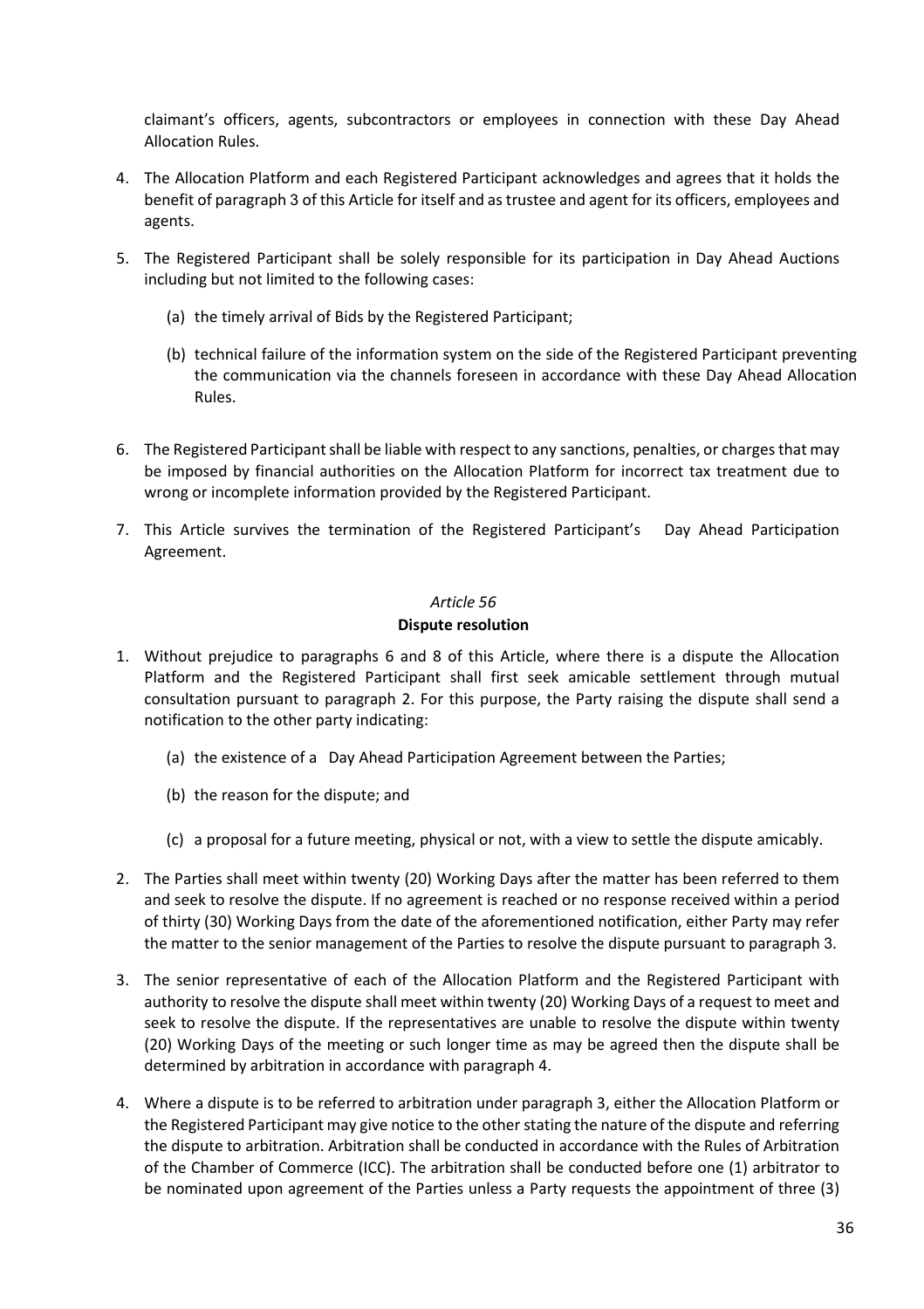claimant's officers, agents, subcontractors or employees in connection with these Day Ahead Allocation Rules.

4. The Allocation Platform and each Registered Participant acknowledges and agrees that it holds the benefit of paragraph 3 of this Article for itself and as trustee and agent for its officers, employees and agents.

5. The Registered Participant shall be solely responsible for its participation in Day Ahead Auctions including but not limited to the following cases:

   (a) the timely arrival of Bids by the Registered Participant;

   (b) technical failure of the information system on the side of the Registered Participant preventing the communication via the channels foreseen in accordance with these Day Ahead Allocation Rules.

6. The Registered Participant shall be liable with respect to any sanctions, penalties, or charges that may be imposed by financial authorities on the Allocation Platform for incorrect tax treatment due to wrong or incomplete information provided by the Registered Participant.

7. This Article survives the termination of the Registered Participant's Day Ahead Participation Agreement.

*Article 56*

**Dispute resolution**

1. Without prejudice to paragraphs 6 and 8 of this Article, where there is a dispute the Allocation Platform and the Registered Participant shall first seek amicable settlement through mutual consultation pursuant to paragraph 2. For this purpose, the Party raising the dispute shall send a notification to the other party indicating:

   (a) the existence of a Day Ahead Participation Agreement between the Parties;

   (b) the reason for the dispute; and

   (c) a proposal for a future meeting, physical or not, with a view to settle the dispute amicably.

2. The Parties shall meet within twenty (20) Working Days after the matter has been referred to them and seek to resolve the dispute. If no agreement is reached or no response received within a period of thirty (30) Working Days from the date of the aforementioned notification, either Party may refer the matter to the senior management of the Parties to resolve the dispute pursuant to paragraph 3.

3. The senior representative of each of the Allocation Platform and the Registered Participant with authority to resolve the dispute shall meet within twenty (20) Working Days of a request to meet and seek to resolve the dispute. If the representatives are unable to resolve the dispute within twenty (20) Working Days of the meeting or such longer time as may be agreed then the dispute shall be determined by arbitration in accordance with paragraph 4.

4. Where a dispute is to be referred to arbitration under paragraph 3, either the Allocation Platform or the Registered Participant may give notice to the other stating the nature of the dispute and referring the dispute to arbitration. Arbitration shall be conducted in accordance with the Rules of Arbitration of the Chamber of Commerce (ICC). The arbitration shall be conducted before one (1) arbitrator to be nominated upon agreement of the Parties unless a Party requests the appointment of three (3)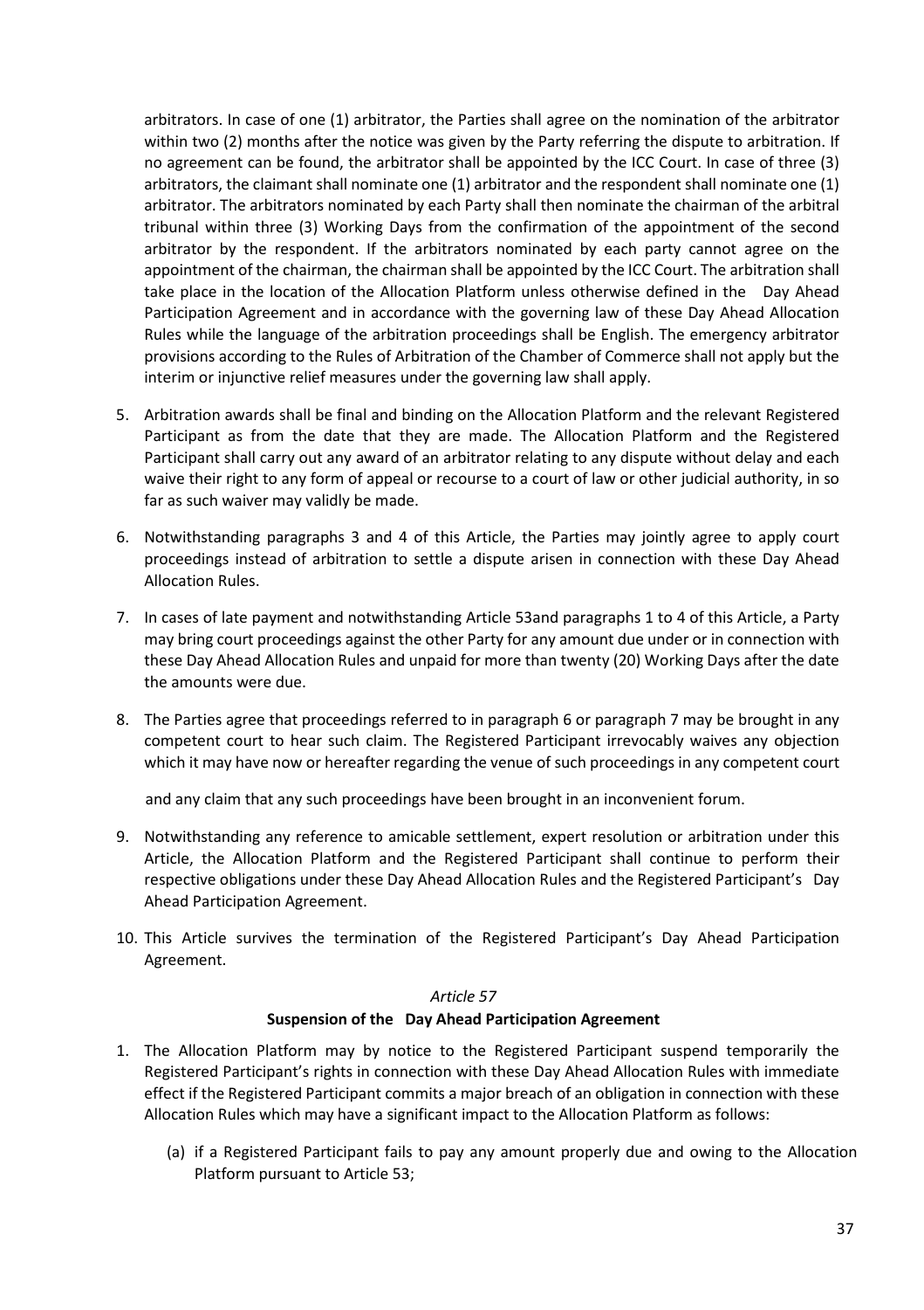arbitrators. In case of one (1) arbitrator, the Parties shall agree on the nomination of the arbitrator within two (2) months after the notice was given by the Party referring the dispute to arbitration. If no agreement can be found, the arbitrator shall be appointed by the ICC Court. In case of three (3) arbitrators, the claimant shall nominate one (1) arbitrator and the respondent shall nominate one (1) arbitrator. The arbitrators nominated by each Party shall then nominate the chairman of the arbitral tribunal within three (3) Working Days from the confirmation of the appointment of the second arbitrator by the respondent. If the arbitrators nominated by each party cannot agree on the appointment of the chairman, the chairman shall be appointed by the ICC Court. The arbitration shall take place in the location of the Allocation Platform unless otherwise defined in the Day Ahead Participation Agreement and in accordance with the governing law of these Day Ahead Allocation Rules while the language of the arbitration proceedings shall be English. The emergency arbitrator provisions according to the Rules of Arbitration of the Chamber of Commerce shall not apply but the interim or injunctive relief measures under the governing law shall apply.

5. Arbitration awards shall be final and binding on the Allocation Platform and the relevant Registered Participant as from the date that they are made. The Allocation Platform and the Registered Participant shall carry out any award of an arbitrator relating to any dispute without delay and each waive their right to any form of appeal or recourse to a court of law or other judicial authority, in so far as such waiver may validly be made.

6. Notwithstanding paragraphs 3 and 4 of this Article, the Parties may jointly agree to apply court proceedings instead of arbitration to settle a dispute arisen in connection with these Day Ahead Allocation Rules.

7. In cases of late payment and notwithstanding Article 53and paragraphs 1 to 4 of this Article, a Party may bring court proceedings against the other Party for any amount due under or in connection with these Day Ahead Allocation Rules and unpaid for more than twenty (20) Working Days after the date the amounts were due.

8. The Parties agree that proceedings referred to in paragraph 6 or paragraph 7 may be brought in any competent court to hear such claim. The Registered Participant irrevocably waives any objection which it may have now or hereafter regarding the venue of such proceedings in any competent court and any claim that any such proceedings have been brought in an inconvenient forum.

9. Notwithstanding any reference to amicable settlement, expert resolution or arbitration under this Article, the Allocation Platform and the Registered Participant shall continue to perform their respective obligations under these Day Ahead Allocation Rules and the Registered Participant's Day Ahead Participation Agreement.

10. This Article survives the termination of the Registered Participant's Day Ahead Participation Agreement.

*Article 57*

**Suspension of the Day Ahead Participation Agreement**

1. The Allocation Platform may by notice to the Registered Participant suspend temporarily the Registered Participant's rights in connection with these Day Ahead Allocation Rules with immediate effect if the Registered Participant commits a major breach of an obligation in connection with these Allocation Rules which may have a significant impact to the Allocation Platform as follows:

   (a) if a Registered Participant fails to pay any amount properly due and owing to the Allocation Platform pursuant to Article 53;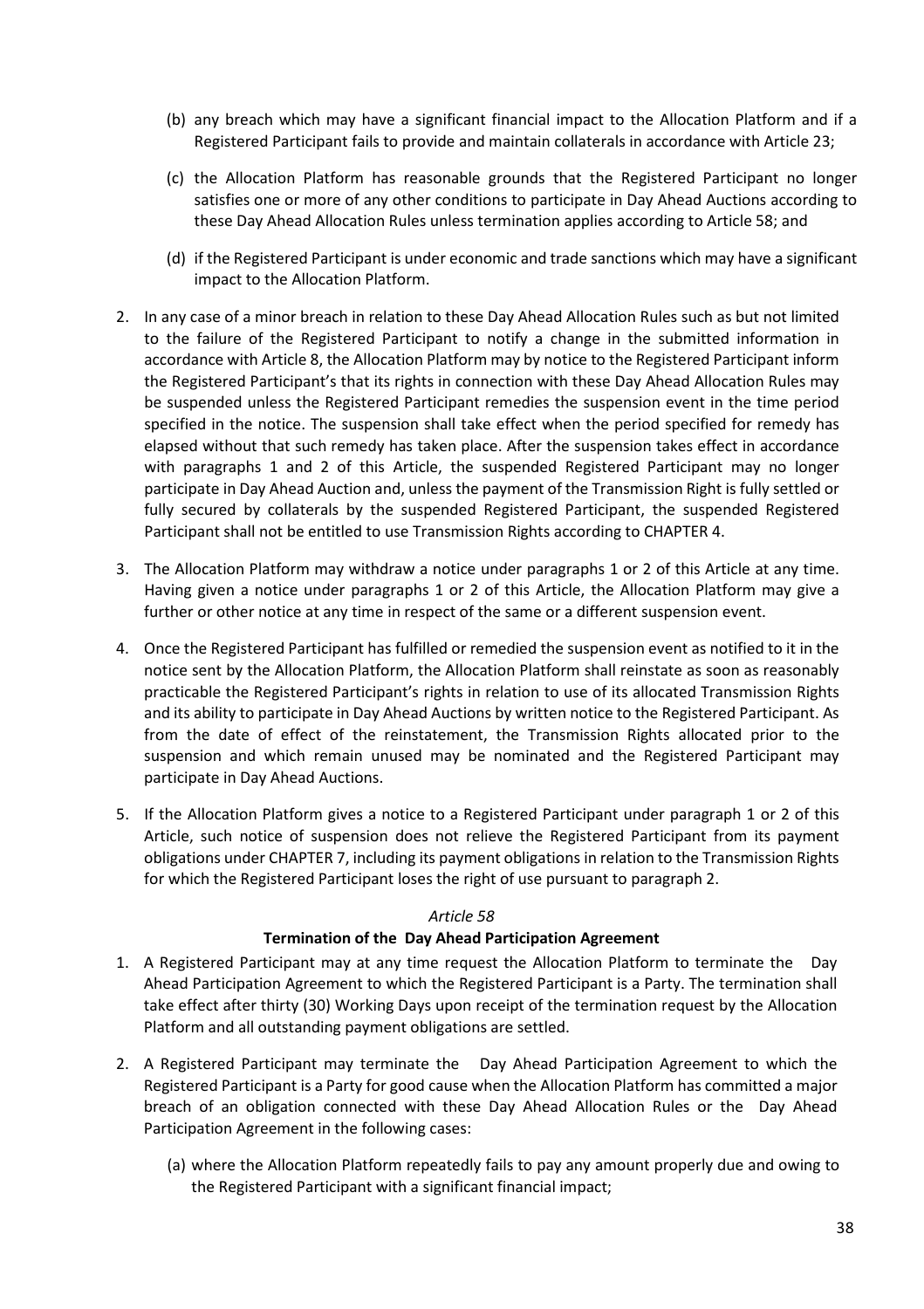(b) any breach which may have a significant financial impact to the Allocation Platform and if a Registered Participant fails to provide and maintain collaterals in accordance with Article 23;

(c) the Allocation Platform has reasonable grounds that the Registered Participant no longer satisfies one or more of any other conditions to participate in Day Ahead Auctions according to these Day Ahead Allocation Rules unless termination applies according to Article 58; and

(d) if the Registered Participant is under economic and trade sanctions which may have a significant impact to the Allocation Platform.

2. In any case of a minor breach in relation to these Day Ahead Allocation Rules such as but not limited to the failure of the Registered Participant to notify a change in the submitted information in accordance with Article 8, the Allocation Platform may by notice to the Registered Participant inform the Registered Participant's that its rights in connection with these Day Ahead Allocation Rules may be suspended unless the Registered Participant remedies the suspension event in the time period specified in the notice. The suspension shall take effect when the period specified for remedy has elapsed without that such remedy has taken place. After the suspension takes effect in accordance with paragraphs 1 and 2 of this Article, the suspended Registered Participant may no longer participate in Day Ahead Auction and, unless the payment of the Transmission Right is fully settled or fully secured by collaterals by the suspended Registered Participant, the suspended Registered Participant shall not be entitled to use Transmission Rights according to CHAPTER 4.

3. The Allocation Platform may withdraw a notice under paragraphs 1 or 2 of this Article at any time. Having given a notice under paragraphs 1 or 2 of this Article, the Allocation Platform may give a further or other notice at any time in respect of the same or a different suspension event.

4. Once the Registered Participant has fulfilled or remedied the suspension event as notified to it in the notice sent by the Allocation Platform, the Allocation Platform shall reinstate as soon as reasonably practicable the Registered Participant's rights in relation to use of its allocated Transmission Rights and its ability to participate in Day Ahead Auctions by written notice to the Registered Participant. As from the date of effect of the reinstatement, the Transmission Rights allocated prior to the suspension and which remain unused may be nominated and the Registered Participant may participate in Day Ahead Auctions.

5. If the Allocation Platform gives a notice to a Registered Participant under paragraph 1 or 2 of this Article, such notice of suspension does not relieve the Registered Participant from its payment obligations under CHAPTER 7, including its payment obligations in relation to the Transmission Rights for which the Registered Participant loses the right of use pursuant to paragraph 2.

*Article 58*

**Termination of the Day Ahead Participation Agreement**

1. A Registered Participant may at any time request the Allocation Platform to terminate the Day Ahead Participation Agreement to which the Registered Participant is a Party. The termination shall take effect after thirty (30) Working Days upon receipt of the termination request by the Allocation Platform and all outstanding payment obligations are settled.

2. A Registered Participant may terminate the Day Ahead Participation Agreement to which the Registered Participant is a Party for good cause when the Allocation Platform has committed a major breach of an obligation connected with these Day Ahead Allocation Rules or the Day Ahead Participation Agreement in the following cases:

   (a) where the Allocation Platform repeatedly fails to pay any amount properly due and owing to the Registered Participant with a significant financial impact;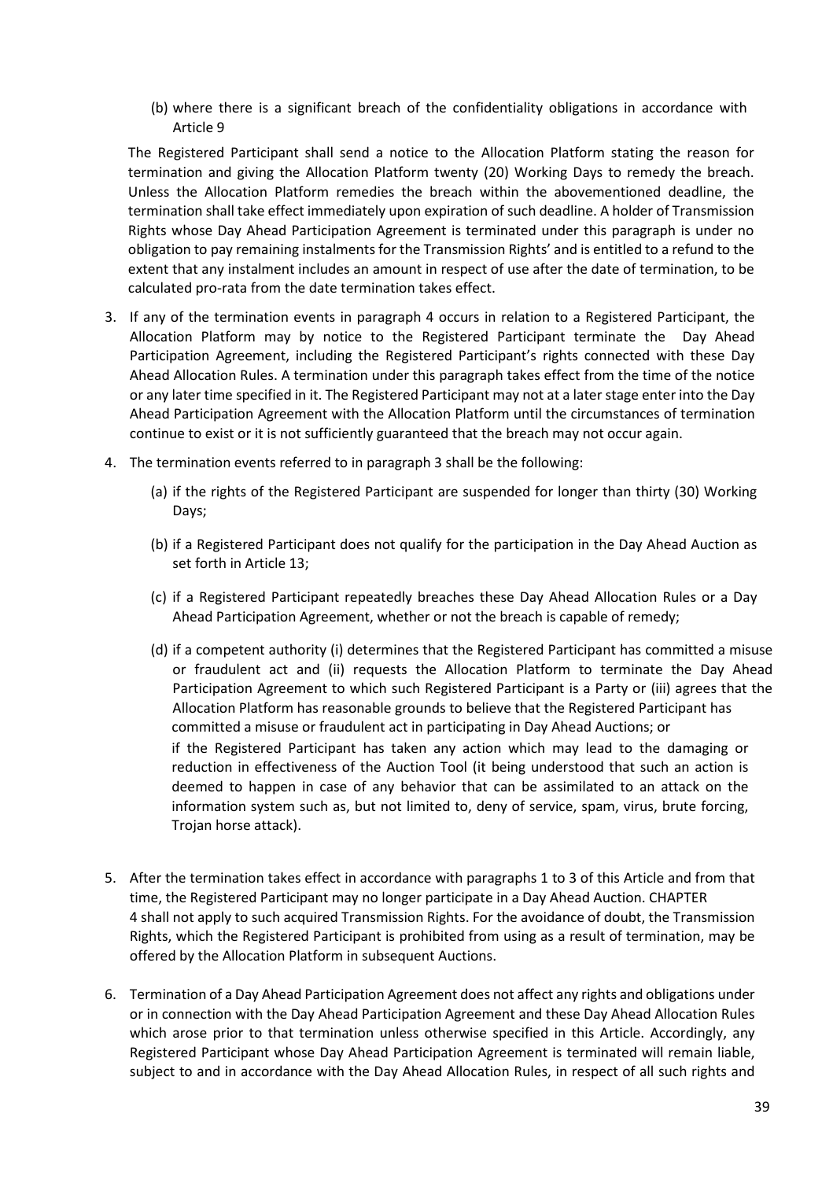(b) where there is a significant breach of the confidentiality obligations in accordance with Article 9

The Registered Participant shall send a notice to the Allocation Platform stating the reason for termination and giving the Allocation Platform twenty (20) Working Days to remedy the breach. Unless the Allocation Platform remedies the breach within the abovementioned deadline, the termination shall take effect immediately upon expiration of such deadline. A holder of Transmission Rights whose Day Ahead Participation Agreement is terminated under this paragraph is under no obligation to pay remaining instalments for the Transmission Rights' and is entitled to a refund to the extent that any instalment includes an amount in respect of use after the date of termination, to be calculated pro-rata from the date termination takes effect.

3. If any of the termination events in paragraph 4 occurs in relation to a Registered Participant, the Allocation Platform may by notice to the Registered Participant terminate the Day Ahead Participation Agreement, including the Registered Participant's rights connected with these Day Ahead Allocation Rules. A termination under this paragraph takes effect from the time of the notice or any later time specified in it. The Registered Participant may not at a later stage enter into the Day Ahead Participation Agreement with the Allocation Platform until the circumstances of termination continue to exist or it is not sufficiently guaranteed that the breach may not occur again.

4. The termination events referred to in paragraph 3 shall be the following:

   (a) if the rights of the Registered Participant are suspended for longer than thirty (30) Working Days;

   (b) if a Registered Participant does not qualify for the participation in the Day Ahead Auction as set forth in Article 13;

   (c) if a Registered Participant repeatedly breaches these Day Ahead Allocation Rules or a Day Ahead Participation Agreement, whether or not the breach is capable of remedy;

   (d) if a competent authority (i) determines that the Registered Participant has committed a misuse or fraudulent act and (ii) requests the Allocation Platform to terminate the Day Ahead Participation Agreement to which such Registered Participant is a Party or (iii) agrees that the Allocation Platform has reasonable grounds to believe that the Registered Participant has committed a misuse or fraudulent act in participating in Day Ahead Auctions; or

   if the Registered Participant has taken any action which may lead to the damaging or reduction in effectiveness of the Auction Tool (it being understood that such an action is deemed to happen in case of any behavior that can be assimilated to an attack on the information system such as, but not limited to, deny of service, spam, virus, brute forcing, Trojan horse attack).

5. After the termination takes effect in accordance with paragraphs 1 to 3 of this Article and from that time, the Registered Participant may no longer participate in a Day Ahead Auction. CHAPTER 4 shall not apply to such acquired Transmission Rights. For the avoidance of doubt, the Transmission Rights, which the Registered Participant is prohibited from using as a result of termination, may be offered by the Allocation Platform in subsequent Auctions.

6. Termination of a Day Ahead Participation Agreement does not affect any rights and obligations under or in connection with the Day Ahead Participation Agreement and these Day Ahead Allocation Rules which arose prior to that termination unless otherwise specified in this Article. Accordingly, any Registered Participant whose Day Ahead Participation Agreement is terminated will remain liable, subject to and in accordance with the Day Ahead Allocation Rules, in respect of all such rights and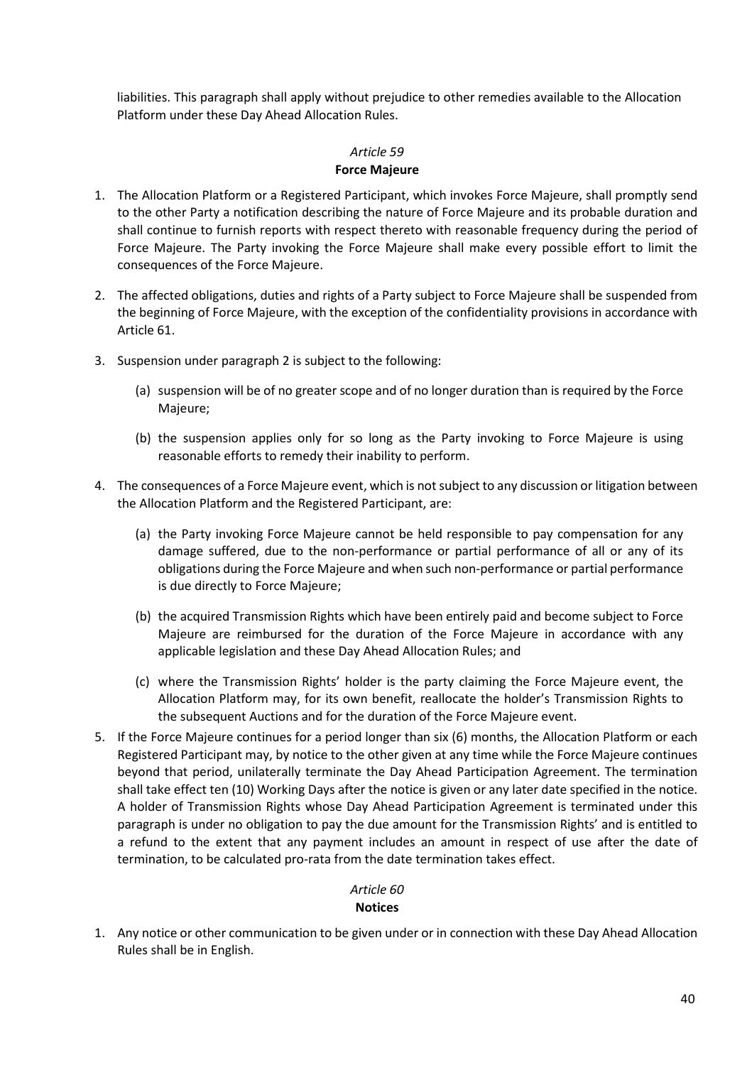liabilities. This paragraph shall apply without prejudice to other remedies available to the Allocation Platform under these Day Ahead Allocation Rules.

### *Article 59*
### **Force Majeure**

1. The Allocation Platform or a Registered Participant, which invokes Force Majeure, shall promptly send to the other Party a notification describing the nature of Force Majeure and its probable duration and shall continue to furnish reports with respect thereto with reasonable frequency during the period of Force Majeure. The Party invoking the Force Majeure shall make every possible effort to limit the consequences of the Force Majeure.

2. The affected obligations, duties and rights of a Party subject to Force Majeure shall be suspended from the beginning of Force Majeure, with the exception of the confidentiality provisions in accordance with Article 61.

3. Suspension under paragraph 2 is subject to the following:

   (a) suspension will be of no greater scope and of no longer duration than is required by the Force Majeure;

   (b) the suspension applies only for so long as the Party invoking to Force Majeure is using reasonable efforts to remedy their inability to perform.

4. The consequences of a Force Majeure event, which is not subject to any discussion or litigation between the Allocation Platform and the Registered Participant, are:

   (a) the Party invoking Force Majeure cannot be held responsible to pay compensation for any damage suffered, due to the non-performance or partial performance of all or any of its obligations during the Force Majeure and when such non-performance or partial performance is due directly to Force Majeure;

   (b) the acquired Transmission Rights which have been entirely paid and become subject to Force Majeure are reimbursed for the duration of the Force Majeure in accordance with any applicable legislation and these Day Ahead Allocation Rules; and

   (c) where the Transmission Rights' holder is the party claiming the Force Majeure event, the Allocation Platform may, for its own benefit, reallocate the holder's Transmission Rights to the subsequent Auctions and for the duration of the Force Majeure event.

5. If the Force Majeure continues for a period longer than six (6) months, the Allocation Platform or each Registered Participant may, by notice to the other given at any time while the Force Majeure continues beyond that period, unilaterally terminate the Day Ahead Participation Agreement. The termination shall take effect ten (10) Working Days after the notice is given or any later date specified in the notice. A holder of Transmission Rights whose Day Ahead Participation Agreement is terminated under this paragraph is under no obligation to pay the due amount for the Transmission Rights' and is entitled to a refund to the extent that any payment includes an amount in respect of use after the date of termination, to be calculated pro-rata from the date termination takes effect.

### *Article 60*
### **Notices**

1. Any notice or other communication to be given under or in connection with these Day Ahead Allocation Rules shall be in English.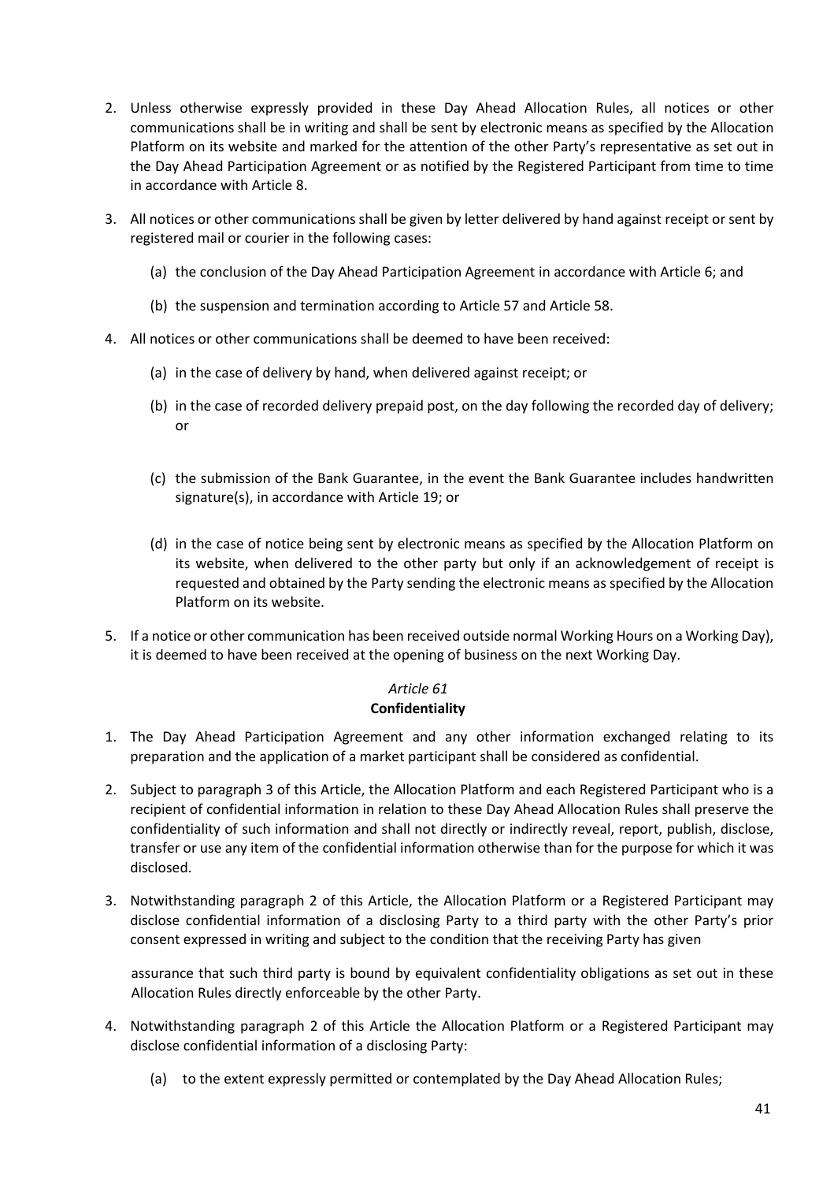2. Unless otherwise expressly provided in these Day Ahead Allocation Rules, all notices or other communications shall be in writing and shall be sent by electronic means as specified by the Allocation Platform on its website and marked for the attention of the other Party's representative as set out in the Day Ahead Participation Agreement or as notified by the Registered Participant from time to time in accordance with Article 8.

3. All notices or other communications shall be given by letter delivered by hand against receipt or sent by registered mail or courier in the following cases:

   (a) the conclusion of the Day Ahead Participation Agreement in accordance with Article 6; and

   (b) the suspension and termination according to Article 57 and Article 58.

4. All notices or other communications shall be deemed to have been received:

   (a) in the case of delivery by hand, when delivered against receipt; or

   (b) in the case of recorded delivery prepaid post, on the day following the recorded day of delivery; or

   (c) the submission of the Bank Guarantee, in the event the Bank Guarantee includes handwritten signature(s), in accordance with Article 19; or

   (d) in the case of notice being sent by electronic means as specified by the Allocation Platform on its website, when delivered to the other party but only if an acknowledgement of receipt is requested and obtained by the Party sending the electronic means as specified by the Allocation Platform on its website.

5. If a notice or other communication has been received outside normal Working Hours on a Working Day), it is deemed to have been received at the opening of business on the next Working Day.

### *Article 61*
### **Confidentiality**

1. The Day Ahead Participation Agreement and any other information exchanged relating to its preparation and the application of a market participant shall be considered as confidential.

2. Subject to paragraph 3 of this Article, the Allocation Platform and each Registered Participant who is a recipient of confidential information in relation to these Day Ahead Allocation Rules shall preserve the confidentiality of such information and shall not directly or indirectly reveal, report, publish, disclose, transfer or use any item of the confidential information otherwise than for the purpose for which it was disclosed.

3. Notwithstanding paragraph 2 of this Article, the Allocation Platform or a Registered Participant may disclose confidential information of a disclosing Party to a third party with the other Party's prior consent expressed in writing and subject to the condition that the receiving Party has given assurance that such third party is bound by equivalent confidentiality obligations as set out in these Allocation Rules directly enforceable by the other Party.

4. Notwithstanding paragraph 2 of this Article the Allocation Platform or a Registered Participant may disclose confidential information of a disclosing Party:

   (a) to the extent expressly permitted or contemplated by the Day Ahead Allocation Rules;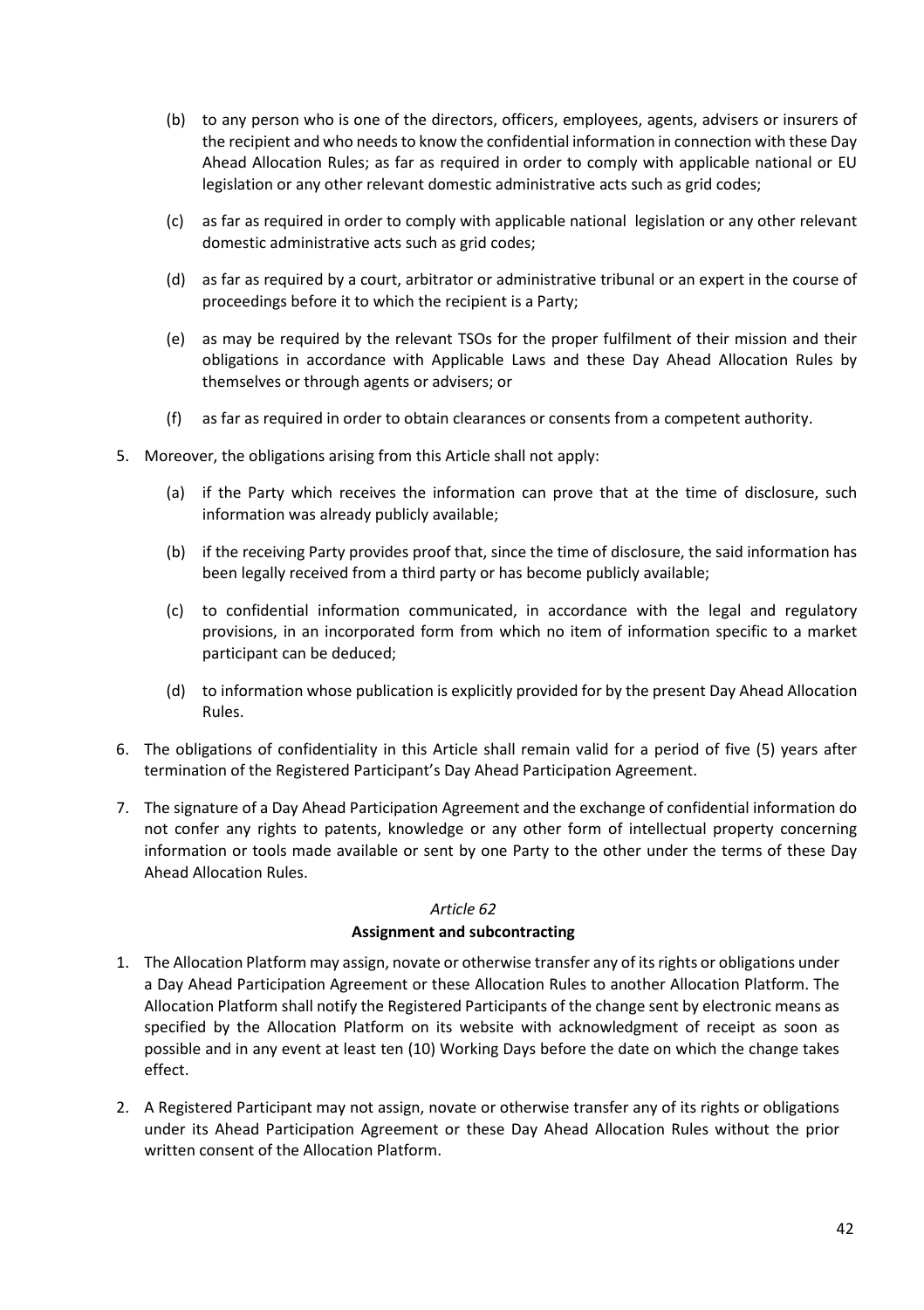(b) to any person who is one of the directors, officers, employees, agents, advisers or insurers of the recipient and who needs to know the confidential information in connection with these Day Ahead Allocation Rules; as far as required in order to comply with applicable national or EU legislation or any other relevant domestic administrative acts such as grid codes;

(c) as far as required in order to comply with applicable national legislation or any other relevant domestic administrative acts such as grid codes;

(d) as far as required by a court, arbitrator or administrative tribunal or an expert in the course of proceedings before it to which the recipient is a Party;

(e) as may be required by the relevant TSOs for the proper fulfilment of their mission and their obligations in accordance with Applicable Laws and these Day Ahead Allocation Rules by themselves or through agents or advisers; or

(f) as far as required in order to obtain clearances or consents from a competent authority.

5. Moreover, the obligations arising from this Article shall not apply:

   (a) if the Party which receives the information can prove that at the time of disclosure, such information was already publicly available;

   (b) if the receiving Party provides proof that, since the time of disclosure, the said information has been legally received from a third party or has become publicly available;

   (c) to confidential information communicated, in accordance with the legal and regulatory provisions, in an incorporated form from which no item of information specific to a market participant can be deduced;

   (d) to information whose publication is explicitly provided for by the present Day Ahead Allocation Rules.

6. The obligations of confidentiality in this Article shall remain valid for a period of five (5) years after termination of the Registered Participant's Day Ahead Participation Agreement.

7. The signature of a Day Ahead Participation Agreement and the exchange of confidential information do not confer any rights to patents, knowledge or any other form of intellectual property concerning information or tools made available or sent by one Party to the other under the terms of these Day Ahead Allocation Rules.

*Article 62*

**Assignment and subcontracting**

1. The Allocation Platform may assign, novate or otherwise transfer any of its rights or obligations under a Day Ahead Participation Agreement or these Allocation Rules to another Allocation Platform. The Allocation Platform shall notify the Registered Participants of the change sent by electronic means as specified by the Allocation Platform on its website with acknowledgment of receipt as soon as possible and in any event at least ten (10) Working Days before the date on which the change takes effect.

2. A Registered Participant may not assign, novate or otherwise transfer any of its rights or obligations under its Ahead Participation Agreement or these Day Ahead Allocation Rules without the prior written consent of the Allocation Platform.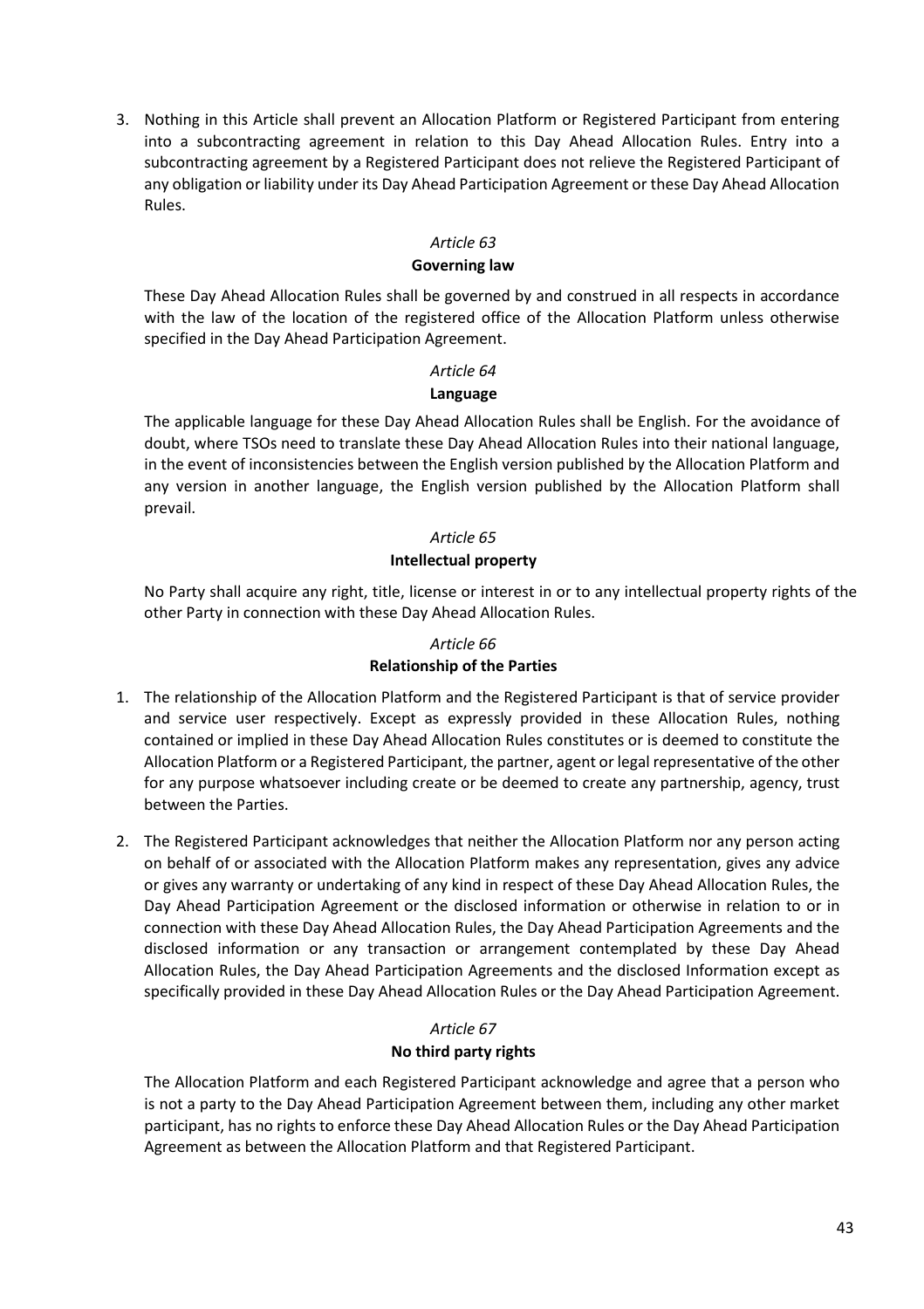3. Nothing in this Article shall prevent an Allocation Platform or Registered Participant from entering into a subcontracting agreement in relation to this Day Ahead Allocation Rules. Entry into a subcontracting agreement by a Registered Participant does not relieve the Registered Participant of any obligation or liability under its Day Ahead Participation Agreement or these Day Ahead Allocation Rules.

*Article 63*

**Governing law**

These Day Ahead Allocation Rules shall be governed by and construed in all respects in accordance with the law of the location of the registered office of the Allocation Platform unless otherwise specified in the Day Ahead Participation Agreement.

*Article 64*

**Language**

The applicable language for these Day Ahead Allocation Rules shall be English. For the avoidance of doubt, where TSOs need to translate these Day Ahead Allocation Rules into their national language, in the event of inconsistencies between the English version published by the Allocation Platform and any version in another language, the English version published by the Allocation Platform shall prevail.

*Article 65*

**Intellectual property**

No Party shall acquire any right, title, license or interest in or to any intellectual property rights of the other Party in connection with these Day Ahead Allocation Rules.

*Article 66*

**Relationship of the Parties**

1. The relationship of the Allocation Platform and the Registered Participant is that of service provider and service user respectively. Except as expressly provided in these Allocation Rules, nothing contained or implied in these Day Ahead Allocation Rules constitutes or is deemed to constitute the Allocation Platform or a Registered Participant, the partner, agent or legal representative of the other for any purpose whatsoever including create or be deemed to create any partnership, agency, trust between the Parties.

2. The Registered Participant acknowledges that neither the Allocation Platform nor any person acting on behalf of or associated with the Allocation Platform makes any representation, gives any advice or gives any warranty or undertaking of any kind in respect of these Day Ahead Allocation Rules, the Day Ahead Participation Agreement or the disclosed information or otherwise in relation to or in connection with these Day Ahead Allocation Rules, the Day Ahead Participation Agreements and the disclosed information or any transaction or arrangement contemplated by these Day Ahead Allocation Rules, the Day Ahead Participation Agreements and the disclosed Information except as specifically provided in these Day Ahead Allocation Rules or the Day Ahead Participation Agreement.

*Article 67*

**No third party rights**

The Allocation Platform and each Registered Participant acknowledge and agree that a person who is not a party to the Day Ahead Participation Agreement between them, including any other market participant, has no rights to enforce these Day Ahead Allocation Rules or the Day Ahead Participation Agreement as between the Allocation Platform and that Registered Participant.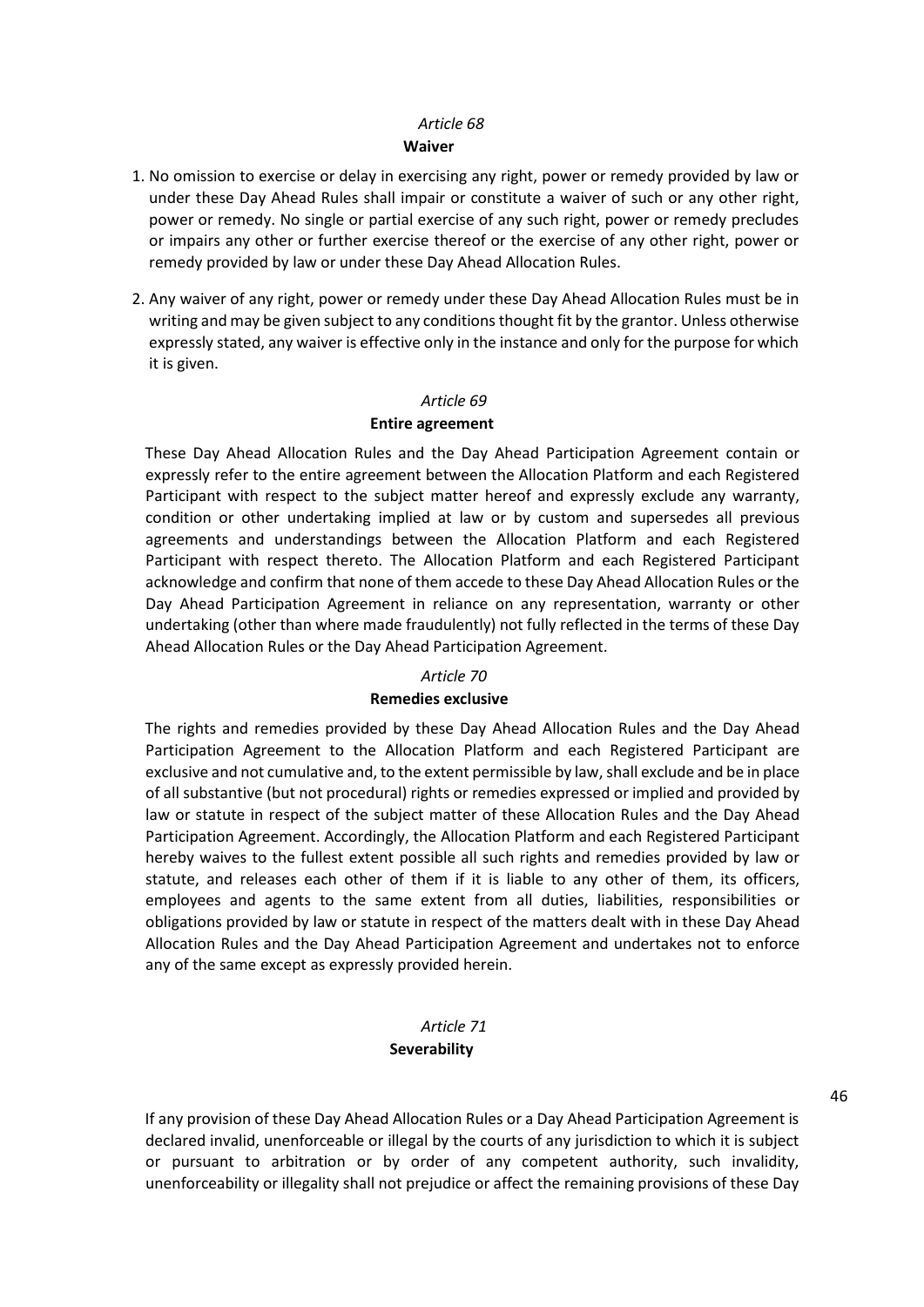*Article 68*

**Waiver**

1. No omission to exercise or delay in exercising any right, power or remedy provided by law or under these Day Ahead Rules shall impair or constitute a waiver of such or any other right, power or remedy. No single or partial exercise of any such right, power or remedy precludes or impairs any other or further exercise thereof or the exercise of any other right, power or remedy provided by law or under these Day Ahead Allocation Rules.

2. Any waiver of any right, power or remedy under these Day Ahead Allocation Rules must be in writing and may be given subject to any conditions thought fit by the grantor. Unless otherwise expressly stated, any waiver is effective only in the instance and only for the purpose for which it is given.

*Article 69*

**Entire agreement**

These Day Ahead Allocation Rules and the Day Ahead Participation Agreement contain or expressly refer to the entire agreement between the Allocation Platform and each Registered Participant with respect to the subject matter hereof and expressly exclude any warranty, condition or other undertaking implied at law or by custom and supersedes all previous agreements and understandings between the Allocation Platform and each Registered Participant with respect thereto. The Allocation Platform and each Registered Participant acknowledge and confirm that none of them accede to these Day Ahead Allocation Rules or the Day Ahead Participation Agreement in reliance on any representation, warranty or other undertaking (other than where made fraudulently) not fully reflected in the terms of these Day Ahead Allocation Rules or the Day Ahead Participation Agreement.

*Article 70*

**Remedies exclusive**

The rights and remedies provided by these Day Ahead Allocation Rules and the Day Ahead Participation Agreement to the Allocation Platform and each Registered Participant are exclusive and not cumulative and, to the extent permissible by law, shall exclude and be in place of all substantive (but not procedural) rights or remedies expressed or implied and provided by law or statute in respect of the subject matter of these Allocation Rules and the Day Ahead Participation Agreement. Accordingly, the Allocation Platform and each Registered Participant hereby waives to the fullest extent possible all such rights and remedies provided by law or statute, and releases each other of them if it is liable to any other of them, its officers, employees and agents to the same extent from all duties, liabilities, responsibilities or obligations provided by law or statute in respect of the matters dealt with in these Day Ahead Allocation Rules and the Day Ahead Participation Agreement and undertakes not to enforce any of the same except as expressly provided herein.

*Article 71*

**Severability**

If any provision of these Day Ahead Allocation Rules or a Day Ahead Participation Agreement is declared invalid, unenforceable or illegal by the courts of any jurisdiction to which it is subject or pursuant to arbitration or by order of any competent authority, such invalidity, unenforceability or illegality shall not prejudice or affect the remaining provisions of these Day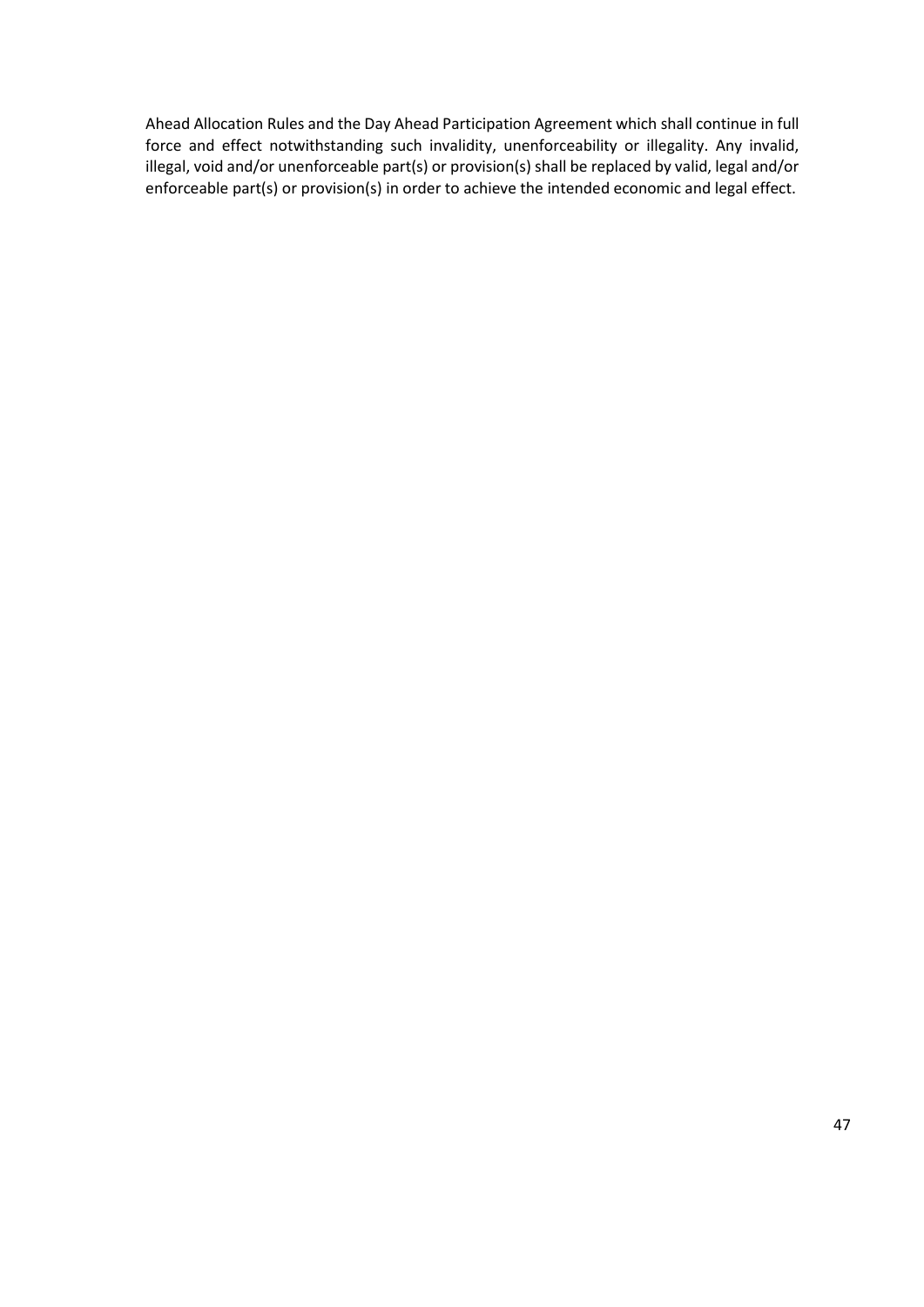Ahead Allocation Rules and the Day Ahead Participation Agreement which shall continue in full force and effect notwithstanding such invalidity, unenforceability or illegality. Any invalid, illegal, void and/or unenforceable part(s) or provision(s) shall be replaced by valid, legal and/or enforceable part(s) or provision(s) in order to achieve the intended economic and legal effect.